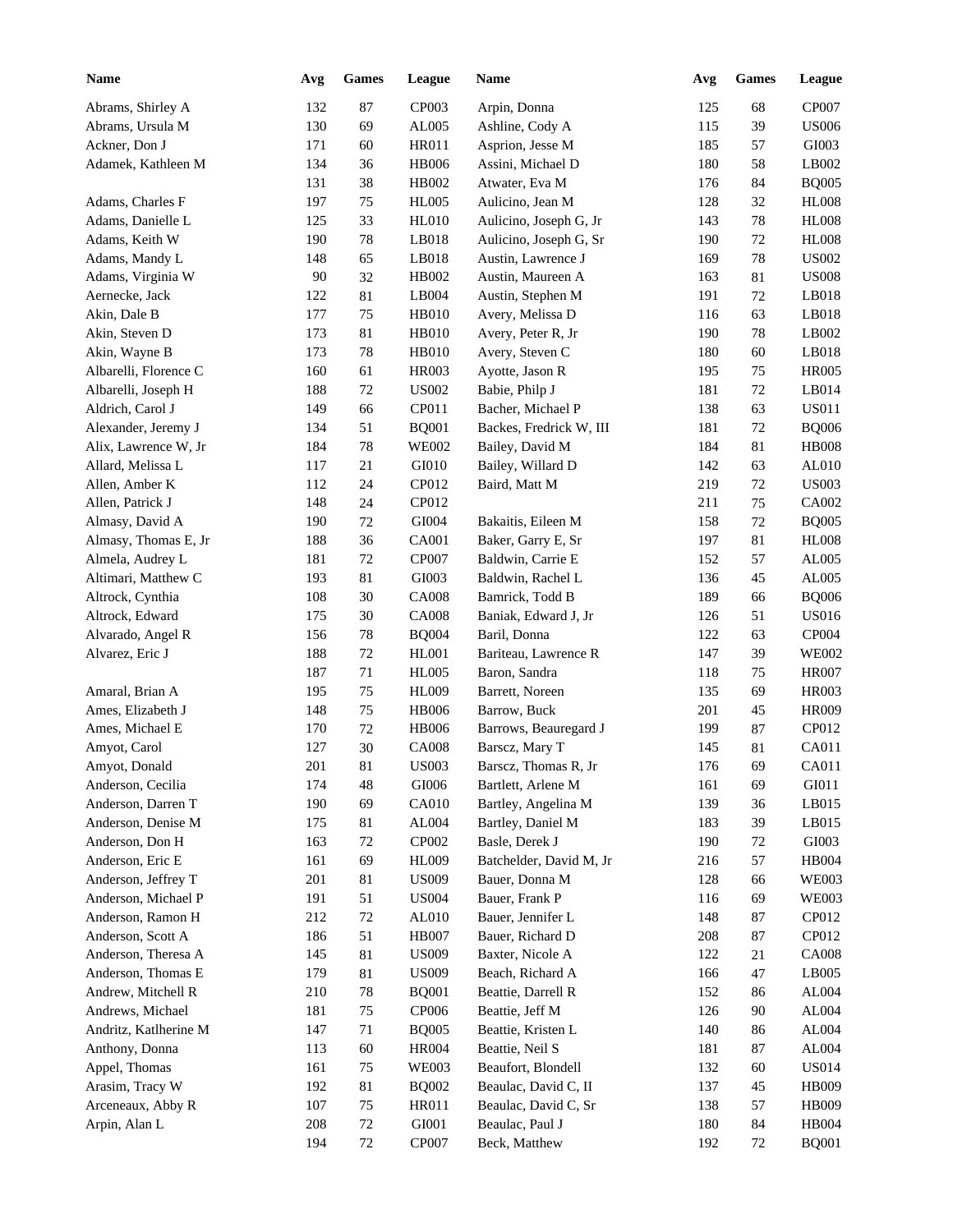| Name | Avg | Games | League |
|---|---|---|---|
| Abrams, Shirley A | 132 | 87 | CP003 |
| Abrams, Ursula M | 130 | 69 | AL005 |
| Ackner, Don J | 171 | 60 | HR011 |
| Adamek, Kathleen M | 134 | 36 | HB006 |
| | 131 | 38 | HB002 |
| Adams, Charles F | 197 | 75 | HL005 |
| Adams, Danielle L | 125 | 33 | HL010 |
| Adams, Keith W | 190 | 78 | LB018 |
| Adams, Mandy L | 148 | 65 | LB018 |
| Adams, Virginia W | 90 | 32 | HB002 |
| Aernecke, Jack | 122 | 81 | LB004 |
| Akin, Dale B | 177 | 75 | HB010 |
| Akin, Steven D | 173 | 81 | HB010 |
| Akin, Wayne B | 173 | 78 | HB010 |
| Albarelli, Florence C | 160 | 61 | HR003 |
| Albarelli, Joseph H | 188 | 72 | US002 |
| Aldrich, Carol J | 149 | 66 | CP011 |
| Alexander, Jeremy J | 134 | 51 | BQ001 |
| Alix, Lawrence W, Jr | 184 | 78 | WE002 |
| Allard, Melissa L | 117 | 21 | GI010 |
| Allen, Amber K | 112 | 24 | CP012 |
| Allen, Patrick J | 148 | 24 | CP012 |
| Almasy, David A | 190 | 72 | GI004 |
| Almasy, Thomas E, Jr | 188 | 36 | CA001 |
| Almela, Audrey L | 181 | 72 | CP007 |
| Altimari, Matthew C | 193 | 81 | GI003 |
| Altrock, Cynthia | 108 | 30 | CA008 |
| Altrock, Edward | 175 | 30 | CA008 |
| Alvarado, Angel R | 156 | 78 | BQ004 |
| Alvarez, Eric J | 188 | 72 | HL001 |
| | 187 | 71 | HL005 |
| Amaral, Brian A | 195 | 75 | HL009 |
| Ames, Elizabeth J | 148 | 75 | HB006 |
| Ames, Michael E | 170 | 72 | HB006 |
| Amyot, Carol | 127 | 30 | CA008 |
| Amyot, Donald | 201 | 81 | US003 |
| Anderson, Cecilia | 174 | 48 | GI006 |
| Anderson, Darren T | 190 | 69 | CA010 |
| Anderson, Denise M | 175 | 81 | AL004 |
| Anderson, Don H | 163 | 72 | CP002 |
| Anderson, Eric E | 161 | 69 | HL009 |
| Anderson, Jeffrey T | 201 | 81 | US009 |
| Anderson, Michael P | 191 | 51 | US004 |
| Anderson, Ramon H | 212 | 72 | AL010 |
| Anderson, Scott A | 186 | 51 | HB007 |
| Anderson, Theresa A | 145 | 81 | US009 |
| Anderson, Thomas E | 179 | 81 | US009 |
| Andrew, Mitchell R | 210 | 78 | BQ001 |
| Andrews, Michael | 181 | 75 | CP006 |
| Andritz, Katlherine M | 147 | 71 | BQ005 |
| Anthony, Donna | 113 | 60 | HR004 |
| Appel, Thomas | 161 | 75 | WE003 |
| Arasim, Tracy W | 192 | 81 | BQ002 |
| Arceneaux, Abby R | 107 | 75 | HR011 |
| Arpin, Alan L | 208 | 72 | GI001 |
| | 194 | 72 | CP007 |
| Arpin, Donna | 125 | 68 | CP007 |
| Ashline, Cody A | 115 | 39 | US006 |
| Asprion, Jesse M | 185 | 57 | GI003 |
| Assini, Michael D | 180 | 58 | LB002 |
| Atwater, Eva M | 176 | 84 | BQ005 |
| Aulicino, Jean M | 128 | 32 | HL008 |
| Aulicino, Joseph G, Jr | 143 | 78 | HL008 |
| Aulicino, Joseph G, Sr | 190 | 72 | HL008 |
| Austin, Lawrence J | 169 | 78 | US002 |
| Austin, Maureen A | 163 | 81 | US008 |
| Austin, Stephen M | 191 | 72 | LB018 |
| Avery, Melissa D | 116 | 63 | LB018 |
| Avery, Peter R, Jr | 190 | 78 | LB002 |
| Avery, Steven C | 180 | 60 | LB018 |
| Ayotte, Jason R | 195 | 75 | HR005 |
| Babie, Philp J | 181 | 72 | LB014 |
| Bacher, Michael P | 138 | 63 | US011 |
| Backes, Fredrick W, III | 181 | 72 | BQ006 |
| Bailey, David M | 184 | 81 | HB008 |
| Bailey, Willard D | 142 | 63 | AL010 |
| Baird, Matt M | 219 | 72 | US003 |
| | 211 | 75 | CA002 |
| Bakaitis, Eileen M | 158 | 72 | BQ005 |
| Baker, Garry E, Sr | 197 | 81 | HL008 |
| Baldwin, Carrie E | 152 | 57 | AL005 |
| Baldwin, Rachel L | 136 | 45 | AL005 |
| Bamrick, Todd B | 189 | 66 | BQ006 |
| Baniak, Edward J, Jr | 126 | 51 | US016 |
| Baril, Donna | 122 | 63 | CP004 |
| Bariteau, Lawrence R | 147 | 39 | WE002 |
| Baron, Sandra | 118 | 75 | HR007 |
| Barrett, Noreen | 135 | 69 | HR003 |
| Barrow, Buck | 201 | 45 | HR009 |
| Barrows, Beauregard J | 199 | 87 | CP012 |
| Barscz, Mary T | 145 | 81 | CA011 |
| Barscz, Thomas R, Jr | 176 | 69 | CA011 |
| Bartlett, Arlene M | 161 | 69 | GI011 |
| Bartley, Angelina M | 139 | 36 | LB015 |
| Bartley, Daniel M | 183 | 39 | LB015 |
| Basle, Derek J | 190 | 72 | GI003 |
| Batchelder, David M, Jr | 216 | 57 | HB004 |
| Bauer, Donna M | 128 | 66 | WE003 |
| Bauer, Frank P | 116 | 69 | WE003 |
| Bauer, Jennifer L | 148 | 87 | CP012 |
| Bauer, Richard D | 208 | 87 | CP012 |
| Baxter, Nicole A | 122 | 21 | CA008 |
| Beach, Richard A | 166 | 47 | LB005 |
| Beattie, Darrell R | 152 | 86 | AL004 |
| Beattie, Jeff M | 126 | 90 | AL004 |
| Beattie, Kristen L | 140 | 86 | AL004 |
| Beattie, Neil S | 181 | 87 | AL004 |
| Beaufort, Blondell | 132 | 60 | US014 |
| Beaulac, David C, II | 137 | 45 | HB009 |
| Beaulac, David C, Sr | 138 | 57 | HB009 |
| Beaulac, Paul J | 180 | 84 | HB004 |
| Beck, Matthew | 192 | 72 | BQ001 |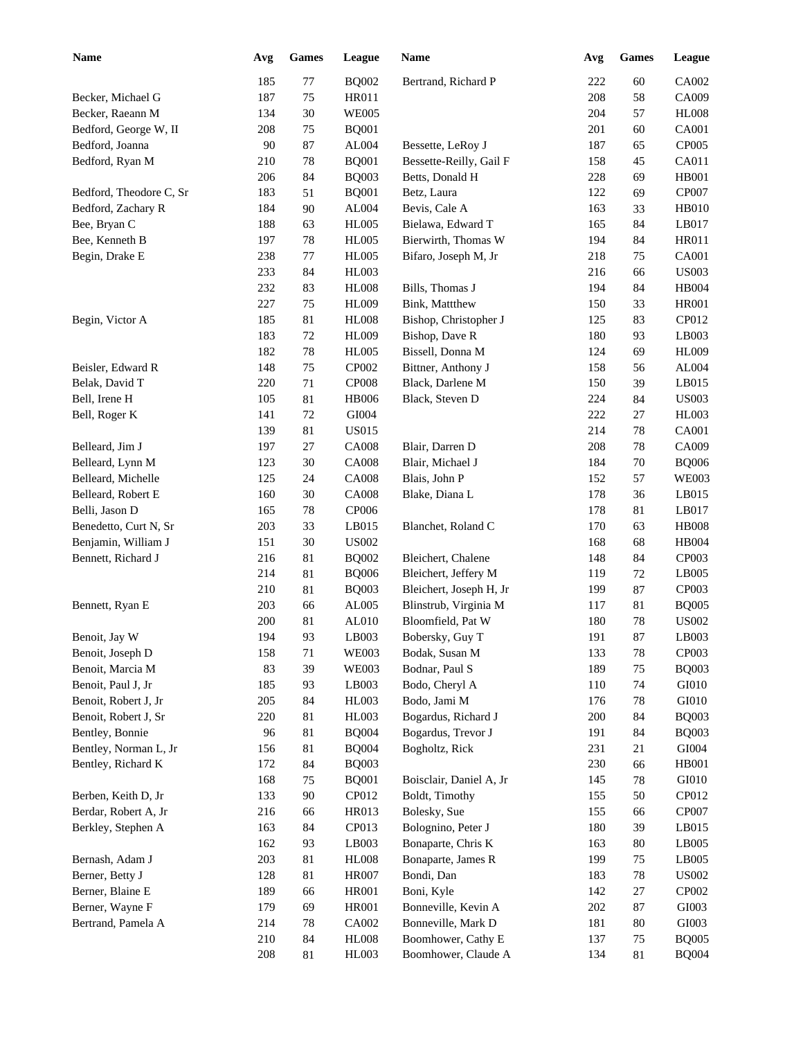| Name | Avg | Games | League | Name | Avg | Games | League |
|---|---|---|---|---|---|---|---|
| | 185 | 77 | BQ002 | Bertrand, Richard P | 222 | 60 | CA002 |
| Becker, Michael G | 187 | 75 | HR011 | | 208 | 58 | CA009 |
| Becker, Raeann M | 134 | 30 | WE005 | | 204 | 57 | HL008 |
| Bedford, George W, II | 208 | 75 | BQ001 | | 201 | 60 | CA001 |
| Bedford, Joanna | 90 | 87 | AL004 | Bessette, LeRoy J | 187 | 65 | CP005 |
| Bedford, Ryan M | 210 | 78 | BQ001 | Bessette-Reilly, Gail F | 158 | 45 | CA011 |
| | 206 | 84 | BQ003 | Betts, Donald H | 228 | 69 | HB001 |
| Bedford, Theodore C, Sr | 183 | 51 | BQ001 | Betz, Laura | 122 | 69 | CP007 |
| Bedford, Zachary R | 184 | 90 | AL004 | Bevis, Cale A | 163 | 33 | HB010 |
| Bee, Bryan C | 188 | 63 | HL005 | Bielawa, Edward T | 165 | 84 | LB017 |
| Bee, Kenneth B | 197 | 78 | HL005 | Bierwirth, Thomas W | 194 | 84 | HR011 |
| Begin, Drake E | 238 | 77 | HL005 | Bifaro, Joseph M, Jr | 218 | 75 | CA001 |
| | 233 | 84 | HL003 | | 216 | 66 | US003 |
| | 232 | 83 | HL008 | Bills, Thomas J | 194 | 84 | HB004 |
| | 227 | 75 | HL009 | Bink, Mattthew | 150 | 33 | HR001 |
| Begin, Victor A | 185 | 81 | HL008 | Bishop, Christopher J | 125 | 83 | CP012 |
| | 183 | 72 | HL009 | Bishop, Dave R | 180 | 93 | LB003 |
| | 182 | 78 | HL005 | Bissell, Donna M | 124 | 69 | HL009 |
| Beisler, Edward R | 148 | 75 | CP002 | Bittner, Anthony J | 158 | 56 | AL004 |
| Belak, David T | 220 | 71 | CP008 | Black, Darlene M | 150 | 39 | LB015 |
| Bell, Irene H | 105 | 81 | HB006 | Black, Steven D | 224 | 84 | US003 |
| Bell, Roger K | 141 | 72 | GI004 | | 222 | 27 | HL003 |
| | 139 | 81 | US015 | | 214 | 78 | CA001 |
| Belleard, Jim J | 197 | 27 | CA008 | Blair, Darren D | 208 | 78 | CA009 |
| Belleard, Lynn M | 123 | 30 | CA008 | Blair, Michael J | 184 | 70 | BQ006 |
| Belleard, Michelle | 125 | 24 | CA008 | Blais, John P | 152 | 57 | WE003 |
| Belleard, Robert E | 160 | 30 | CA008 | Blake, Diana L | 178 | 36 | LB015 |
| Belli, Jason D | 165 | 78 | CP006 | | 178 | 81 | LB017 |
| Benedetto, Curt N, Sr | 203 | 33 | LB015 | Blanchet, Roland C | 170 | 63 | HB008 |
| Benjamin, William J | 151 | 30 | US002 | | 168 | 68 | HB004 |
| Bennett, Richard J | 216 | 81 | BQ002 | Bleichert, Chalene | 148 | 84 | CP003 |
| | 214 | 81 | BQ006 | Bleichert, Jeffery M | 119 | 72 | LB005 |
| | 210 | 81 | BQ003 | Bleichert, Joseph H, Jr | 199 | 87 | CP003 |
| Bennett, Ryan E | 203 | 66 | AL005 | Blinstrub, Virginia M | 117 | 81 | BQ005 |
| | 200 | 81 | AL010 | Bloomfield, Pat W | 180 | 78 | US002 |
| Benoit, Jay W | 194 | 93 | LB003 | Bobersky, Guy T | 191 | 87 | LB003 |
| Benoit, Joseph D | 158 | 71 | WE003 | Bodak, Susan M | 133 | 78 | CP003 |
| Benoit, Marcia M | 83 | 39 | WE003 | Bodnar, Paul S | 189 | 75 | BQ003 |
| Benoit, Paul J, Jr | 185 | 93 | LB003 | Bodo, Cheryl A | 110 | 74 | GI010 |
| Benoit, Robert J, Jr | 205 | 84 | HL003 | Bodo, Jami M | 176 | 78 | GI010 |
| Benoit, Robert J, Sr | 220 | 81 | HL003 | Bogardus, Richard J | 200 | 84 | BQ003 |
| Bentley, Bonnie | 96 | 81 | BQ004 | Bogardus, Trevor J | 191 | 84 | BQ003 |
| Bentley, Norman L, Jr | 156 | 81 | BQ004 | Bogholtz, Rick | 231 | 21 | GI004 |
| Bentley, Richard K | 172 | 84 | BQ003 | | 230 | 66 | HB001 |
| | 168 | 75 | BQ001 | Boisclair, Daniel A, Jr | 145 | 78 | GI010 |
| Berben, Keith D, Jr | 133 | 90 | CP012 | Boldt, Timothy | 155 | 50 | CP012 |
| Berdar, Robert A, Jr | 216 | 66 | HR013 | Bolesky, Sue | 155 | 66 | CP007 |
| Berkley, Stephen A | 163 | 84 | CP013 | Bolognino, Peter J | 180 | 39 | LB015 |
| | 162 | 93 | LB003 | Bonaparte, Chris K | 163 | 80 | LB005 |
| Bernash, Adam J | 203 | 81 | HL008 | Bonaparte, James R | 199 | 75 | LB005 |
| Berner, Betty J | 128 | 81 | HR007 | Bondi, Dan | 183 | 78 | US002 |
| Berner, Blaine E | 189 | 66 | HR001 | Boni, Kyle | 142 | 27 | CP002 |
| Berner, Wayne F | 179 | 69 | HR001 | Bonneville, Kevin A | 202 | 87 | GI003 |
| Bertrand, Pamela A | 214 | 78 | CA002 | Bonneville, Mark D | 181 | 80 | GI003 |
| | 210 | 84 | HL008 | Boomhower, Cathy E | 137 | 75 | BQ005 |
| | 208 | 81 | HL003 | Boomhower, Claude A | 134 | 81 | BQ004 |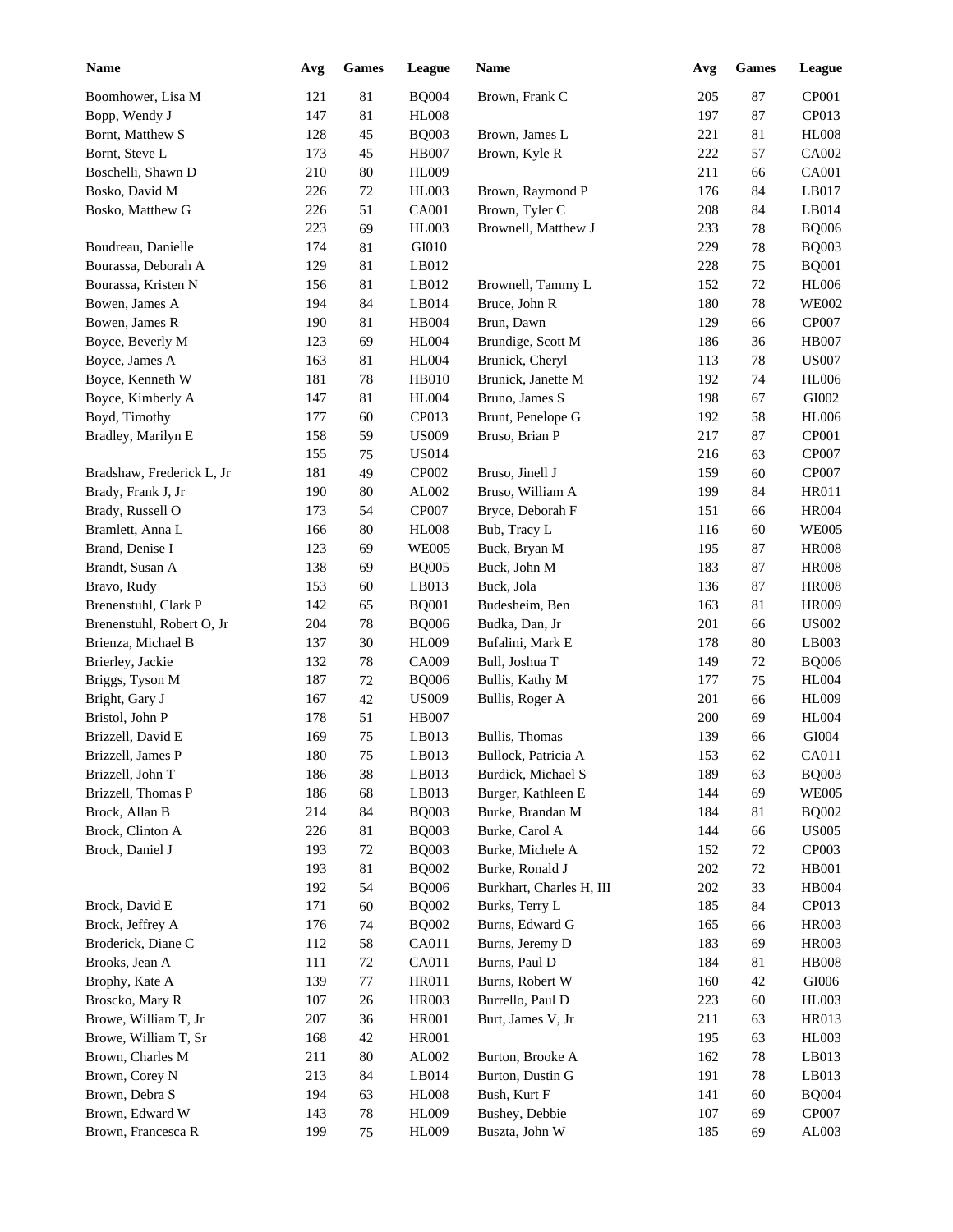| Name | Avg | Games | League |
|---|---|---|---|
| Boomhower, Lisa M | 121 | 81 | BQ004 |
| Bopp, Wendy J | 147 | 81 | HL008 |
| Bornt, Matthew S | 128 | 45 | BQ003 |
| Bornt, Steve L | 173 | 45 | HB007 |
| Boschelli, Shawn D | 210 | 80 | HL009 |
| Bosko, David M | 226 | 72 | HL003 |
| Bosko, Matthew G | 226 | 51 | CA001 |
| | 223 | 69 | HL003 |
| Boudreau, Danielle | 174 | 81 | GI010 |
| Bourassa, Deborah A | 129 | 81 | LB012 |
| Bourassa, Kristen N | 156 | 81 | LB012 |
| Bowen, James A | 194 | 84 | LB014 |
| Bowen, James R | 190 | 81 | HB004 |
| Boyce, Beverly M | 123 | 69 | HL004 |
| Boyce, James A | 163 | 81 | HL004 |
| Boyce, Kenneth W | 181 | 78 | HB010 |
| Boyce, Kimberly A | 147 | 81 | HL004 |
| Boyd, Timothy | 177 | 60 | CP013 |
| Bradley, Marilyn E | 158 | 59 | US009 |
| | 155 | 75 | US014 |
| Bradshaw, Frederick L, Jr | 181 | 49 | CP002 |
| Brady, Frank J, Jr | 190 | 80 | AL002 |
| Brady, Russell O | 173 | 54 | CP007 |
| Bramlett, Anna L | 166 | 80 | HL008 |
| Brand, Denise I | 123 | 69 | WE005 |
| Brandt, Susan A | 138 | 69 | BQ005 |
| Bravo, Rudy | 153 | 60 | LB013 |
| Brenenstuhl, Clark P | 142 | 65 | BQ001 |
| Brenenstuhl, Robert O, Jr | 204 | 78 | BQ006 |
| Brienza, Michael B | 137 | 30 | HL009 |
| Brierley, Jackie | 132 | 78 | CA009 |
| Briggs, Tyson M | 187 | 72 | BQ006 |
| Bright, Gary J | 167 | 42 | US009 |
| Bristol, John P | 178 | 51 | HB007 |
| Brizzell, David E | 169 | 75 | LB013 |
| Brizzell, James P | 180 | 75 | LB013 |
| Brizzell, John T | 186 | 38 | LB013 |
| Brizzell, Thomas P | 186 | 68 | LB013 |
| Brock, Allan B | 214 | 84 | BQ003 |
| Brock, Clinton A | 226 | 81 | BQ003 |
| Brock, Daniel J | 193 | 72 | BQ003 |
| | 193 | 81 | BQ002 |
| | 192 | 54 | BQ006 |
| Brock, David E | 171 | 60 | BQ002 |
| Brock, Jeffrey A | 176 | 74 | BQ002 |
| Broderick, Diane C | 112 | 58 | CA011 |
| Brooks, Jean A | 111 | 72 | CA011 |
| Brophy, Kate A | 139 | 77 | HR011 |
| Broscko, Mary R | 107 | 26 | HR003 |
| Browe, William T, Jr | 207 | 36 | HR001 |
| Browe, William T, Sr | 168 | 42 | HR001 |
| Brown, Charles M | 211 | 80 | AL002 |
| Brown, Corey N | 213 | 84 | LB014 |
| Brown, Debra S | 194 | 63 | HL008 |
| Brown, Edward W | 143 | 78 | HL009 |
| Brown, Francesca R | 199 | 75 | HL009 |
| Brown, Frank C | 205 | 87 | CP001 |
| | 197 | 87 | CP013 |
| Brown, James L | 221 | 81 | HL008 |
| Brown, Kyle R | 222 | 57 | CA002 |
| | 211 | 66 | CA001 |
| Brown, Raymond P | 176 | 84 | LB017 |
| Brown, Tyler C | 208 | 84 | LB014 |
| Brownell, Matthew J | 233 | 78 | BQ006 |
| | 229 | 78 | BQ003 |
| | 228 | 75 | BQ001 |
| Brownell, Tammy L | 152 | 72 | HL006 |
| Bruce, John R | 180 | 78 | WE002 |
| Brun, Dawn | 129 | 66 | CP007 |
| Brundige, Scott M | 186 | 36 | HB007 |
| Brunick, Cheryl | 113 | 78 | US007 |
| Brunick, Janette M | 192 | 74 | HL006 |
| Bruno, James S | 198 | 67 | GI002 |
| Brunt, Penelope G | 192 | 58 | HL006 |
| Bruso, Brian P | 217 | 87 | CP001 |
| | 216 | 63 | CP007 |
| Bruso, Jinell J | 159 | 60 | CP007 |
| Bruso, William A | 199 | 84 | HR011 |
| Bryce, Deborah F | 151 | 66 | HR004 |
| Bub, Tracy L | 116 | 60 | WE005 |
| Buck, Bryan M | 195 | 87 | HR008 |
| Buck, John M | 183 | 87 | HR008 |
| Buck, Jola | 136 | 87 | HR008 |
| Budesheim, Ben | 163 | 81 | HR009 |
| Budka, Dan, Jr | 201 | 66 | US002 |
| Bufalini, Mark E | 178 | 80 | LB003 |
| Bull, Joshua T | 149 | 72 | BQ006 |
| Bullis, Kathy M | 177 | 75 | HL004 |
| Bullis, Roger A | 201 | 66 | HL009 |
| | 200 | 69 | HL004 |
| Bullis, Thomas | 139 | 66 | GI004 |
| Bullock, Patricia A | 153 | 62 | CA011 |
| Burdick, Michael S | 189 | 63 | BQ003 |
| Burger, Kathleen E | 144 | 69 | WE005 |
| Burke, Brandan M | 184 | 81 | BQ002 |
| Burke, Carol A | 144 | 66 | US005 |
| Burke, Michele A | 152 | 72 | CP003 |
| Burke, Ronald J | 202 | 72 | HB001 |
| Burkhart, Charles H, III | 202 | 33 | HB004 |
| Burks, Terry L | 185 | 84 | CP013 |
| Burns, Edward G | 165 | 66 | HR003 |
| Burns, Jeremy D | 183 | 69 | HR003 |
| Burns, Paul D | 184 | 81 | HB008 |
| Burns, Robert W | 160 | 42 | GI006 |
| Burrello, Paul D | 223 | 60 | HL003 |
| Burt, James V, Jr | 211 | 63 | HR013 |
| | 195 | 63 | HL003 |
| Burton, Brooke A | 162 | 78 | LB013 |
| Burton, Dustin G | 191 | 78 | LB013 |
| Bush, Kurt F | 141 | 60 | BQ004 |
| Bushey, Debbie | 107 | 69 | CP007 |
| Buszta, John W | 185 | 69 | AL003 |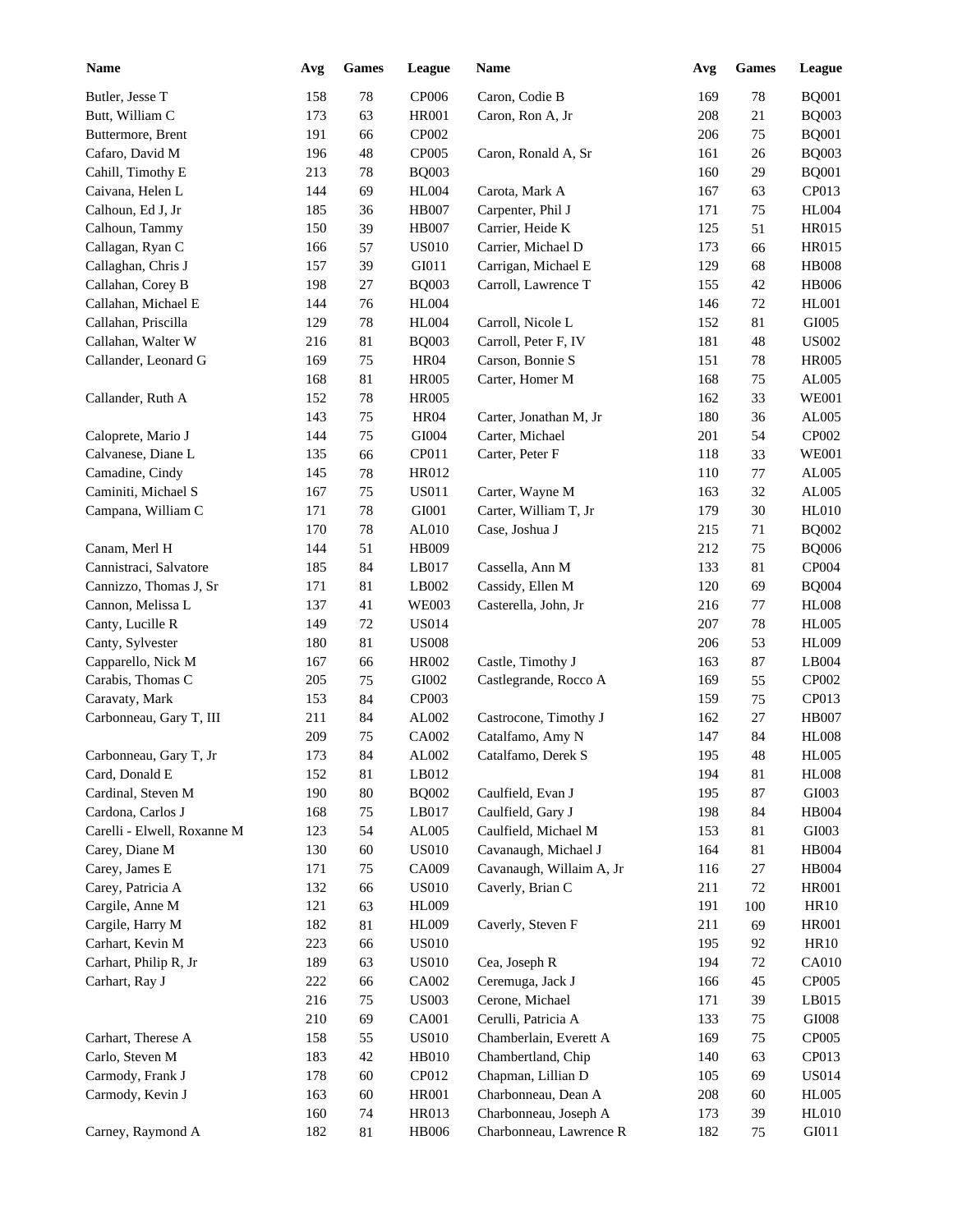| Name | Avg | Games | League |
|---|---|---|---|
| Butler, Jesse T | 158 | 78 | CP006 |
| Butt, William C | 173 | 63 | HR001 |
| Buttermore, Brent | 191 | 66 | CP002 |
| Cafaro, David M | 196 | 48 | CP005 |
| Cahill, Timothy E | 213 | 78 | BQ003 |
| Caivana, Helen L | 144 | 69 | HL004 |
| Calhoun, Ed J, Jr | 185 | 36 | HB007 |
| Calhoun, Tammy | 150 | 39 | HB007 |
| Callagan, Ryan C | 166 | 57 | US010 |
| Callaghan, Chris J | 157 | 39 | GI011 |
| Callahan, Corey B | 198 | 27 | BQ003 |
| Callahan, Michael E | 144 | 76 | HL004 |
| Callahan, Priscilla | 129 | 78 | HL004 |
| Callahan, Walter W | 216 | 81 | BQ003 |
| Callander, Leonard G | 169 | 75 | HR04 |
| | 168 | 81 | HR005 |
| Callander, Ruth A | 152 | 78 | HR005 |
| | 143 | 75 | HR04 |
| Caloprete, Mario J | 144 | 75 | GI004 |
| Calvanese, Diane L | 135 | 66 | CP011 |
| Camadine, Cindy | 145 | 78 | HR012 |
| Caminiti, Michael S | 167 | 75 | US011 |
| Campana, William C | 171 | 78 | GI001 |
| | 170 | 78 | AL010 |
| Canam, Merl H | 144 | 51 | HB009 |
| Cannistraci, Salvatore | 185 | 84 | LB017 |
| Cannizzo, Thomas J, Sr | 171 | 81 | LB002 |
| Cannon, Melissa L | 137 | 41 | WE003 |
| Canty, Lucille R | 149 | 72 | US014 |
| Canty, Sylvester | 180 | 81 | US008 |
| Capparello, Nick M | 167 | 66 | HR002 |
| Carabis, Thomas C | 205 | 75 | GI002 |
| Caravaty, Mark | 153 | 84 | CP003 |
| Carbonneau, Gary T, III | 211 | 84 | AL002 |
| | 209 | 75 | CA002 |
| Carbonneau, Gary T, Jr | 173 | 84 | AL002 |
| Card, Donald E | 152 | 81 | LB012 |
| Cardinal, Steven M | 190 | 80 | BQ002 |
| Cardona, Carlos J | 168 | 75 | LB017 |
| Carelli - Elwell, Roxanne M | 123 | 54 | AL005 |
| Carey, Diane M | 130 | 60 | US010 |
| Carey, James E | 171 | 75 | CA009 |
| Carey, Patricia A | 132 | 66 | US010 |
| Cargile, Anne M | 121 | 63 | HL009 |
| Cargile, Harry M | 182 | 81 | HL009 |
| Carhart, Kevin M | 223 | 66 | US010 |
| Carhart, Philip R, Jr | 189 | 63 | US010 |
| Carhart, Ray J | 222 | 66 | CA002 |
| | 216 | 75 | US003 |
| | 210 | 69 | CA001 |
| Carhart, Therese A | 158 | 55 | US010 |
| Carlo, Steven M | 183 | 42 | HB010 |
| Carmody, Frank J | 178 | 60 | CP012 |
| Carmody, Kevin J | 163 | 60 | HR001 |
| | 160 | 74 | HR013 |
| Carney, Raymond A | 182 | 81 | HB006 |
| Caron, Codie B | 169 | 78 | BQ001 |
| Caron, Ron A, Jr | 208 | 21 | BQ003 |
| | 206 | 75 | BQ001 |
| Caron, Ronald A, Sr | 161 | 26 | BQ003 |
| | 160 | 29 | BQ001 |
| Carota, Mark A | 167 | 63 | CP013 |
| Carpenter, Phil J | 171 | 75 | HL004 |
| Carrier, Heide K | 125 | 51 | HR015 |
| Carrier, Michael D | 173 | 66 | HR015 |
| Carrigan, Michael E | 129 | 68 | HB008 |
| Carroll, Lawrence T | 155 | 42 | HB006 |
| | 146 | 72 | HL001 |
| Carroll, Nicole L | 152 | 81 | GI005 |
| Carroll, Peter F, IV | 181 | 48 | US002 |
| Carson, Bonnie S | 151 | 78 | HR005 |
| Carter, Homer M | 168 | 75 | AL005 |
| | 162 | 33 | WE001 |
| Carter, Jonathan M, Jr | 180 | 36 | AL005 |
| Carter, Michael | 201 | 54 | CP002 |
| Carter, Peter F | 118 | 33 | WE001 |
| | 110 | 77 | AL005 |
| Carter, Wayne M | 163 | 32 | AL005 |
| Carter, William T, Jr | 179 | 30 | HL010 |
| Case, Joshua J | 215 | 71 | BQ002 |
| | 212 | 75 | BQ006 |
| Cassella, Ann M | 133 | 81 | CP004 |
| Cassidy, Ellen M | 120 | 69 | BQ004 |
| Casterella, John, Jr | 216 | 77 | HL008 |
| | 207 | 78 | HL005 |
| | 206 | 53 | HL009 |
| Castle, Timothy J | 163 | 87 | LB004 |
| Castlegrande, Rocco A | 169 | 55 | CP002 |
| | 159 | 75 | CP013 |
| Castrocone, Timothy J | 162 | 27 | HB007 |
| Catalfamo, Amy N | 147 | 84 | HL008 |
| Catalfamo, Derek S | 195 | 48 | HL005 |
| | 194 | 81 | HL008 |
| Caulfield, Evan J | 195 | 87 | GI003 |
| Caulfield, Gary J | 198 | 84 | HB004 |
| Caulfield, Michael M | 153 | 81 | GI003 |
| Cavanaugh, Michael J | 164 | 81 | HB004 |
| Cavanaugh, Willaim A, Jr | 116 | 27 | HB004 |
| Caverly, Brian C | 211 | 72 | HR001 |
| | 191 | 100 | HR10 |
| Caverly, Steven F | 211 | 69 | HR001 |
| | 195 | 92 | HR10 |
| Cea, Joseph R | 194 | 72 | CA010 |
| Ceremuga, Jack J | 166 | 45 | CP005 |
| Cerone, Michael | 171 | 39 | LB015 |
| Cerulli, Patricia A | 133 | 75 | GI008 |
| Chamberlain, Everett A | 169 | 75 | CP005 |
| Chambertland, Chip | 140 | 63 | CP013 |
| Chapman, Lillian D | 105 | 69 | US014 |
| Charbonneau, Dean A | 208 | 60 | HL005 |
| Charbonneau, Joseph A | 173 | 39 | HL010 |
| Charbonneau, Lawrence R | 182 | 75 | GI011 |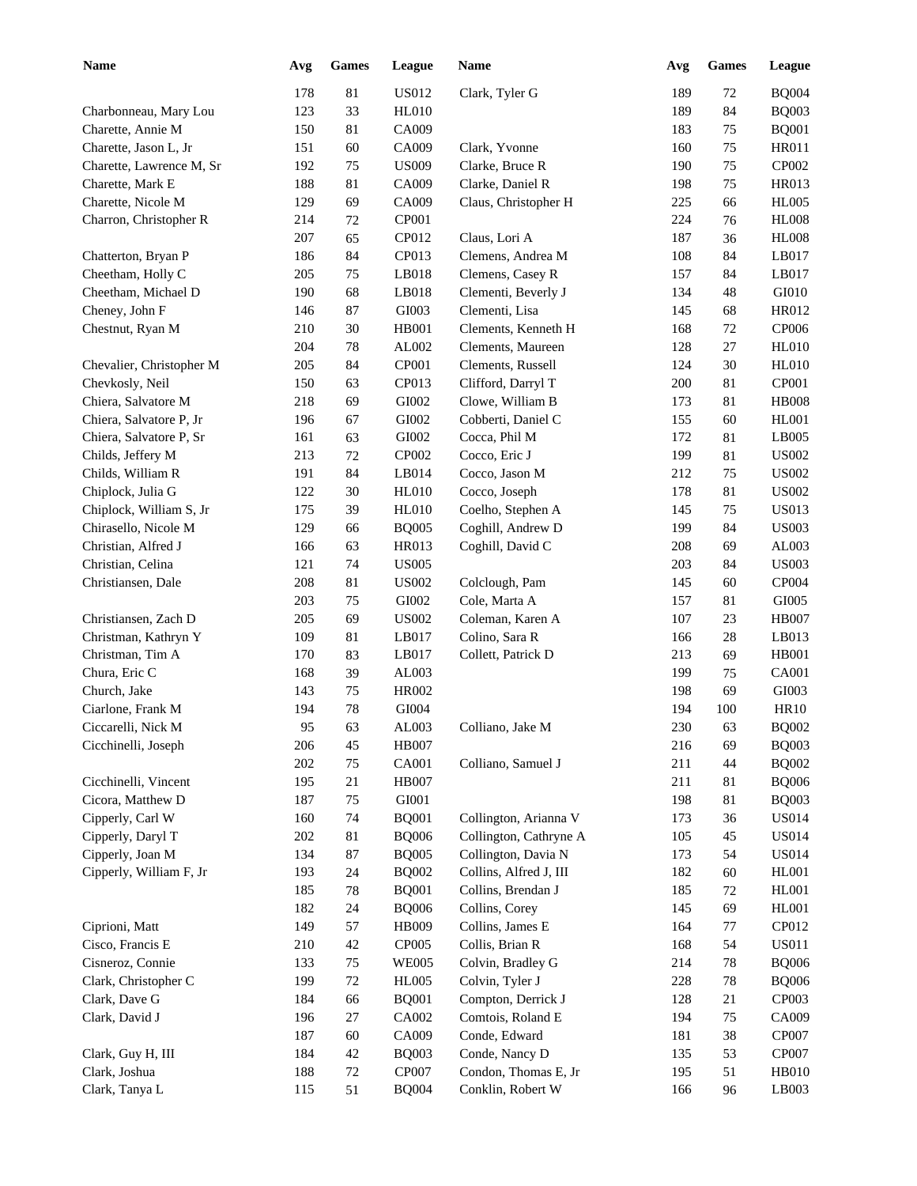| Name | Avg | Games | League | Name | Avg | Games | League |
|---|---|---|---|---|---|---|---|
| | 178 | 81 | US012 | Clark, Tyler G | 189 | 72 | BQ004 |
| Charbonneau, Mary Lou | 123 | 33 | HL010 | | 189 | 84 | BQ003 |
| Charette, Annie M | 150 | 81 | CA009 | | 183 | 75 | BQ001 |
| Charette, Jason L, Jr | 151 | 60 | CA009 | Clark, Yvonne | 160 | 75 | HR011 |
| Charette, Lawrence M, Sr | 192 | 75 | US009 | Clarke, Bruce R | 190 | 75 | CP002 |
| Charette, Mark E | 188 | 81 | CA009 | Clarke, Daniel R | 198 | 75 | HR013 |
| Charette, Nicole M | 129 | 69 | CA009 | Claus, Christopher H | 225 | 66 | HL005 |
| Charron, Christopher R | 214 | 72 | CP001 | | 224 | 76 | HL008 |
| | 207 | 65 | CP012 | Claus, Lori A | 187 | 36 | HL008 |
| Chatterton, Bryan P | 186 | 84 | CP013 | Clemens, Andrea M | 108 | 84 | LB017 |
| Cheetham, Holly C | 205 | 75 | LB018 | Clemens, Casey R | 157 | 84 | LB017 |
| Cheetham, Michael D | 190 | 68 | LB018 | Clementi, Beverly J | 134 | 48 | GI010 |
| Cheney, John F | 146 | 87 | GI003 | Clementi, Lisa | 145 | 68 | HR012 |
| Chestnut, Ryan M | 210 | 30 | HB001 | Clements, Kenneth H | 168 | 72 | CP006 |
| | 204 | 78 | AL002 | Clements, Maureen | 128 | 27 | HL010 |
| Chevalier, Christopher M | 205 | 84 | CP001 | Clements, Russell | 124 | 30 | HL010 |
| Chevkosly, Neil | 150 | 63 | CP013 | Clifford, Darryl T | 200 | 81 | CP001 |
| Chiera, Salvatore M | 218 | 69 | GI002 | Clowe, William B | 173 | 81 | HB008 |
| Chiera, Salvatore P, Jr | 196 | 67 | GI002 | Cobberti, Daniel C | 155 | 60 | HL001 |
| Chiera, Salvatore P, Sr | 161 | 63 | GI002 | Cocca, Phil M | 172 | 81 | LB005 |
| Childs, Jeffery M | 213 | 72 | CP002 | Cocco, Eric J | 199 | 81 | US002 |
| Childs, William R | 191 | 84 | LB014 | Cocco, Jason M | 212 | 75 | US002 |
| Chiplock, Julia G | 122 | 30 | HL010 | Cocco, Joseph | 178 | 81 | US002 |
| Chiplock, William S, Jr | 175 | 39 | HL010 | Coelho, Stephen A | 145 | 75 | US013 |
| Chirasello, Nicole M | 129 | 66 | BQ005 | Coghill, Andrew D | 199 | 84 | US003 |
| Christian, Alfred J | 166 | 63 | HR013 | Coghill, David C | 208 | 69 | AL003 |
| Christian, Celina | 121 | 74 | US005 | | 203 | 84 | US003 |
| Christiansen, Dale | 208 | 81 | US002 | Colclough, Pam | 145 | 60 | CP004 |
| | 203 | 75 | GI002 | Cole, Marta A | 157 | 81 | GI005 |
| Christiansen, Zach D | 205 | 69 | US002 | Coleman, Karen A | 107 | 23 | HB007 |
| Christman, Kathryn Y | 109 | 81 | LB017 | Colino, Sara R | 166 | 28 | LB013 |
| Christman, Tim A | 170 | 83 | LB017 | Collett, Patrick D | 213 | 69 | HB001 |
| Chura, Eric C | 168 | 39 | AL003 | | 199 | 75 | CA001 |
| Church, Jake | 143 | 75 | HR002 | | 198 | 69 | GI003 |
| Ciarlone, Frank M | 194 | 78 | GI004 | | 194 | 100 | HR10 |
| Ciccarelli, Nick M | 95 | 63 | AL003 | Colliano, Jake M | 230 | 63 | BQ002 |
| Cicchinelli, Joseph | 206 | 45 | HB007 | | 216 | 69 | BQ003 |
| | 202 | 75 | CA001 | Colliano, Samuel J | 211 | 44 | BQ002 |
| Cicchinelli, Vincent | 195 | 21 | HB007 | | 211 | 81 | BQ006 |
| Cicora, Matthew D | 187 | 75 | GI001 | | 198 | 81 | BQ003 |
| Cipperly, Carl W | 160 | 74 | BQ001 | Collington, Arianna V | 173 | 36 | US014 |
| Cipperly, Daryl T | 202 | 81 | BQ006 | Collington, Cathryne A | 105 | 45 | US014 |
| Cipperly, Joan M | 134 | 87 | BQ005 | Collington, Davia N | 173 | 54 | US014 |
| Cipperly, William F, Jr | 193 | 24 | BQ002 | Collins, Alfred J, III | 182 | 60 | HL001 |
| | 185 | 78 | BQ001 | Collins, Brendan J | 185 | 72 | HL001 |
| | 182 | 24 | BQ006 | Collins, Corey | 145 | 69 | HL001 |
| Ciprioni, Matt | 149 | 57 | HB009 | Collins, James E | 164 | 77 | CP012 |
| Cisco, Francis E | 210 | 42 | CP005 | Collis, Brian R | 168 | 54 | US011 |
| Cisneroz, Connie | 133 | 75 | WE005 | Colvin, Bradley G | 214 | 78 | BQ006 |
| Clark, Christopher C | 199 | 72 | HL005 | Colvin, Tyler J | 228 | 78 | BQ006 |
| Clark, Dave G | 184 | 66 | BQ001 | Compton, Derrick J | 128 | 21 | CP003 |
| Clark, David J | 196 | 27 | CA002 | Comtois, Roland E | 194 | 75 | CA009 |
| | 187 | 60 | CA009 | Conde, Edward | 181 | 38 | CP007 |
| Clark, Guy H, III | 184 | 42 | BQ003 | Conde, Nancy D | 135 | 53 | CP007 |
| Clark, Joshua | 188 | 72 | CP007 | Condon, Thomas E, Jr | 195 | 51 | HB010 |
| Clark, Tanya L | 115 | 51 | BQ004 | Conklin, Robert W | 166 | 96 | LB003 |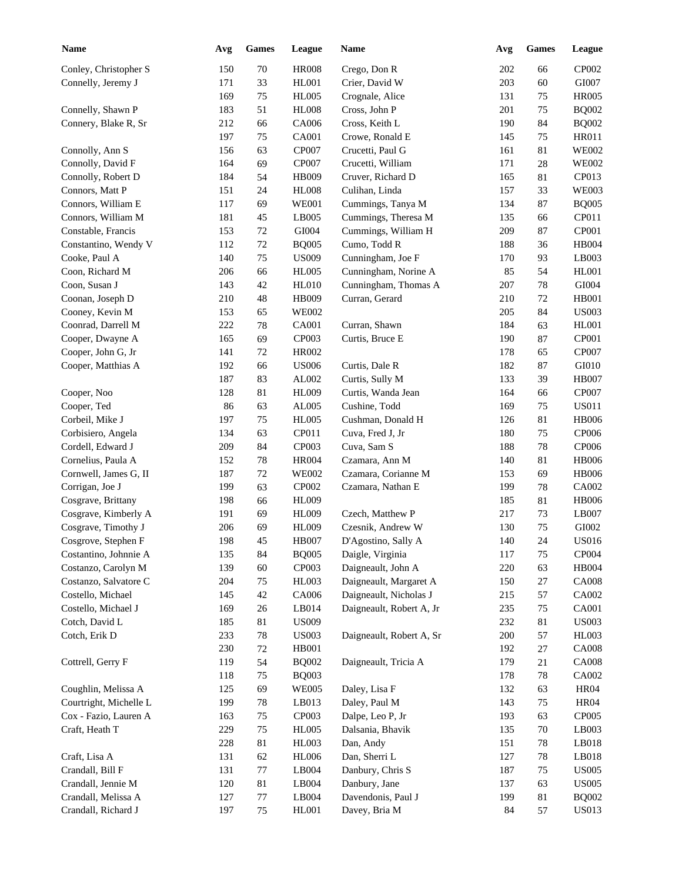| Name | Avg | Games | League | Name | Avg | Games | League |
|---|---|---|---|---|---|---|---|
| Conley, Christopher S | 150 | 70 | HR008 | Crego, Don R | 202 | 66 | CP002 |
| Connelly, Jeremy J | 171 | 33 | HL001 | Crier, David W | 203 | 60 | GI007 |
| | 169 | 75 | HL005 | Crognale, Alice | 131 | 75 | HR005 |
| Connelly, Shawn P | 183 | 51 | HL008 | Cross, John P | 201 | 75 | BQ002 |
| Connery, Blake R, Sr | 212 | 66 | CA006 | Cross, Keith L | 190 | 84 | BQ002 |
| | 197 | 75 | CA001 | Crowe, Ronald E | 145 | 75 | HR011 |
| Connolly, Ann S | 156 | 63 | CP007 | Crucetti, Paul G | 161 | 81 | WE002 |
| Connolly, David F | 164 | 69 | CP007 | Crucetti, William | 171 | 28 | WE002 |
| Connolly, Robert D | 184 | 54 | HB009 | Cruver, Richard D | 165 | 81 | CP013 |
| Connors, Matt P | 151 | 24 | HL008 | Culihan, Linda | 157 | 33 | WE003 |
| Connors, William E | 117 | 69 | WE001 | Cummings, Tanya M | 134 | 87 | BQ005 |
| Connors, William M | 181 | 45 | LB005 | Cummings, Theresa M | 135 | 66 | CP011 |
| Constable, Francis | 153 | 72 | GI004 | Cummings, William H | 209 | 87 | CP001 |
| Constantino, Wendy V | 112 | 72 | BQ005 | Cumo, Todd R | 188 | 36 | HB004 |
| Cooke, Paul A | 140 | 75 | US009 | Cunningham, Joe F | 170 | 93 | LB003 |
| Coon, Richard M | 206 | 66 | HL005 | Cunningham, Norine A | 85 | 54 | HL001 |
| Coon, Susan J | 143 | 42 | HL010 | Cunningham, Thomas A | 207 | 78 | GI004 |
| Coonan, Joseph D | 210 | 48 | HB009 | Curran, Gerard | 210 | 72 | HB001 |
| Cooney, Kevin M | 153 | 65 | WE002 | | 205 | 84 | US003 |
| Coonrad, Darrell M | 222 | 78 | CA001 | Curran, Shawn | 184 | 63 | HL001 |
| Cooper, Dwayne A | 165 | 69 | CP003 | Curtis, Bruce E | 190 | 87 | CP001 |
| Cooper, John G, Jr | 141 | 72 | HR002 | | 178 | 65 | CP007 |
| Cooper, Matthias A | 192 | 66 | US006 | Curtis, Dale R | 182 | 87 | GI010 |
| | 187 | 83 | AL002 | Curtis, Sully M | 133 | 39 | HB007 |
| Cooper, Noo | 128 | 81 | HL009 | Curtis, Wanda Jean | 164 | 66 | CP007 |
| Cooper, Ted | 86 | 63 | AL005 | Cushine, Todd | 169 | 75 | US011 |
| Corbeil, Mike J | 197 | 75 | HL005 | Cushman, Donald H | 126 | 81 | HB006 |
| Corbisiero, Angela | 134 | 63 | CP011 | Cuva, Fred J, Jr | 180 | 75 | CP006 |
| Cordell, Edward J | 209 | 84 | CP003 | Cuva, Sam S | 188 | 78 | CP006 |
| Cornelius, Paula A | 152 | 78 | HR004 | Czamara, Ann M | 140 | 81 | HB006 |
| Cornwell, James G, II | 187 | 72 | WE002 | Czamara, Corianne M | 153 | 69 | HB006 |
| Corrigan, Joe J | 199 | 63 | CP002 | Czamara, Nathan E | 199 | 78 | CA002 |
| Cosgrave, Brittany | 198 | 66 | HL009 | | 185 | 81 | HB006 |
| Cosgrave, Kimberly A | 191 | 69 | HL009 | Czech, Matthew P | 217 | 73 | LB007 |
| Cosgrave, Timothy J | 206 | 69 | HL009 | Czesnik, Andrew W | 130 | 75 | GI002 |
| Cosgrove, Stephen F | 198 | 45 | HB007 | D'Agostino, Sally A | 140 | 24 | US016 |
| Costantino, Johnnie A | 135 | 84 | BQ005 | Daigle, Virginia | 117 | 75 | CP004 |
| Costanzo, Carolyn M | 139 | 60 | CP003 | Daigneault, John A | 220 | 63 | HB004 |
| Costanzo, Salvatore C | 204 | 75 | HL003 | Daigneault, Margaret A | 150 | 27 | CA008 |
| Costello, Michael | 145 | 42 | CA006 | Daigneault, Nicholas J | 215 | 57 | CA002 |
| Costello, Michael J | 169 | 26 | LB014 | Daigneault, Robert A, Jr | 235 | 75 | CA001 |
| Cotch, David L | 185 | 81 | US009 | | 232 | 81 | US003 |
| Cotch, Erik D | 233 | 78 | US003 | Daigneault, Robert A, Sr | 200 | 57 | HL003 |
| | 230 | 72 | HB001 | | 192 | 27 | CA008 |
| Cottrell, Gerry F | 119 | 54 | BQ002 | Daigneault, Tricia A | 179 | 21 | CA008 |
| | 118 | 75 | BQ003 | | 178 | 78 | CA002 |
| Coughlin, Melissa A | 125 | 69 | WE005 | Daley, Lisa F | 132 | 63 | HR04 |
| Courtright, Michelle L | 199 | 78 | LB013 | Daley, Paul M | 143 | 75 | HR04 |
| Cox - Fazio, Lauren A | 163 | 75 | CP003 | Dalpe, Leo P, Jr | 193 | 63 | CP005 |
| Craft, Heath T | 229 | 75 | HL005 | Dalsania, Bhavik | 135 | 70 | LB003 |
| | 228 | 81 | HL003 | Dan, Andy | 151 | 78 | LB018 |
| Craft, Lisa A | 131 | 62 | HL006 | Dan, Sherri L | 127 | 78 | LB018 |
| Crandall, Bill F | 131 | 77 | LB004 | Danbury, Chris S | 187 | 75 | US005 |
| Crandall, Jennie M | 120 | 81 | LB004 | Danbury, Jane | 137 | 63 | US005 |
| Crandall, Melissa A | 127 | 77 | LB004 | Davendonis, Paul J | 199 | 81 | BQ002 |
| Crandall, Richard J | 197 | 75 | HL001 | Davey, Bria M | 84 | 57 | US013 |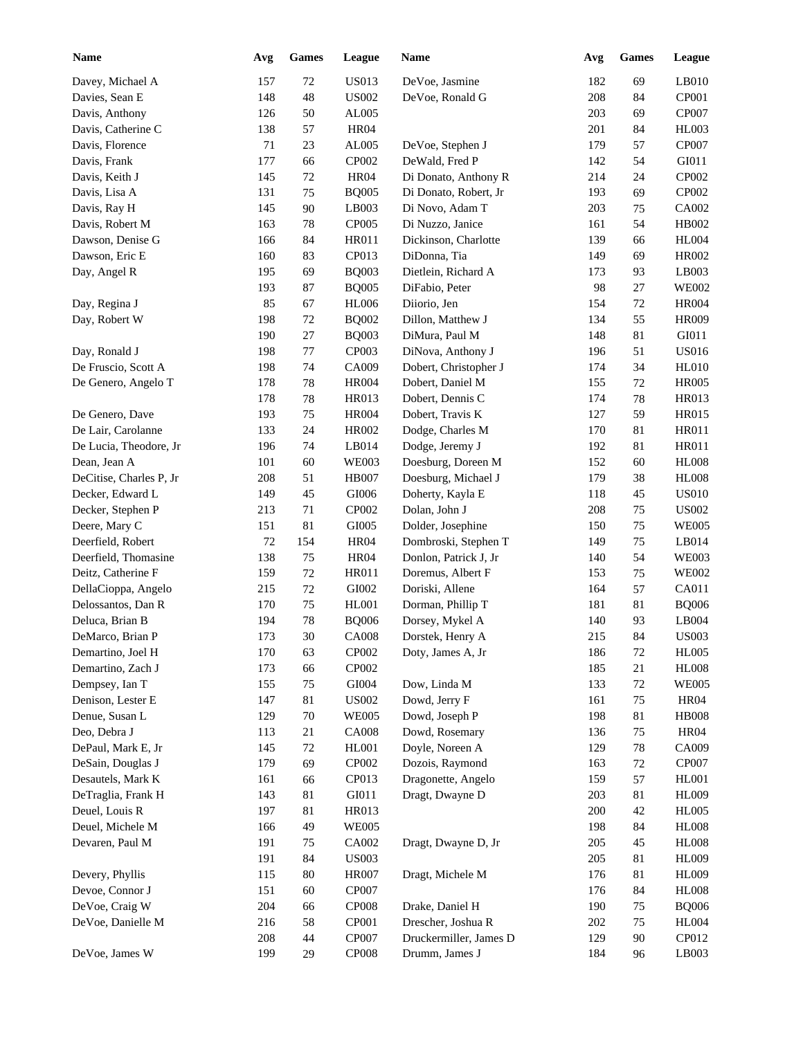| Name | Avg | Games | League | Name | Avg | Games | League |
|---|---|---|---|---|---|---|---|
| Davey, Michael A | 157 | 72 | US013 | DeVoe, Jasmine | 182 | 69 | LB010 |
| Davies, Sean E | 148 | 48 | US002 | DeVoe, Ronald G | 208 | 84 | CP001 |
| Davis, Anthony | 126 | 50 | AL005 | | 203 | 69 | CP007 |
| Davis, Catherine C | 138 | 57 | HR04 | | 201 | 84 | HL003 |
| Davis, Florence | 71 | 23 | AL005 | DeVoe, Stephen J | 179 | 57 | CP007 |
| Davis, Frank | 177 | 66 | CP002 | DeWald, Fred P | 142 | 54 | GI011 |
| Davis, Keith J | 145 | 72 | HR04 | Di Donato, Anthony R | 214 | 24 | CP002 |
| Davis, Lisa A | 131 | 75 | BQ005 | Di Donato, Robert, Jr | 193 | 69 | CP002 |
| Davis, Ray H | 145 | 90 | LB003 | Di Novo, Adam T | 203 | 75 | CA002 |
| Davis, Robert M | 163 | 78 | CP005 | Di Nuzzo, Janice | 161 | 54 | HB002 |
| Dawson, Denise G | 166 | 84 | HR011 | Dickinson, Charlotte | 139 | 66 | HL004 |
| Dawson, Eric E | 160 | 83 | CP013 | DiDonna, Tia | 149 | 69 | HR002 |
| Day, Angel R | 195 | 69 | BQ003 | Dietlein, Richard A | 173 | 93 | LB003 |
| | 193 | 87 | BQ005 | DiFabio, Peter | 98 | 27 | WE002 |
| Day, Regina J | 85 | 67 | HL006 | Diiorio, Jen | 154 | 72 | HR004 |
| Day, Robert W | 198 | 72 | BQ002 | Dillon, Matthew J | 134 | 55 | HR009 |
| | 190 | 27 | BQ003 | DiMura, Paul M | 148 | 81 | GI011 |
| Day, Ronald J | 198 | 77 | CP003 | DiNova, Anthony J | 196 | 51 | US016 |
| De Fruscio, Scott A | 198 | 74 | CA009 | Dobert, Christopher J | 174 | 34 | HL010 |
| De Genero, Angelo T | 178 | 78 | HR004 | Dobert, Daniel M | 155 | 72 | HR005 |
| | 178 | 78 | HR013 | Dobert, Dennis C | 174 | 78 | HR013 |
| De Genero, Dave | 193 | 75 | HR004 | Dobert, Travis K | 127 | 59 | HR015 |
| De Lair, Carolanne | 133 | 24 | HR002 | Dodge, Charles M | 170 | 81 | HR011 |
| De Lucia, Theodore, Jr | 196 | 74 | LB014 | Dodge, Jeremy J | 192 | 81 | HR011 |
| Dean, Jean A | 101 | 60 | WE003 | Doesburg, Doreen M | 152 | 60 | HL008 |
| DeCitise, Charles P, Jr | 208 | 51 | HB007 | Doesburg, Michael J | 179 | 38 | HL008 |
| Decker, Edward L | 149 | 45 | GI006 | Doherty, Kayla E | 118 | 45 | US010 |
| Decker, Stephen P | 213 | 71 | CP002 | Dolan, John J | 208 | 75 | US002 |
| Deere, Mary C | 151 | 81 | GI005 | Dolder, Josephine | 150 | 75 | WE005 |
| Deerfield, Robert | 72 | 154 | HR04 | Dombroski, Stephen T | 149 | 75 | LB014 |
| Deerfield, Thomasine | 138 | 75 | HR04 | Donlon, Patrick J, Jr | 140 | 54 | WE003 |
| Deitz, Catherine F | 159 | 72 | HR011 | Doremus, Albert F | 153 | 75 | WE002 |
| DellaCioppa, Angelo | 215 | 72 | GI002 | Doriski, Allene | 164 | 57 | CA011 |
| Delossantos, Dan R | 170 | 75 | HL001 | Dorman, Phillip T | 181 | 81 | BQ006 |
| Deluca, Brian B | 194 | 78 | BQ006 | Dorsey, Mykel A | 140 | 93 | LB004 |
| DeMarco, Brian P | 173 | 30 | CA008 | Dorstek, Henry A | 215 | 84 | US003 |
| Demartino, Joel H | 170 | 63 | CP002 | Doty, James A, Jr | 186 | 72 | HL005 |
| Demartino, Zach J | 173 | 66 | CP002 | | 185 | 21 | HL008 |
| Dempsey, Ian T | 155 | 75 | GI004 | Dow, Linda M | 133 | 72 | WE005 |
| Denison, Lester E | 147 | 81 | US002 | Dowd, Jerry F | 161 | 75 | HR04 |
| Denue, Susan L | 129 | 70 | WE005 | Dowd, Joseph P | 198 | 81 | HB008 |
| Deo, Debra J | 113 | 21 | CA008 | Dowd, Rosemary | 136 | 75 | HR04 |
| DePaul, Mark E, Jr | 145 | 72 | HL001 | Doyle, Noreen A | 129 | 78 | CA009 |
| DeSain, Douglas J | 179 | 69 | CP002 | Dozois, Raymond | 163 | 72 | CP007 |
| Desautels, Mark K | 161 | 66 | CP013 | Dragonette, Angelo | 159 | 57 | HL001 |
| DeTraglia, Frank H | 143 | 81 | GI011 | Dragt, Dwayne D | 203 | 81 | HL009 |
| Deuel, Louis R | 197 | 81 | HR013 | | 200 | 42 | HL005 |
| Deuel, Michele M | 166 | 49 | WE005 | | 198 | 84 | HL008 |
| Devaren, Paul M | 191 | 75 | CA002 | Dragt, Dwayne D, Jr | 205 | 45 | HL008 |
| | 191 | 84 | US003 | | 205 | 81 | HL009 |
| Devery, Phyllis | 115 | 80 | HR007 | Dragt, Michele M | 176 | 81 | HL009 |
| Devoe, Connor J | 151 | 60 | CP007 | | 176 | 84 | HL008 |
| DeVoe, Craig W | 204 | 66 | CP008 | Drake, Daniel H | 190 | 75 | BQ006 |
| DeVoe, Danielle M | 216 | 58 | CP001 | Drescher, Joshua R | 202 | 75 | HL004 |
| | 208 | 44 | CP007 | Druckermiller, James D | 129 | 90 | CP012 |
| DeVoe, James W | 199 | 29 | CP008 | Drumm, James J | 184 | 96 | LB003 |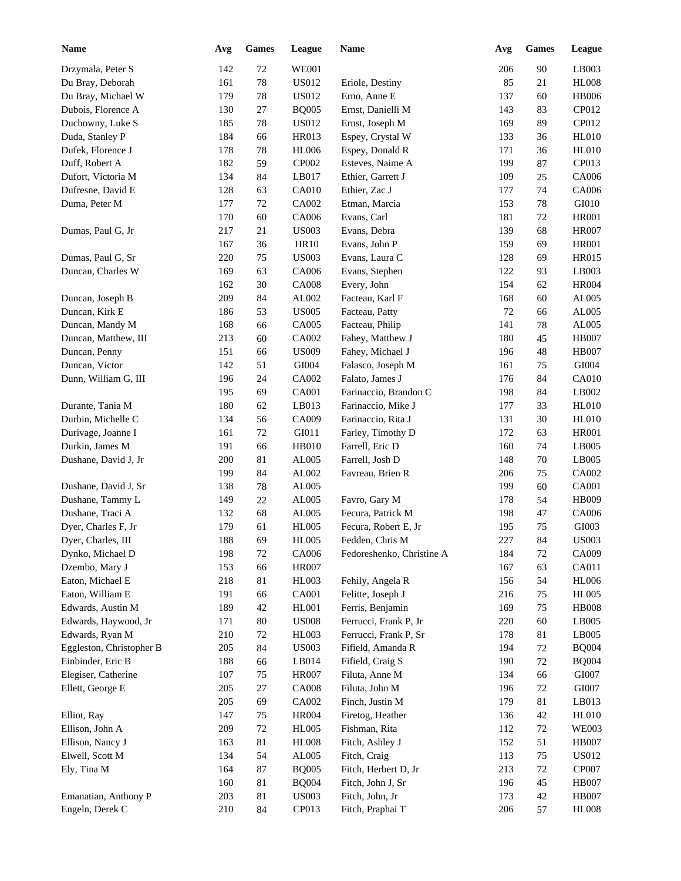| Name | Avg | Games | League | Name | Avg | Games | League |
|---|---|---|---|---|---|---|---|
| Drzymala, Peter S | 142 | 72 | WE001 | | 206 | 90 | LB003 |
| Du Bray, Deborah | 161 | 78 | US012 | Eriole, Destiny | 85 | 21 | HL008 |
| Du Bray, Michael W | 179 | 78 | US012 | Erno, Anne E | 137 | 60 | HB006 |
| Dubois, Florence A | 130 | 27 | BQ005 | Ernst, Danielli M | 143 | 83 | CP012 |
| Duchowny, Luke S | 185 | 78 | US012 | Ernst, Joseph M | 169 | 89 | CP012 |
| Duda, Stanley P | 184 | 66 | HR013 | Espey, Crystal W | 133 | 36 | HL010 |
| Dufek, Florence J | 178 | 78 | HL006 | Espey, Donald R | 171 | 36 | HL010 |
| Duff, Robert A | 182 | 59 | CP002 | Esteves, Naime A | 199 | 87 | CP013 |
| Dufort, Victoria M | 134 | 84 | LB017 | Ethier, Garrett J | 109 | 25 | CA006 |
| Dufresne, David E | 128 | 63 | CA010 | Ethier, Zac J | 177 | 74 | CA006 |
| Duma, Peter M | 177 | 72 | CA002 | Etman, Marcia | 153 | 78 | GI010 |
| | 170 | 60 | CA006 | Evans, Carl | 181 | 72 | HR001 |
| Dumas, Paul G, Jr | 217 | 21 | US003 | Evans, Debra | 139 | 68 | HR007 |
| | 167 | 36 | HR10 | Evans, John P | 159 | 69 | HR001 |
| Dumas, Paul G, Sr | 220 | 75 | US003 | Evans, Laura C | 128 | 69 | HR015 |
| Duncan, Charles W | 169 | 63 | CA006 | Evans, Stephen | 122 | 93 | LB003 |
| | 162 | 30 | CA008 | Every, John | 154 | 62 | HR004 |
| Duncan, Joseph B | 209 | 84 | AL002 | Facteau, Karl F | 168 | 60 | AL005 |
| Duncan, Kirk E | 186 | 53 | US005 | Facteau, Patty | 72 | 66 | AL005 |
| Duncan, Mandy M | 168 | 66 | CA005 | Facteau, Philip | 141 | 78 | AL005 |
| Duncan, Matthew, III | 213 | 60 | CA002 | Fahey, Matthew J | 180 | 45 | HB007 |
| Duncan, Penny | 151 | 66 | US009 | Fahey, Michael J | 196 | 48 | HB007 |
| Duncan, Victor | 142 | 51 | GI004 | Falasco, Joseph M | 161 | 75 | GI004 |
| Dunn, William G, III | 196 | 24 | CA002 | Falato, James J | 176 | 84 | CA010 |
| | 195 | 69 | CA001 | Farinaccio, Brandon C | 198 | 84 | LB002 |
| Durante, Tania M | 180 | 62 | LB013 | Farinaccio, Mike J | 177 | 33 | HL010 |
| Durbin, Michelle C | 134 | 56 | CA009 | Farinaccio, Rita J | 131 | 30 | HL010 |
| Durivage, Joanne I | 161 | 72 | GI011 | Farley, Timothy D | 172 | 63 | HR001 |
| Durkin, James M | 191 | 66 | HB010 | Farrell, Eric D | 160 | 74 | LB005 |
| Dushane, David J, Jr | 200 | 81 | AL005 | Farrell, Josh D | 148 | 70 | LB005 |
| | 199 | 84 | AL002 | Favreau, Brien R | 206 | 75 | CA002 |
| Dushane, David J, Sr | 138 | 78 | AL005 | | 199 | 60 | CA001 |
| Dushane, Tammy L | 149 | 22 | AL005 | Favro, Gary M | 178 | 54 | HB009 |
| Dushane, Traci A | 132 | 68 | AL005 | Fecura, Patrick M | 198 | 47 | CA006 |
| Dyer, Charles F, Jr | 179 | 61 | HL005 | Fecura, Robert E, Jr | 195 | 75 | GI003 |
| Dyer, Charles, III | 188 | 69 | HL005 | Fedden, Chris M | 227 | 84 | US003 |
| Dynko, Michael D | 198 | 72 | CA006 | Fedoreshenko, Christine A | 184 | 72 | CA009 |
| Dzembo, Mary J | 153 | 66 | HR007 | | 167 | 63 | CA011 |
| Eaton, Michael E | 218 | 81 | HL003 | Fehily, Angela R | 156 | 54 | HL006 |
| Eaton, William E | 191 | 66 | CA001 | Felitte, Joseph J | 216 | 75 | HL005 |
| Edwards, Austin M | 189 | 42 | HL001 | Ferris, Benjamin | 169 | 75 | HB008 |
| Edwards, Haywood, Jr | 171 | 80 | US008 | Ferrucci, Frank P, Jr | 220 | 60 | LB005 |
| Edwards, Ryan M | 210 | 72 | HL003 | Ferrucci, Frank P, Sr | 178 | 81 | LB005 |
| Eggleston, Christopher B | 205 | 84 | US003 | Fifield, Amanda R | 194 | 72 | BQ004 |
| Einbinder, Eric B | 188 | 66 | LB014 | Fifield, Craig S | 190 | 72 | BQ004 |
| Elegiser, Catherine | 107 | 75 | HR007 | Filuta, Anne M | 134 | 66 | GI007 |
| Ellett, George E | 205 | 27 | CA008 | Filuta, John M | 196 | 72 | GI007 |
| | 205 | 69 | CA002 | Finch, Justin M | 179 | 81 | LB013 |
| Elliot, Ray | 147 | 75 | HR004 | Firetog, Heather | 136 | 42 | HL010 |
| Ellison, John A | 209 | 72 | HL005 | Fishman, Rita | 112 | 72 | WE003 |
| Ellison, Nancy J | 163 | 81 | HL008 | Fitch, Ashley J | 152 | 51 | HB007 |
| Elwell, Scott M | 134 | 54 | AL005 | Fitch, Craig | 113 | 75 | US012 |
| Ely, Tina M | 164 | 87 | BQ005 | Fitch, Herbert D, Jr | 213 | 72 | CP007 |
| | 160 | 81 | BQ004 | Fitch, John J, Sr | 196 | 45 | HB007 |
| Emanatian, Anthony P | 203 | 81 | US003 | Fitch, John, Jr | 173 | 42 | HB007 |
| Engeln, Derek C | 210 | 84 | CP013 | Fitch, Praphai T | 206 | 57 | HL008 |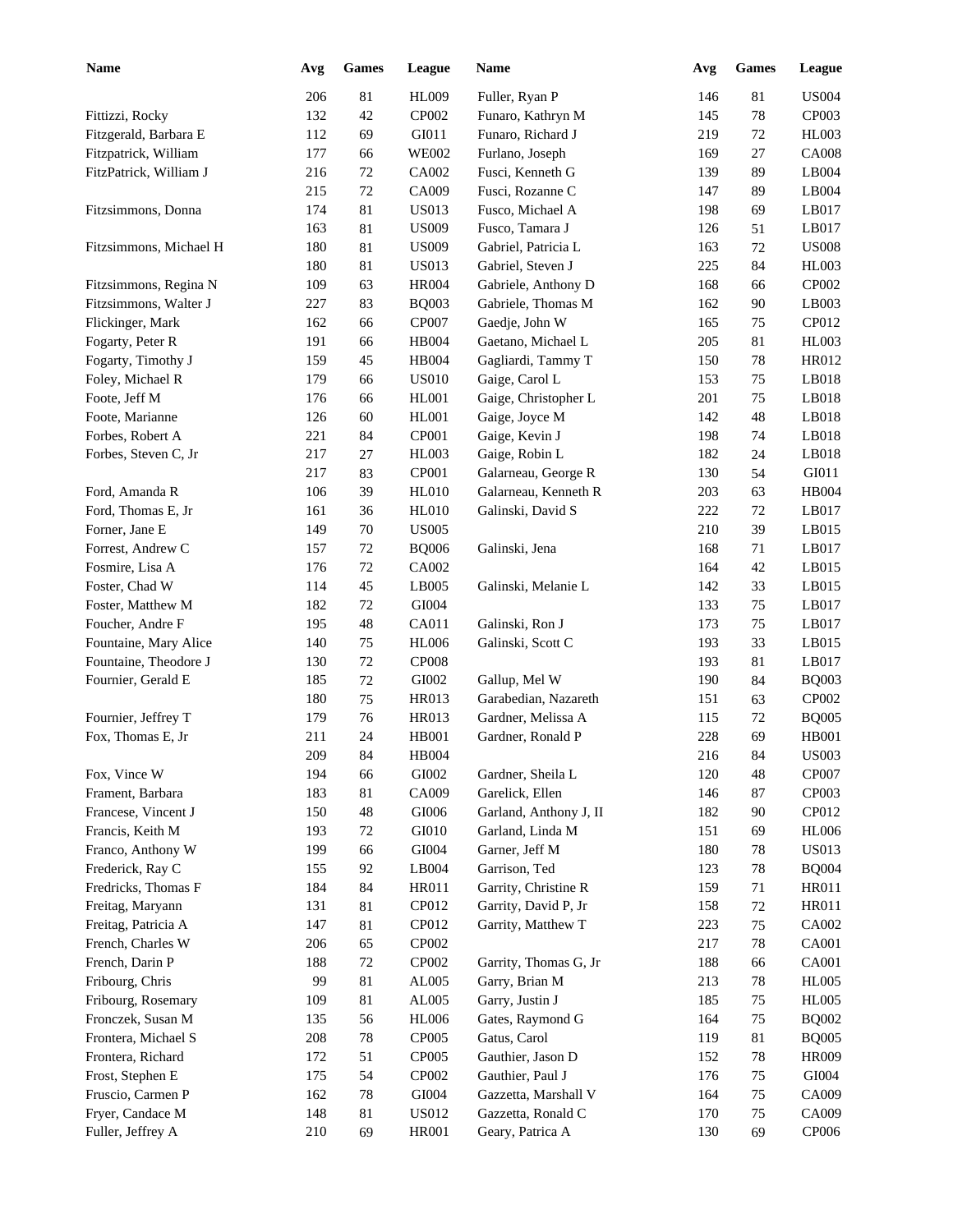| Name | Avg | Games | League |
|---|---|---|---|
| | 206 | 81 | HL009 |
| Fittizzi, Rocky | 132 | 42 | CP002 |
| Fitzgerald, Barbara E | 112 | 69 | GI011 |
| Fitzpatrick, William | 177 | 66 | WE002 |
| FitzPatrick, William J | 216 | 72 | CA002 |
| | 215 | 72 | CA009 |
| Fitzsimmons, Donna | 174 | 81 | US013 |
| | 163 | 81 | US009 |
| Fitzsimmons, Michael H | 180 | 81 | US009 |
| | 180 | 81 | US013 |
| Fitzsimmons, Regina N | 109 | 63 | HR004 |
| Fitzsimmons, Walter J | 227 | 83 | BQ003 |
| Flickinger, Mark | 162 | 66 | CP007 |
| Fogarty, Peter R | 191 | 66 | HB004 |
| Fogarty, Timothy J | 159 | 45 | HB004 |
| Foley, Michael R | 179 | 66 | US010 |
| Foote, Jeff M | 176 | 66 | HL001 |
| Foote, Marianne | 126 | 60 | HL001 |
| Forbes, Robert A | 221 | 84 | CP001 |
| Forbes, Steven C, Jr | 217 | 27 | HL003 |
| | 217 | 83 | CP001 |
| Ford, Amanda R | 106 | 39 | HL010 |
| Ford, Thomas E, Jr | 161 | 36 | HL010 |
| Forner, Jane E | 149 | 70 | US005 |
| Forrest, Andrew C | 157 | 72 | BQ006 |
| Fosmire, Lisa A | 176 | 72 | CA002 |
| Foster, Chad W | 114 | 45 | LB005 |
| Foster, Matthew M | 182 | 72 | GI004 |
| Foucher, Andre F | 195 | 48 | CA011 |
| Fountaine, Mary Alice | 140 | 75 | HL006 |
| Fountaine, Theodore J | 130 | 72 | CP008 |
| Fournier, Gerald E | 185 | 72 | GI002 |
| | 180 | 75 | HR013 |
| Fournier, Jeffrey T | 179 | 76 | HR013 |
| Fox, Thomas E, Jr | 211 | 24 | HB001 |
| | 209 | 84 | HB004 |
| Fox, Vince W | 194 | 66 | GI002 |
| Frament, Barbara | 183 | 81 | CA009 |
| Francese, Vincent J | 150 | 48 | GI006 |
| Francis, Keith M | 193 | 72 | GI010 |
| Franco, Anthony W | 199 | 66 | GI004 |
| Frederick, Ray C | 155 | 92 | LB004 |
| Fredricks, Thomas F | 184 | 84 | HR011 |
| Freitag, Maryann | 131 | 81 | CP012 |
| Freitag, Patricia A | 147 | 81 | CP012 |
| French, Charles W | 206 | 65 | CP002 |
| French, Darin P | 188 | 72 | CP002 |
| Fribourg, Chris | 99 | 81 | AL005 |
| Fribourg, Rosemary | 109 | 81 | AL005 |
| Fronczek, Susan M | 135 | 56 | HL006 |
| Frontera, Michael S | 208 | 78 | CP005 |
| Frontera, Richard | 172 | 51 | CP005 |
| Frost, Stephen E | 175 | 54 | CP002 |
| Fruscio, Carmen P | 162 | 78 | GI004 |
| Fryer, Candace M | 148 | 81 | US012 |
| Fuller, Jeffrey A | 210 | 69 | HR001 |
| Fuller, Ryan P | 146 | 81 | US004 |
| Funaro, Kathryn M | 145 | 78 | CP003 |
| Funaro, Richard J | 219 | 72 | HL003 |
| Furlano, Joseph | 169 | 27 | CA008 |
| Fusci, Kenneth G | 139 | 89 | LB004 |
| Fusci, Rozanne C | 147 | 89 | LB004 |
| Fusco, Michael A | 198 | 69 | LB017 |
| Fusco, Tamara J | 126 | 51 | LB017 |
| Gabriel, Patricia L | 163 | 72 | US008 |
| Gabriel, Steven J | 225 | 84 | HL003 |
| Gabriele, Anthony D | 168 | 66 | CP002 |
| Gabriele, Thomas M | 162 | 90 | LB003 |
| Gaedje, John W | 165 | 75 | CP012 |
| Gaetano, Michael L | 205 | 81 | HL003 |
| Gagliardi, Tammy T | 150 | 78 | HR012 |
| Gaige, Carol L | 153 | 75 | LB018 |
| Gaige, Christopher L | 201 | 75 | LB018 |
| Gaige, Joyce M | 142 | 48 | LB018 |
| Gaige, Kevin J | 198 | 74 | LB018 |
| Gaige, Robin L | 182 | 24 | LB018 |
| Galarneau, George R | 130 | 54 | GI011 |
| Galarneau, Kenneth R | 203 | 63 | HB004 |
| Galinski, David S | 222 | 72 | LB017 |
| | 210 | 39 | LB015 |
| Galinski, Jena | 168 | 71 | LB017 |
| | 164 | 42 | LB015 |
| Galinski, Melanie L | 142 | 33 | LB015 |
| | 133 | 75 | LB017 |
| Galinski, Ron J | 173 | 75 | LB017 |
| Galinski, Scott C | 193 | 33 | LB015 |
| | 193 | 81 | LB017 |
| Gallup, Mel W | 190 | 84 | BQ003 |
| Garabedian, Nazareth | 151 | 63 | CP002 |
| Gardner, Melissa A | 115 | 72 | BQ005 |
| Gardner, Ronald P | 228 | 69 | HB001 |
| | 216 | 84 | US003 |
| Gardner, Sheila L | 120 | 48 | CP007 |
| Garelick, Ellen | 146 | 87 | CP003 |
| Garland, Anthony J, II | 182 | 90 | CP012 |
| Garland, Linda M | 151 | 69 | HL006 |
| Garner, Jeff M | 180 | 78 | US013 |
| Garrison, Ted | 123 | 78 | BQ004 |
| Garrity, Christine R | 159 | 71 | HR011 |
| Garrity, David P, Jr | 158 | 72 | HR011 |
| Garrity, Matthew T | 223 | 75 | CA002 |
| | 217 | 78 | CA001 |
| Garrity, Thomas G, Jr | 188 | 66 | CA001 |
| Garry, Brian M | 213 | 78 | HL005 |
| Garry, Justin J | 185 | 75 | HL005 |
| Gates, Raymond G | 164 | 75 | BQ002 |
| Gatus, Carol | 119 | 81 | BQ005 |
| Gauthier, Jason D | 152 | 78 | HR009 |
| Gauthier, Paul J | 176 | 75 | GI004 |
| Gazzetta, Marshall V | 164 | 75 | CA009 |
| Gazzetta, Ronald C | 170 | 75 | CA009 |
| Geary, Patrica A | 130 | 69 | CP006 |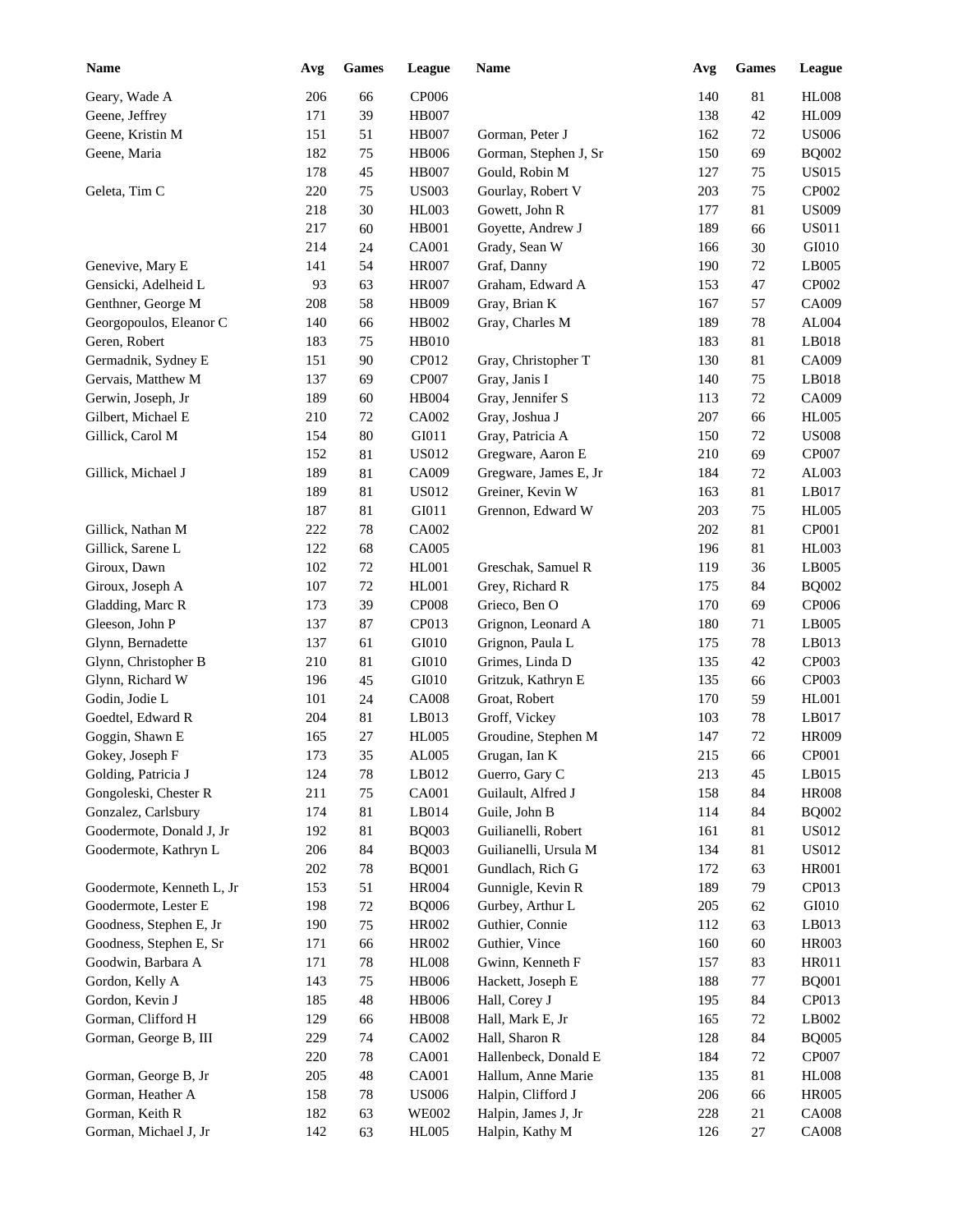| Name | Avg | Games | League | Name | Avg | Games | League |
|---|---|---|---|---|---|---|---|
| Geary, Wade A | 206 | 66 | CP006 | | 140 | 81 | HL008 |
| Geene, Jeffrey | 171 | 39 | HB007 | | 138 | 42 | HL009 |
| Geene, Kristin M | 151 | 51 | HB007 | Gorman, Peter J | 162 | 72 | US006 |
| Geene, Maria | 182 | 75 | HB006 | Gorman, Stephen J, Sr | 150 | 69 | BQ002 |
| | 178 | 45 | HB007 | Gould, Robin M | 127 | 75 | US015 |
| Geleta, Tim C | 220 | 75 | US003 | Gourlay, Robert V | 203 | 75 | CP002 |
| | 218 | 30 | HL003 | Gowett, John R | 177 | 81 | US009 |
| | 217 | 60 | HB001 | Goyette, Andrew J | 189 | 66 | US011 |
| | 214 | 24 | CA001 | Grady, Sean W | 166 | 30 | GI010 |
| Genevive, Mary E | 141 | 54 | HR007 | Graf, Danny | 190 | 72 | LB005 |
| Gensicki, Adelheid L | 93 | 63 | HR007 | Graham, Edward A | 153 | 47 | CP002 |
| Genthner, George M | 208 | 58 | HB009 | Gray, Brian K | 167 | 57 | CA009 |
| Georgopoulos, Eleanor C | 140 | 66 | HB002 | Gray, Charles M | 189 | 78 | AL004 |
| Geren, Robert | 183 | 75 | HB010 | | 183 | 81 | LB018 |
| Germadnik, Sydney E | 151 | 90 | CP012 | Gray, Christopher T | 130 | 81 | CA009 |
| Gervais, Matthew M | 137 | 69 | CP007 | Gray, Janis I | 140 | 75 | LB018 |
| Gerwin, Joseph, Jr | 189 | 60 | HB004 | Gray, Jennifer S | 113 | 72 | CA009 |
| Gilbert, Michael E | 210 | 72 | CA002 | Gray, Joshua J | 207 | 66 | HL005 |
| Gillick, Carol M | 154 | 80 | GI011 | Gray, Patricia A | 150 | 72 | US008 |
| | 152 | 81 | US012 | Gregware, Aaron E | 210 | 69 | CP007 |
| Gillick, Michael J | 189 | 81 | CA009 | Gregware, James E, Jr | 184 | 72 | AL003 |
| | 189 | 81 | US012 | Greiner, Kevin W | 163 | 81 | LB017 |
| | 187 | 81 | GI011 | Grennon, Edward W | 203 | 75 | HL005 |
| Gillick, Nathan M | 222 | 78 | CA002 | | 202 | 81 | CP001 |
| Gillick, Sarene L | 122 | 68 | CA005 | | 196 | 81 | HL003 |
| Giroux, Dawn | 102 | 72 | HL001 | Greschak, Samuel R | 119 | 36 | LB005 |
| Giroux, Joseph A | 107 | 72 | HL001 | Grey, Richard R | 175 | 84 | BQ002 |
| Gladding, Marc R | 173 | 39 | CP008 | Grieco, Ben O | 170 | 69 | CP006 |
| Gleeson, John P | 137 | 87 | CP013 | Grignon, Leonard A | 180 | 71 | LB005 |
| Glynn, Bernadette | 137 | 61 | GI010 | Grignon, Paula L | 175 | 78 | LB013 |
| Glynn, Christopher B | 210 | 81 | GI010 | Grimes, Linda D | 135 | 42 | CP003 |
| Glynn, Richard W | 196 | 45 | GI010 | Gritzuk, Kathryn E | 135 | 66 | CP003 |
| Godin, Jodie L | 101 | 24 | CA008 | Groat, Robert | 170 | 59 | HL001 |
| Goedtel, Edward R | 204 | 81 | LB013 | Groff, Vickey | 103 | 78 | LB017 |
| Goggin, Shawn E | 165 | 27 | HL005 | Groudine, Stephen M | 147 | 72 | HR009 |
| Gokey, Joseph F | 173 | 35 | AL005 | Grugan, Ian K | 215 | 66 | CP001 |
| Golding, Patricia J | 124 | 78 | LB012 | Guerro, Gary C | 213 | 45 | LB015 |
| Gongoleski, Chester R | 211 | 75 | CA001 | Guilault, Alfred J | 158 | 84 | HR008 |
| Gonzalez, Carlsbury | 174 | 81 | LB014 | Guile, John B | 114 | 84 | BQ002 |
| Goodermote, Donald J, Jr | 192 | 81 | BQ003 | Guilianelli, Robert | 161 | 81 | US012 |
| Goodermote, Kathryn L | 206 | 84 | BQ003 | Guilianelli, Ursula M | 134 | 81 | US012 |
| | 202 | 78 | BQ001 | Gundlach, Rich G | 172 | 63 | HR001 |
| Goodermote, Kenneth L, Jr | 153 | 51 | HR004 | Gunnigle, Kevin R | 189 | 79 | CP013 |
| Goodermote, Lester E | 198 | 72 | BQ006 | Gurbey, Arthur L | 205 | 62 | GI010 |
| Goodness, Stephen E, Jr | 190 | 75 | HR002 | Guthier, Connie | 112 | 63 | LB013 |
| Goodness, Stephen E, Sr | 171 | 66 | HR002 | Guthier, Vince | 160 | 60 | HR003 |
| Goodwin, Barbara A | 171 | 78 | HL008 | Gwinn, Kenneth F | 157 | 83 | HR011 |
| Gordon, Kelly A | 143 | 75 | HB006 | Hackett, Joseph E | 188 | 77 | BQ001 |
| Gordon, Kevin J | 185 | 48 | HB006 | Hall, Corey J | 195 | 84 | CP013 |
| Gorman, Clifford H | 129 | 66 | HB008 | Hall, Mark E, Jr | 165 | 72 | LB002 |
| Gorman, George B, III | 229 | 74 | CA002 | Hall, Sharon R | 128 | 84 | BQ005 |
| | 220 | 78 | CA001 | Hallenbeck, Donald E | 184 | 72 | CP007 |
| Gorman, George B, Jr | 205 | 48 | CA001 | Hallum, Anne Marie | 135 | 81 | HL008 |
| Gorman, Heather A | 158 | 78 | US006 | Halpin, Clifford J | 206 | 66 | HR005 |
| Gorman, Keith R | 182 | 63 | WE002 | Halpin, James J, Jr | 228 | 21 | CA008 |
| Gorman, Michael J, Jr | 142 | 63 | HL005 | Halpin, Kathy M | 126 | 27 | CA008 |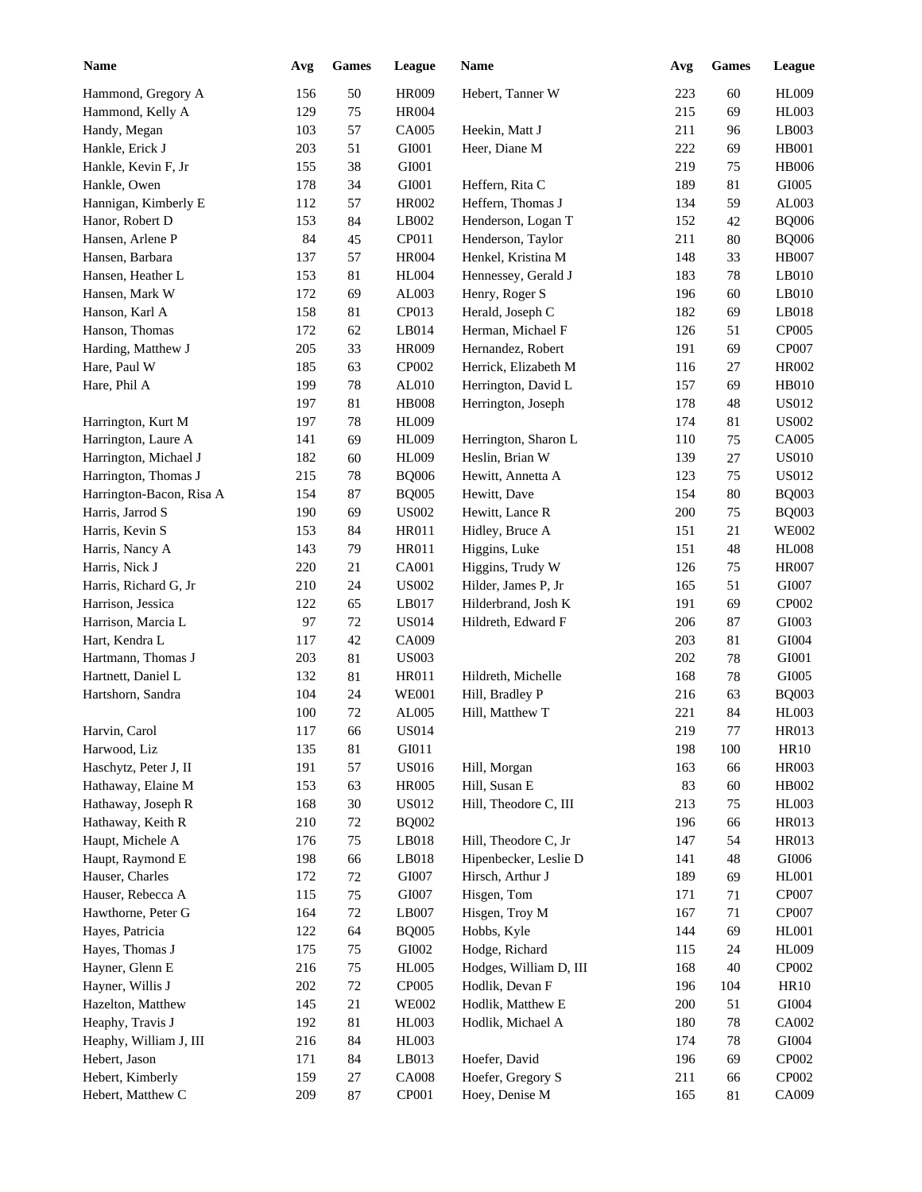| Name | Avg | Games | League | Name | Avg | Games | League |
|---|---|---|---|---|---|---|---|
| Hammond, Gregory A | 156 | 50 | HR009 | Hebert, Tanner W | 223 | 60 | HL009 |
| Hammond, Kelly A | 129 | 75 | HR004 | | 215 | 69 | HL003 |
| Handy, Megan | 103 | 57 | CA005 | Heekin, Matt J | 211 | 96 | LB003 |
| Hankle, Erick J | 203 | 51 | GI001 | Heer, Diane M | 222 | 69 | HB001 |
| Hankle, Kevin F, Jr | 155 | 38 | GI001 | | 219 | 75 | HB006 |
| Hankle, Owen | 178 | 34 | GI001 | Heffern, Rita C | 189 | 81 | GI005 |
| Hannigan, Kimberly E | 112 | 57 | HR002 | Heffern, Thomas J | 134 | 59 | AL003 |
| Hanor, Robert D | 153 | 84 | LB002 | Henderson, Logan T | 152 | 42 | BQ006 |
| Hansen, Arlene P | 84 | 45 | CP011 | Henderson, Taylor | 211 | 80 | BQ006 |
| Hansen, Barbara | 137 | 57 | HR004 | Henkel, Kristina M | 148 | 33 | HB007 |
| Hansen, Heather L | 153 | 81 | HL004 | Hennessey, Gerald J | 183 | 78 | LB010 |
| Hansen, Mark W | 172 | 69 | AL003 | Henry, Roger S | 196 | 60 | LB010 |
| Hanson, Karl A | 158 | 81 | CP013 | Herald, Joseph C | 182 | 69 | LB018 |
| Hanson, Thomas | 172 | 62 | LB014 | Herman, Michael F | 126 | 51 | CP005 |
| Harding, Matthew J | 205 | 33 | HR009 | Hernandez, Robert | 191 | 69 | CP007 |
| Hare, Paul W | 185 | 63 | CP002 | Herrick, Elizabeth M | 116 | 27 | HR002 |
| Hare, Phil A | 199 | 78 | AL010 | Herrington, David L | 157 | 69 | HB010 |
| | 197 | 81 | HB008 | Herrington, Joseph | 178 | 48 | US012 |
| Harrington, Kurt M | 197 | 78 | HL009 | | 174 | 81 | US002 |
| Harrington, Laure A | 141 | 69 | HL009 | Herrington, Sharon L | 110 | 75 | CA005 |
| Harrington, Michael J | 182 | 60 | HL009 | Heslin, Brian W | 139 | 27 | US010 |
| Harrington, Thomas J | 215 | 78 | BQ006 | Hewitt, Annetta A | 123 | 75 | US012 |
| Harrington-Bacon, Risa A | 154 | 87 | BQ005 | Hewitt, Dave | 154 | 80 | BQ003 |
| Harris, Jarrod S | 190 | 69 | US002 | Hewitt, Lance R | 200 | 75 | BQ003 |
| Harris, Kevin S | 153 | 84 | HR011 | Hidley, Bruce A | 151 | 21 | WE002 |
| Harris, Nancy A | 143 | 79 | HR011 | Higgins, Luke | 151 | 48 | HL008 |
| Harris, Nick J | 220 | 21 | CA001 | Higgins, Trudy W | 126 | 75 | HR007 |
| Harris, Richard G, Jr | 210 | 24 | US002 | Hilder, James P, Jr | 165 | 51 | GI007 |
| Harrison, Jessica | 122 | 65 | LB017 | Hilderbrand, Josh K | 191 | 69 | CP002 |
| Harrison, Marcia L | 97 | 72 | US014 | Hildreth, Edward F | 206 | 87 | GI003 |
| Hart, Kendra L | 117 | 42 | CA009 | | 203 | 81 | GI004 |
| Hartmann, Thomas J | 203 | 81 | US003 | | 202 | 78 | GI001 |
| Hartnett, Daniel L | 132 | 81 | HR011 | Hildreth, Michelle | 168 | 78 | GI005 |
| Hartshorn, Sandra | 104 | 24 | WE001 | Hill, Bradley P | 216 | 63 | BQ003 |
| | 100 | 72 | AL005 | Hill, Matthew T | 221 | 84 | HL003 |
| Harvin, Carol | 117 | 66 | US014 | | 219 | 77 | HR013 |
| Harwood, Liz | 135 | 81 | GI011 | | 198 | 100 | HR10 |
| Haschytz, Peter J, II | 191 | 57 | US016 | Hill, Morgan | 163 | 66 | HR003 |
| Hathaway, Elaine M | 153 | 63 | HR005 | Hill, Susan E | 83 | 60 | HB002 |
| Hathaway, Joseph R | 168 | 30 | US012 | Hill, Theodore C, III | 213 | 75 | HL003 |
| Hathaway, Keith R | 210 | 72 | BQ002 | | 196 | 66 | HR013 |
| Haupt, Michele A | 176 | 75 | LB018 | Hill, Theodore C, Jr | 147 | 54 | HR013 |
| Haupt, Raymond E | 198 | 66 | LB018 | Hipenbecker, Leslie D | 141 | 48 | GI006 |
| Hauser, Charles | 172 | 72 | GI007 | Hirsch, Arthur J | 189 | 69 | HL001 |
| Hauser, Rebecca A | 115 | 75 | GI007 | Hisgen, Tom | 171 | 71 | CP007 |
| Hawthorne, Peter G | 164 | 72 | LB007 | Hisgen, Troy M | 167 | 71 | CP007 |
| Hayes, Patricia | 122 | 64 | BQ005 | Hobbs, Kyle | 144 | 69 | HL001 |
| Hayes, Thomas J | 175 | 75 | GI002 | Hodge, Richard | 115 | 24 | HL009 |
| Hayner, Glenn E | 216 | 75 | HL005 | Hodges, William D, III | 168 | 40 | CP002 |
| Hayner, Willis J | 202 | 72 | CP005 | Hodlik, Devan F | 196 | 104 | HR10 |
| Hazelton, Matthew | 145 | 21 | WE002 | Hodlik, Matthew E | 200 | 51 | GI004 |
| Heaphy, Travis J | 192 | 81 | HL003 | Hodlik, Michael A | 180 | 78 | CA002 |
| Heaphy, William J, III | 216 | 84 | HL003 | | 174 | 78 | GI004 |
| Hebert, Jason | 171 | 84 | LB013 | Hoefer, David | 196 | 69 | CP002 |
| Hebert, Kimberly | 159 | 27 | CA008 | Hoefer, Gregory S | 211 | 66 | CP002 |
| Hebert, Matthew C | 209 | 87 | CP001 | Hoey, Denise M | 165 | 81 | CA009 |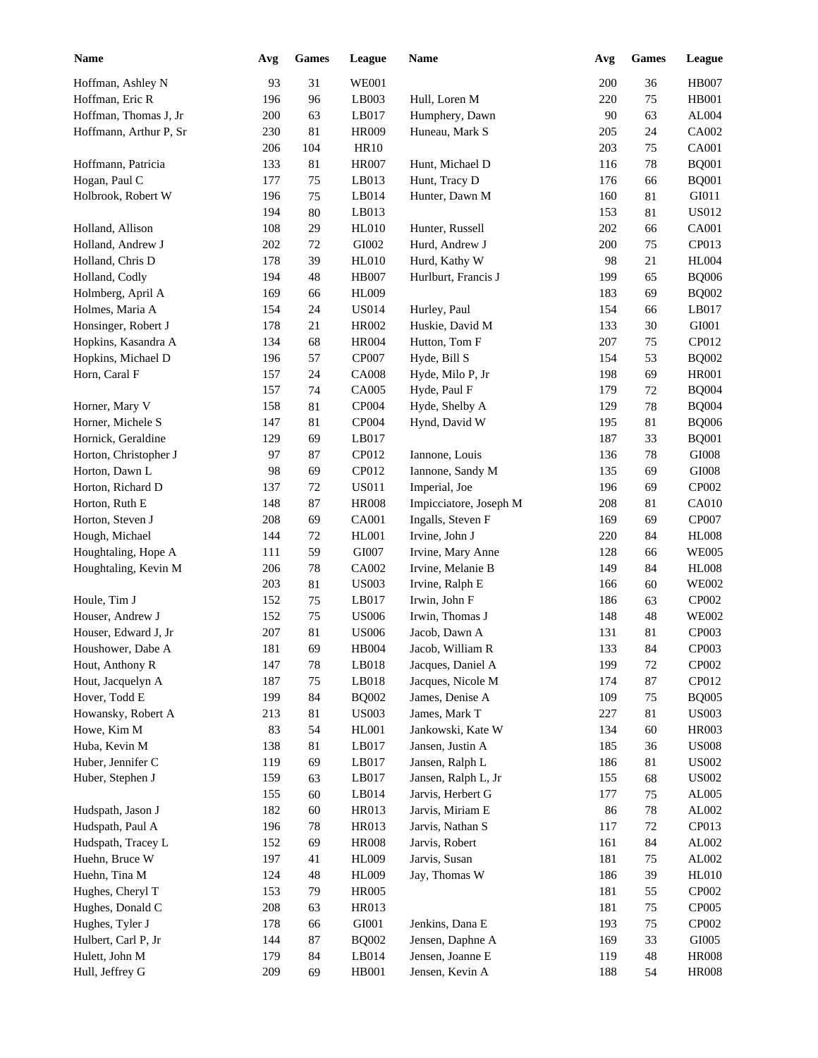| Name | Avg | Games | League |
|---|---|---|---|
| Hoffman, Ashley N | 93 | 31 | WE001 |
| Hoffman, Eric R | 196 | 96 | LB003 |
| Hoffman, Thomas J, Jr | 200 | 63 | LB017 |
| Hoffmann, Arthur P, Sr | 230 | 81 | HR009 |
| | 206 | 104 | HR10 |
| Hoffmann, Patricia | 133 | 81 | HR007 |
| Hogan, Paul C | 177 | 75 | LB013 |
| Holbrook, Robert W | 196 | 75 | LB014 |
| | 194 | 80 | LB013 |
| Holland, Allison | 108 | 29 | HL010 |
| Holland, Andrew J | 202 | 72 | GI002 |
| Holland, Chris D | 178 | 39 | HL010 |
| Holland, Codly | 194 | 48 | HB007 |
| Holmberg, April A | 169 | 66 | HL009 |
| Holmes, Maria A | 154 | 24 | US014 |
| Honsinger, Robert J | 178 | 21 | HR002 |
| Hopkins, Kasandra A | 134 | 68 | HR004 |
| Hopkins, Michael D | 196 | 57 | CP007 |
| Horn, Caral F | 157 | 24 | CA008 |
| | 157 | 74 | CA005 |
| Horner, Mary V | 158 | 81 | CP004 |
| Horner, Michele S | 147 | 81 | CP004 |
| Hornick, Geraldine | 129 | 69 | LB017 |
| Horton, Christopher J | 97 | 87 | CP012 |
| Horton, Dawn L | 98 | 69 | CP012 |
| Horton, Richard D | 137 | 72 | US011 |
| Horton, Ruth E | 148 | 87 | HR008 |
| Horton, Steven J | 208 | 69 | CA001 |
| Hough, Michael | 144 | 72 | HL001 |
| Houghtaling, Hope A | 111 | 59 | GI007 |
| Houghtaling, Kevin M | 206 | 78 | CA002 |
| | 203 | 81 | US003 |
| Houle, Tim J | 152 | 75 | LB017 |
| Houser, Andrew J | 152 | 75 | US006 |
| Houser, Edward J, Jr | 207 | 81 | US006 |
| Houshower, Dabe A | 181 | 69 | HB004 |
| Hout, Anthony R | 147 | 78 | LB018 |
| Hout, Jacquelyn A | 187 | 75 | LB018 |
| Hover, Todd E | 199 | 84 | BQ002 |
| Howansky, Robert A | 213 | 81 | US003 |
| Howe, Kim M | 83 | 54 | HL001 |
| Huba, Kevin M | 138 | 81 | LB017 |
| Huber, Jennifer C | 119 | 69 | LB017 |
| Huber, Stephen J | 159 | 63 | LB017 |
| | 155 | 60 | LB014 |
| Hudspath, Jason J | 182 | 60 | HR013 |
| Hudspath, Paul A | 196 | 78 | HR013 |
| Hudspath, Tracey L | 152 | 69 | HR008 |
| Huehn, Bruce W | 197 | 41 | HL009 |
| Huehn, Tina M | 124 | 48 | HL009 |
| Hughes, Cheryl T | 153 | 79 | HR005 |
| Hughes, Donald C | 208 | 63 | HR013 |
| Hughes, Tyler J | 178 | 66 | GI001 |
| Hulbert, Carl P, Jr | 144 | 87 | BQ002 |
| Hulett, John M | 179 | 84 | LB014 |
| Hull, Jeffrey G | 209 | 69 | HB001 |
| | 200 | 36 | HB007 |
| Hull, Loren M | 220 | 75 | HB001 |
| Humphery, Dawn | 90 | 63 | AL004 |
| Huneau, Mark S | 205 | 24 | CA002 |
| | 203 | 75 | CA001 |
| Hunt, Michael D | 116 | 78 | BQ001 |
| Hunt, Tracy D | 176 | 66 | BQ001 |
| Hunter, Dawn M | 160 | 81 | GI011 |
| | 153 | 81 | US012 |
| Hunter, Russell | 202 | 66 | CA001 |
| Hurd, Andrew J | 200 | 75 | CP013 |
| Hurd, Kathy W | 98 | 21 | HL004 |
| Hurlburt, Francis J | 199 | 65 | BQ006 |
| | 183 | 69 | BQ002 |
| Hurley, Paul | 154 | 66 | LB017 |
| Huskie, David M | 133 | 30 | GI001 |
| Hutton, Tom F | 207 | 75 | CP012 |
| Hyde, Bill S | 154 | 53 | BQ002 |
| Hyde, Milo P, Jr | 198 | 69 | HR001 |
| Hyde, Paul F | 179 | 72 | BQ004 |
| Hyde, Shelby A | 129 | 78 | BQ004 |
| Hynd, David W | 195 | 81 | BQ006 |
| | 187 | 33 | BQ001 |
| Iannone, Louis | 136 | 78 | GI008 |
| Iannone, Sandy M | 135 | 69 | GI008 |
| Imperial, Joe | 196 | 69 | CP002 |
| Impicciatore, Joseph M | 208 | 81 | CA010 |
| Ingalls, Steven F | 169 | 69 | CP007 |
| Irvine, John J | 220 | 84 | HL008 |
| Irvine, Mary Anne | 128 | 66 | WE005 |
| Irvine, Melanie B | 149 | 84 | HL008 |
| Irvine, Ralph E | 166 | 60 | WE002 |
| Irwin, John F | 186 | 63 | CP002 |
| Irwin, Thomas J | 148 | 48 | WE002 |
| Jacob, Dawn A | 131 | 81 | CP003 |
| Jacob, William R | 133 | 84 | CP003 |
| Jacques, Daniel A | 199 | 72 | CP002 |
| Jacques, Nicole M | 174 | 87 | CP012 |
| James, Denise A | 109 | 75 | BQ005 |
| James, Mark T | 227 | 81 | US003 |
| Jankowski, Kate W | 134 | 60 | HR003 |
| Jansen, Justin A | 185 | 36 | US008 |
| Jansen, Ralph L | 186 | 81 | US002 |
| Jansen, Ralph L, Jr | 155 | 68 | US002 |
| Jarvis, Herbert G | 177 | 75 | AL005 |
| Jarvis, Miriam E | 86 | 78 | AL002 |
| Jarvis, Nathan S | 117 | 72 | CP013 |
| Jarvis, Robert | 161 | 84 | AL002 |
| Jarvis, Susan | 181 | 75 | AL002 |
| Jay, Thomas W | 186 | 39 | HL010 |
| | 181 | 55 | CP002 |
| | 181 | 75 | CP005 |
| Jenkins, Dana E | 193 | 75 | CP002 |
| Jensen, Daphne A | 169 | 33 | GI005 |
| Jensen, Joanne E | 119 | 48 | HR008 |
| Jensen, Kevin A | 188 | 54 | HR008 |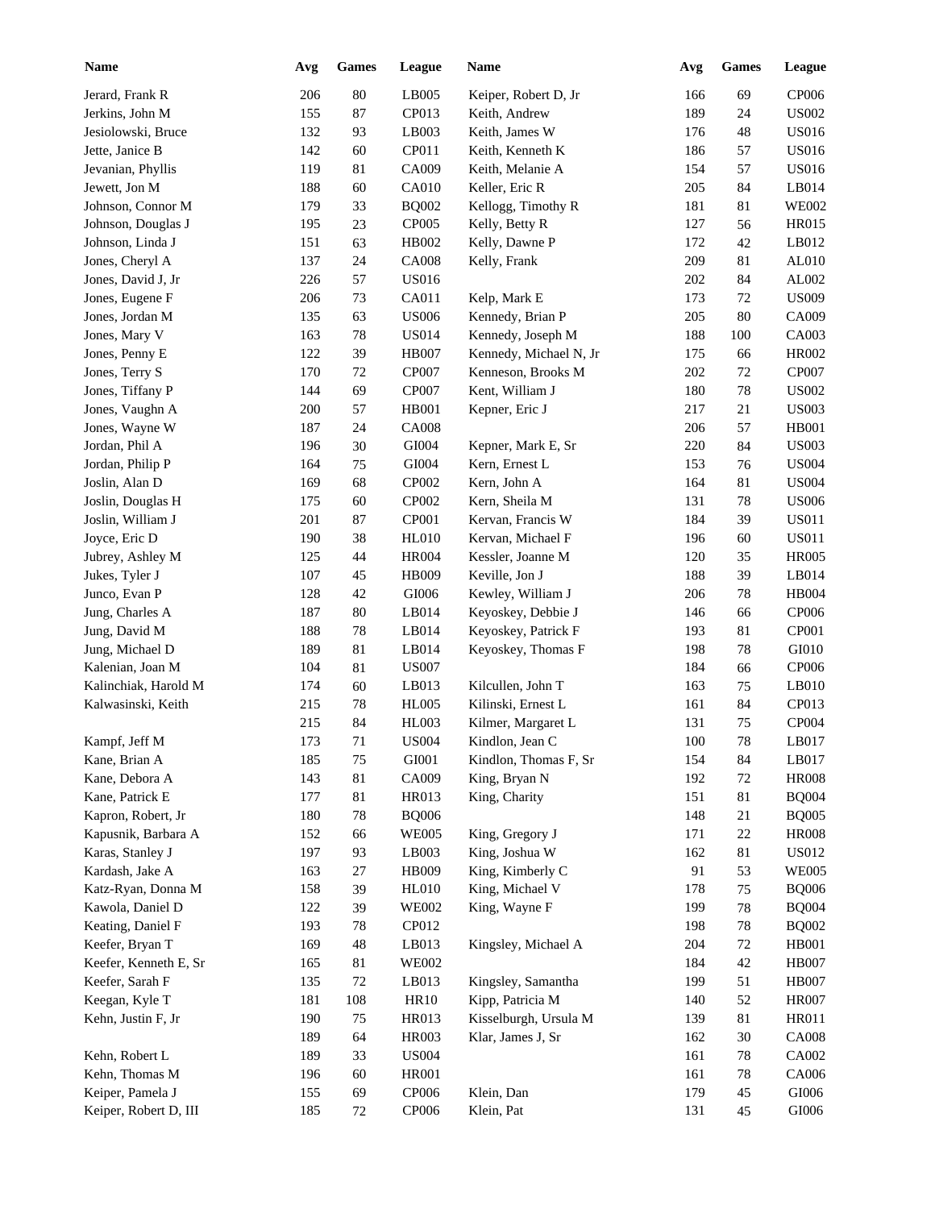| Name | Avg | Games | League |
|---|---|---|---|
| Jerard, Frank R | 206 | 80 | LB005 |
| Jerkins, John M | 155 | 87 | CP013 |
| Jesiolowski, Bruce | 132 | 93 | LB003 |
| Jette, Janice B | 142 | 60 | CP011 |
| Jevanian, Phyllis | 119 | 81 | CA009 |
| Jewett, Jon M | 188 | 60 | CA010 |
| Johnson, Connor M | 179 | 33 | BQ002 |
| Johnson, Douglas J | 195 | 23 | CP005 |
| Johnson, Linda J | 151 | 63 | HB002 |
| Jones, Cheryl A | 137 | 24 | CA008 |
| Jones, David J, Jr | 226 | 57 | US016 |
| Jones, Eugene F | 206 | 73 | CA011 |
| Jones, Jordan M | 135 | 63 | US006 |
| Jones, Mary V | 163 | 78 | US014 |
| Jones, Penny E | 122 | 39 | HB007 |
| Jones, Terry S | 170 | 72 | CP007 |
| Jones, Tiffany P | 144 | 69 | CP007 |
| Jones, Vaughn A | 200 | 57 | HB001 |
| Jones, Wayne W | 187 | 24 | CA008 |
| Jordan, Phil A | 196 | 30 | GI004 |
| Jordan, Philip P | 164 | 75 | GI004 |
| Joslin, Alan D | 169 | 68 | CP002 |
| Joslin, Douglas H | 175 | 60 | CP002 |
| Joslin, William J | 201 | 87 | CP001 |
| Joyce, Eric D | 190 | 38 | HL010 |
| Jubrey, Ashley M | 125 | 44 | HR004 |
| Jukes, Tyler J | 107 | 45 | HB009 |
| Junco, Evan P | 128 | 42 | GI006 |
| Jung, Charles A | 187 | 80 | LB014 |
| Jung, David M | 188 | 78 | LB014 |
| Jung, Michael D | 189 | 81 | LB014 |
| Kalenian, Joan M | 104 | 81 | US007 |
| Kalinchiak, Harold M | 174 | 60 | LB013 |
| Kalwasinski, Keith | 215 | 78 | HL005 |
| | 215 | 84 | HL003 |
| Kampf, Jeff M | 173 | 71 | US004 |
| Kane, Brian A | 185 | 75 | GI001 |
| Kane, Debora A | 143 | 81 | CA009 |
| Kane, Patrick E | 177 | 81 | HR013 |
| Kapron, Robert, Jr | 180 | 78 | BQ006 |
| Kapusnik, Barbara A | 152 | 66 | WE005 |
| Karas, Stanley J | 197 | 93 | LB003 |
| Kardash, Jake A | 163 | 27 | HB009 |
| Katz-Ryan, Donna M | 158 | 39 | HL010 |
| Kawola, Daniel D | 122 | 39 | WE002 |
| Keating, Daniel F | 193 | 78 | CP012 |
| Keefer, Bryan T | 169 | 48 | LB013 |
| Keefer, Kenneth E, Sr | 165 | 81 | WE002 |
| Keefer, Sarah F | 135 | 72 | LB013 |
| Keegan, Kyle T | 181 | 108 | HR10 |
| Kehn, Justin F, Jr | 190 | 75 | HR013 |
| | 189 | 64 | HR003 |
| Kehn, Robert L | 189 | 33 | US004 |
| Kehn, Thomas M | 196 | 60 | HR001 |
| Keiper, Pamela J | 155 | 69 | CP006 |
| Keiper, Robert D, III | 185 | 72 | CP006 |
| Keiper, Robert D, Jr | 166 | 69 | CP006 |
| Keith, Andrew | 189 | 24 | US002 |
| Keith, James W | 176 | 48 | US016 |
| Keith, Kenneth K | 186 | 57 | US016 |
| Keith, Melanie A | 154 | 57 | US016 |
| Keller, Eric R | 205 | 84 | LB014 |
| Kellogg, Timothy R | 181 | 81 | WE002 |
| Kelly, Betty R | 127 | 56 | HR015 |
| Kelly, Dawne P | 172 | 42 | LB012 |
| Kelly, Frank | 209 | 81 | AL010 |
| | 202 | 84 | AL002 |
| Kelp, Mark E | 173 | 72 | US009 |
| Kennedy, Brian P | 205 | 80 | CA009 |
| Kennedy, Joseph M | 188 | 100 | CA003 |
| Kennedy, Michael N, Jr | 175 | 66 | HR002 |
| Kenneson, Brooks M | 202 | 72 | CP007 |
| Kent, William J | 180 | 78 | US002 |
| Kepner, Eric J | 217 | 21 | US003 |
| | 206 | 57 | HB001 |
| Kepner, Mark E, Sr | 220 | 84 | US003 |
| Kern, Ernest L | 153 | 76 | US004 |
| Kern, John A | 164 | 81 | US004 |
| Kern, Sheila M | 131 | 78 | US006 |
| Kervan, Francis W | 184 | 39 | US011 |
| Kervan, Michael F | 196 | 60 | US011 |
| Kessler, Joanne M | 120 | 35 | HR005 |
| Keville, Jon J | 188 | 39 | LB014 |
| Kewley, William J | 206 | 78 | HB004 |
| Keyoskey, Debbie J | 146 | 66 | CP006 |
| Keyoskey, Patrick F | 193 | 81 | CP001 |
| Keyoskey, Thomas F | 198 | 78 | GI010 |
| | 184 | 66 | CP006 |
| Kilcullen, John T | 163 | 75 | LB010 |
| Kilinski, Ernest L | 161 | 84 | CP013 |
| Kilmer, Margaret L | 131 | 75 | CP004 |
| Kindlon, Jean C | 100 | 78 | LB017 |
| Kindlon, Thomas F, Sr | 154 | 84 | LB017 |
| King, Bryan N | 192 | 72 | HR008 |
| King, Charity | 151 | 81 | BQ004 |
| | 148 | 21 | BQ005 |
| King, Gregory J | 171 | 22 | HR008 |
| King, Joshua W | 162 | 81 | US012 |
| King, Kimberly C | 91 | 53 | WE005 |
| King, Michael V | 178 | 75 | BQ006 |
| King, Wayne F | 199 | 78 | BQ004 |
| | 198 | 78 | BQ002 |
| Kingsley, Michael A | 204 | 72 | HB001 |
| | 184 | 42 | HB007 |
| Kingsley, Samantha | 199 | 51 | HB007 |
| Kipp, Patricia M | 140 | 52 | HR007 |
| Kisselburgh, Ursula M | 139 | 81 | HR011 |
| Klar, James J, Sr | 162 | 30 | CA008 |
| | 161 | 78 | CA002 |
| | 161 | 78 | CA006 |
| Klein, Dan | 179 | 45 | GI006 |
| Klein, Pat | 131 | 45 | GI006 |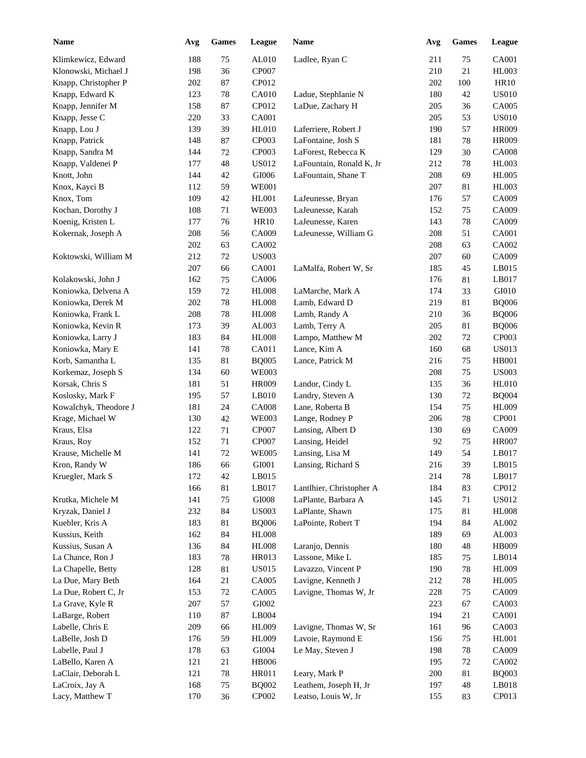| Name | Avg | Games | League | Name | Avg | Games | League |
|---|---|---|---|---|---|---|---|
| Klimkewicz, Edward | 188 | 75 | AL010 | Ladlee, Ryan C | 211 | 75 | CA001 |
| Klonowski, Michael J | 198 | 36 | CP007 | | 210 | 21 | HL003 |
| Knapp, Christopher P | 202 | 87 | CP012 | | 202 | 100 | HR10 |
| Knapp, Edward K | 123 | 78 | CA010 | Ladue, Stephlanie N | 180 | 42 | US010 |
| Knapp, Jennifer M | 158 | 87 | CP012 | LaDue, Zachary H | 205 | 36 | CA005 |
| Knapp, Jesse C | 220 | 33 | CA001 | | 205 | 53 | US010 |
| Knapp, Lou J | 139 | 39 | HL010 | Laferriere, Robert J | 190 | 57 | HR009 |
| Knapp, Patrick | 148 | 87 | CP003 | LaFontaine, Josh S | 181 | 78 | HR009 |
| Knapp, Sandra M | 144 | 72 | CP003 | LaForest, Rebecca K | 129 | 30 | CA008 |
| Knapp, Valdenei P | 177 | 48 | US012 | LaFountain, Ronald K, Jr | 212 | 78 | HL003 |
| Knott, John | 144 | 42 | GI006 | LaFountain, Shane T | 208 | 69 | HL005 |
| Knox, Kayci B | 112 | 59 | WE001 | | 207 | 81 | HL003 |
| Knox, Tom | 109 | 42 | HL001 | LaJeunesse, Bryan | 176 | 57 | CA009 |
| Kochan, Dorothy J | 108 | 71 | WE003 | LaJeunesse, Karah | 152 | 75 | CA009 |
| Koenig, Kristen L | 177 | 76 | HR10 | LaJeunesse, Karen | 143 | 78 | CA009 |
| Kokernak, Joseph A | 208 | 56 | CA009 | LaJeunesse, William G | 208 | 51 | CA001 |
| | 202 | 63 | CA002 | | 208 | 63 | CA002 |
| Koktowski, William M | 212 | 72 | US003 | | 207 | 60 | CA009 |
| | 207 | 66 | CA001 | LaMalfa, Robert W, Sr | 185 | 45 | LB015 |
| Kolakowski, John J | 162 | 75 | CA006 | | 176 | 81 | LB017 |
| Koniowka, Delvena A | 159 | 72 | HL008 | LaMarche, Mark A | 174 | 33 | GI010 |
| Koniowka, Derek M | 202 | 78 | HL008 | Lamb, Edward D | 219 | 81 | BQ006 |
| Koniowka, Frank L | 208 | 78 | HL008 | Lamb, Randy A | 210 | 36 | BQ006 |
| Koniowka, Kevin R | 173 | 39 | AL003 | Lamb, Terry A | 205 | 81 | BQ006 |
| Koniowka, Larry J | 183 | 84 | HL008 | Lampo, Matthew M | 202 | 72 | CP003 |
| Koniowka, Mary E | 141 | 78 | CA011 | Lance, Kim A | 160 | 68 | US013 |
| Korb, Samantha L | 135 | 81 | BQ005 | Lance, Patrick M | 216 | 75 | HB001 |
| Korkemaz, Joseph S | 134 | 60 | WE003 | | 208 | 75 | US003 |
| Korsak, Chris S | 181 | 51 | HR009 | Landor, Cindy L | 135 | 36 | HL010 |
| Koslosky, Mark F | 195 | 57 | LB010 | Landry, Steven A | 130 | 72 | BQ004 |
| Kowalchyk, Theodore J | 181 | 24 | CA008 | Lane, Roberta B | 154 | 75 | HL009 |
| Krage, Michael W | 130 | 42 | WE003 | Lange, Rodney P | 206 | 78 | CP001 |
| Kraus, Elsa | 122 | 71 | CP007 | Lansing, Albert D | 130 | 69 | CA009 |
| Kraus, Roy | 152 | 71 | CP007 | Lansing, Heidel | 92 | 75 | HR007 |
| Krause, Michelle M | 141 | 72 | WE005 | Lansing, Lisa M | 149 | 54 | LB017 |
| Kron, Randy W | 186 | 66 | GI001 | Lansing, Richard S | 216 | 39 | LB015 |
| Kruegler, Mark S | 172 | 42 | LB015 | | 214 | 78 | LB017 |
| | 166 | 81 | LB017 | Lantlhier, Christopher A | 184 | 83 | CP012 |
| Krutka, Michele M | 141 | 75 | GI008 | LaPlante, Barbara A | 145 | 71 | US012 |
| Kryzak, Daniel J | 232 | 84 | US003 | LaPlante, Shawn | 175 | 81 | HL008 |
| Kuebler, Kris A | 183 | 81 | BQ006 | LaPointe, Robert T | 194 | 84 | AL002 |
| Kussius, Keith | 162 | 84 | HL008 | | 189 | 69 | AL003 |
| Kussius, Susan A | 136 | 84 | HL008 | Laranjo, Dennis | 180 | 48 | HB009 |
| La Chance, Ron J | 183 | 78 | HR013 | Lassone, Mike L | 185 | 75 | LB014 |
| La Chapelle, Betty | 128 | 81 | US015 | Lavazzo, Vincent P | 190 | 78 | HL009 |
| La Due, Mary Beth | 164 | 21 | CA005 | Lavigne, Kenneth J | 212 | 78 | HL005 |
| La Due, Robert C, Jr | 153 | 72 | CA005 | Lavigne, Thomas W, Jr | 228 | 75 | CA009 |
| La Grave, Kyle R | 207 | 57 | GI002 | | 223 | 67 | CA003 |
| LaBarge, Robert | 110 | 87 | LB004 | | 194 | 21 | CA001 |
| Labelle, Chris E | 209 | 66 | HL009 | Lavigne, Thomas W, Sr | 161 | 96 | CA003 |
| LaBelle, Josh D | 176 | 59 | HL009 | Lavoie, Raymond E | 156 | 75 | HL001 |
| Labelle, Paul J | 178 | 63 | GI004 | Le May, Steven J | 198 | 78 | CA009 |
| LaBello, Karen A | 121 | 21 | HB006 | | 195 | 72 | CA002 |
| LaClair, Deborah L | 121 | 78 | HR011 | Leary, Mark P | 200 | 81 | BQ003 |
| LaCroix, Jay A | 168 | 75 | BQ002 | Leathem, Joseph H, Jr | 197 | 48 | LB018 |
| Lacy, Matthew T | 170 | 36 | CP002 | Leatso, Louis W, Jr | 155 | 83 | CP013 |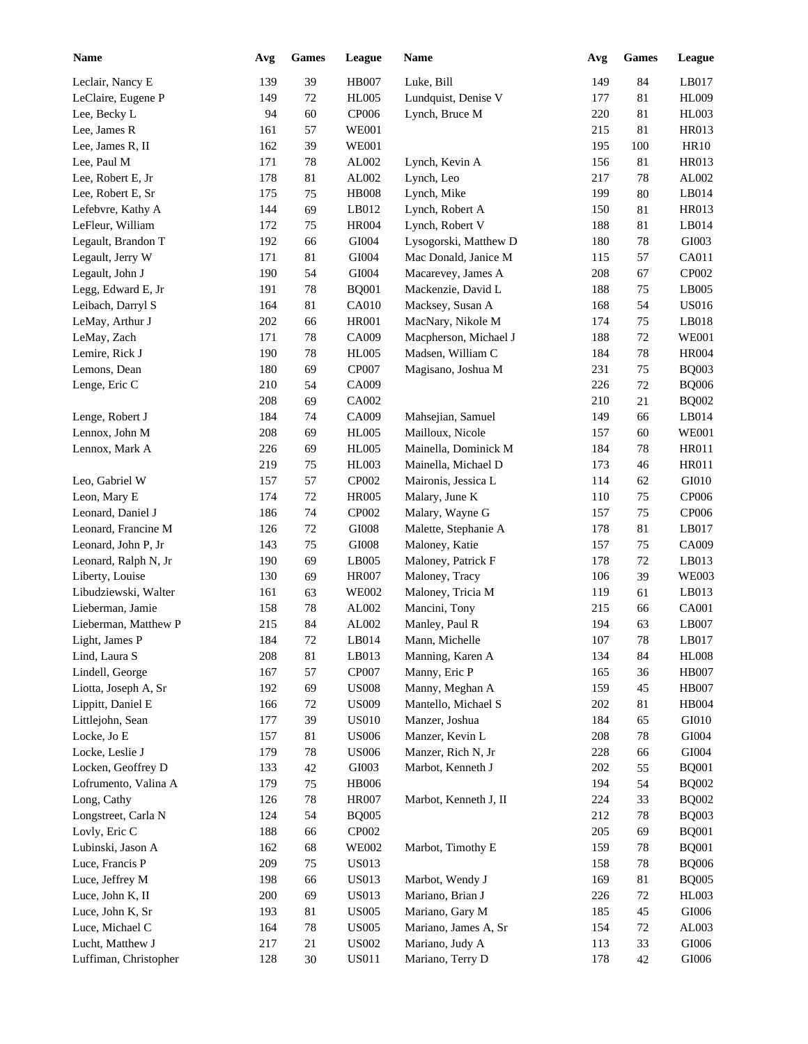| Name | Avg | Games | League |
|---|---|---|---|
| Leclair, Nancy E | 139 | 39 | HB007 |
| LeClaire, Eugene P | 149 | 72 | HL005 |
| Lee, Becky L | 94 | 60 | CP006 |
| Lee, James R | 161 | 57 | WE001 |
| Lee, James R, II | 162 | 39 | WE001 |
| Lee, Paul M | 171 | 78 | AL002 |
| Lee, Robert E, Jr | 178 | 81 | AL002 |
| Lee, Robert E, Sr | 175 | 75 | HB008 |
| Lefebvre, Kathy A | 144 | 69 | LB012 |
| LeFleur, William | 172 | 75 | HR004 |
| Legault, Brandon T | 192 | 66 | GI004 |
| Legault, Jerry W | 171 | 81 | GI004 |
| Legault, John J | 190 | 54 | GI004 |
| Legg, Edward E, Jr | 191 | 78 | BQ001 |
| Leibach, Darryl S | 164 | 81 | CA010 |
| LeMay, Arthur J | 202 | 66 | HR001 |
| LeMay, Zach | 171 | 78 | CA009 |
| Lemire, Rick J | 190 | 78 | HL005 |
| Lemons, Dean | 180 | 69 | CP007 |
| Lenge, Eric C | 210 | 54 | CA009 |
| | 208 | 69 | CA002 |
| Lenge, Robert J | 184 | 74 | CA009 |
| Lennox, John M | 208 | 69 | HL005 |
| Lennox, Mark A | 226 | 69 | HL005 |
| | 219 | 75 | HL003 |
| Leo, Gabriel W | 157 | 57 | CP002 |
| Leon, Mary E | 174 | 72 | HR005 |
| Leonard, Daniel J | 186 | 74 | CP002 |
| Leonard, Francine M | 126 | 72 | GI008 |
| Leonard, John P, Jr | 143 | 75 | GI008 |
| Leonard, Ralph N, Jr | 190 | 69 | LB005 |
| Liberty, Louise | 130 | 69 | HR007 |
| Libudziewski, Walter | 161 | 63 | WE002 |
| Lieberman, Jamie | 158 | 78 | AL002 |
| Lieberman, Matthew P | 215 | 84 | AL002 |
| Light, James P | 184 | 72 | LB014 |
| Lind, Laura S | 208 | 81 | LB013 |
| Lindell, George | 167 | 57 | CP007 |
| Liotta, Joseph A, Sr | 192 | 69 | US008 |
| Lippitt, Daniel E | 166 | 72 | US009 |
| Littlejohn, Sean | 177 | 39 | US010 |
| Locke, Jo E | 157 | 81 | US006 |
| Locke, Leslie J | 179 | 78 | US006 |
| Locken, Geoffrey D | 133 | 42 | GI003 |
| Lofrumento, Valina A | 179 | 75 | HB006 |
| Long, Cathy | 126 | 78 | HR007 |
| Longstreet, Carla N | 124 | 54 | BQ005 |
| Lovly, Eric C | 188 | 66 | CP002 |
| Lubinski, Jason A | 162 | 68 | WE002 |
| Luce, Francis P | 209 | 75 | US013 |
| Luce, Jeffrey M | 198 | 66 | US013 |
| Luce, John K, II | 200 | 69 | US013 |
| Luce, John K, Sr | 193 | 81 | US005 |
| Luce, Michael C | 164 | 78 | US005 |
| Lucht, Matthew J | 217 | 21 | US002 |
| Luffiman, Christopher | 128 | 30 | US011 |
| Luke, Bill | 149 | 84 | LB017 |
| Lundquist, Denise V | 177 | 81 | HL009 |
| Lynch, Bruce M | 220 | 81 | HL003 |
| | 215 | 81 | HR013 |
| | 195 | 100 | HR10 |
| Lynch, Kevin A | 156 | 81 | HR013 |
| Lynch, Leo | 217 | 78 | AL002 |
| Lynch, Mike | 199 | 80 | LB014 |
| Lynch, Robert A | 150 | 81 | HR013 |
| Lynch, Robert V | 188 | 81 | LB014 |
| Lysogorski, Matthew D | 180 | 78 | GI003 |
| Mac Donald, Janice M | 115 | 57 | CA011 |
| Macarevey, James A | 208 | 67 | CP002 |
| Mackenzie, David L | 188 | 75 | LB005 |
| Macksey, Susan A | 168 | 54 | US016 |
| MacNary, Nikole M | 174 | 75 | LB018 |
| Macpherson, Michael J | 188 | 72 | WE001 |
| Madsen, William C | 184 | 78 | HR004 |
| Magisano, Joshua M | 231 | 75 | BQ003 |
| | 226 | 72 | BQ006 |
| | 210 | 21 | BQ002 |
| Mahsejian, Samuel | 149 | 66 | LB014 |
| Mailloux, Nicole | 157 | 60 | WE001 |
| Mainella, Dominick M | 184 | 78 | HR011 |
| Mainella, Michael D | 173 | 46 | HR011 |
| Maironis, Jessica L | 114 | 62 | GI010 |
| Malary, June K | 110 | 75 | CP006 |
| Malary, Wayne G | 157 | 75 | CP006 |
| Malette, Stephanie A | 178 | 81 | LB017 |
| Maloney, Katie | 157 | 75 | CA009 |
| Maloney, Patrick F | 178 | 72 | LB013 |
| Maloney, Tracy | 106 | 39 | WE003 |
| Maloney, Tricia M | 119 | 61 | LB013 |
| Mancini, Tony | 215 | 66 | CA001 |
| Manley, Paul R | 194 | 63 | LB007 |
| Mann, Michelle | 107 | 78 | LB017 |
| Manning, Karen A | 134 | 84 | HL008 |
| Manny, Eric P | 165 | 36 | HB007 |
| Manny, Meghan A | 159 | 45 | HB007 |
| Mantello, Michael S | 202 | 81 | HB004 |
| Manzer, Joshua | 184 | 65 | GI010 |
| Manzer, Kevin L | 208 | 78 | GI004 |
| Manzer, Rich N, Jr | 228 | 66 | GI004 |
| Marbot, Kenneth J | 202 | 55 | BQ001 |
| | 194 | 54 | BQ002 |
| Marbot, Kenneth J, II | 224 | 33 | BQ002 |
| | 212 | 78 | BQ003 |
| | 205 | 69 | BQ001 |
| Marbot, Timothy E | 159 | 78 | BQ001 |
| | 158 | 78 | BQ006 |
| Marbot, Wendy J | 169 | 81 | BQ005 |
| Mariano, Brian J | 226 | 72 | HL003 |
| Mariano, Gary M | 185 | 45 | GI006 |
| Mariano, James A, Sr | 154 | 72 | AL003 |
| Mariano, Judy A | 113 | 33 | GI006 |
| Mariano, Terry D | 178 | 42 | GI006 |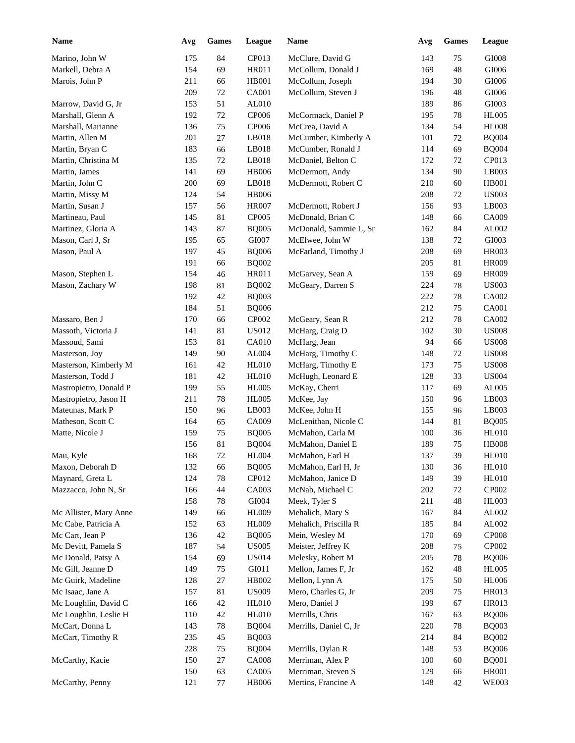| Name | Avg | Games | League | Name | Avg | Games | League |
|---|---|---|---|---|---|---|---|
| Marino, John W | 175 | 84 | CP013 | McClure, David G | 143 | 75 | GI008 |
| Markell, Debra A | 154 | 69 | HR011 | McCollum, Donald J | 169 | 48 | GI006 |
| Marois, John P | 211 | 66 | HB001 | McCollum, Joseph | 194 | 30 | GI006 |
| | 209 | 72 | CA001 | McCollum, Steven J | 196 | 48 | GI006 |
| Marrow, David G, Jr | 153 | 51 | AL010 | | 189 | 86 | GI003 |
| Marshall, Glenn A | 192 | 72 | CP006 | McCormack, Daniel P | 195 | 78 | HL005 |
| Marshall, Marianne | 136 | 75 | CP006 | McCrea, David A | 134 | 54 | HL008 |
| Martin, Allen M | 201 | 27 | LB018 | McCumber, Kimberly A | 101 | 72 | BQ004 |
| Martin, Bryan C | 183 | 66 | LB018 | McCumber, Ronald J | 114 | 69 | BQ004 |
| Martin, Christina M | 135 | 72 | LB018 | McDaniel, Belton C | 172 | 72 | CP013 |
| Martin, James | 141 | 69 | HB006 | McDermott, Andy | 134 | 90 | LB003 |
| Martin, John C | 200 | 69 | LB018 | McDermott, Robert C | 210 | 60 | HB001 |
| Martin, Missy M | 124 | 54 | HB006 | | 208 | 72 | US003 |
| Martin, Susan J | 157 | 56 | HR007 | McDermott, Robert J | 156 | 93 | LB003 |
| Martineau, Paul | 145 | 81 | CP005 | McDonald, Brian C | 148 | 66 | CA009 |
| Martinez, Gloria A | 143 | 87 | BQ005 | McDonald, Sammie L, Sr | 162 | 84 | AL002 |
| Mason, Carl J, Sr | 195 | 65 | GI007 | McElwee, John W | 138 | 72 | GI003 |
| Mason, Paul A | 197 | 45 | BQ006 | McFarland, Timothy J | 208 | 69 | HR003 |
| | 191 | 66 | BQ002 | | 205 | 81 | HR009 |
| Mason, Stephen L | 154 | 46 | HR011 | McGarvey, Sean A | 159 | 69 | HR009 |
| Mason, Zachary W | 198 | 81 | BQ002 | McGeary, Darren S | 224 | 78 | US003 |
| | 192 | 42 | BQ003 | | 222 | 78 | CA002 |
| | 184 | 51 | BQ006 | | 212 | 75 | CA001 |
| Massaro, Ben J | 170 | 66 | CP002 | McGeary, Sean R | 212 | 78 | CA002 |
| Massoth, Victoria J | 141 | 81 | US012 | McHarg, Craig D | 102 | 30 | US008 |
| Massoud, Sami | 153 | 81 | CA010 | McHarg, Jean | 94 | 66 | US008 |
| Masterson, Joy | 149 | 90 | AL004 | McHarg, Timothy C | 148 | 72 | US008 |
| Masterson, Kimberly M | 161 | 42 | HL010 | McHarg, Timothy E | 173 | 75 | US008 |
| Masterson, Todd J | 181 | 42 | HL010 | McHugh, Leonard E | 128 | 33 | US004 |
| Mastropietro, Donald P | 199 | 55 | HL005 | McKay, Cherri | 117 | 69 | AL005 |
| Mastropietro, Jason H | 211 | 78 | HL005 | McKee, Jay | 150 | 96 | LB003 |
| Mateunas, Mark P | 150 | 96 | LB003 | McKee, John H | 155 | 96 | LB003 |
| Matheson, Scott C | 164 | 65 | CA009 | McLenithan, Nicole C | 144 | 81 | BQ005 |
| Matte, Nicole J | 159 | 75 | BQ005 | McMahon, Carla M | 100 | 36 | HL010 |
| | 156 | 81 | BQ004 | McMahon, Daniel E | 189 | 75 | HB008 |
| Mau, Kyle | 168 | 72 | HL004 | McMahon, Earl H | 137 | 39 | HL010 |
| Maxon, Deborah D | 132 | 66 | BQ005 | McMahon, Earl H, Jr | 130 | 36 | HL010 |
| Maynard, Greta L | 124 | 78 | CP012 | McMahon, Janice D | 149 | 39 | HL010 |
| Mazzacco, John N, Sr | 166 | 44 | CA003 | McNab, Michael C | 202 | 72 | CP002 |
| | 158 | 78 | GI004 | Meek, Tyler S | 211 | 48 | HL003 |
| Mc Allister, Mary Anne | 149 | 66 | HL009 | Mehalich, Mary S | 167 | 84 | AL002 |
| Mc Cabe, Patricia A | 152 | 63 | HL009 | Mehalich, Priscilla R | 185 | 84 | AL002 |
| Mc Cart, Jean P | 136 | 42 | BQ005 | Mein, Wesley M | 170 | 69 | CP008 |
| Mc Devitt, Pamela S | 187 | 54 | US005 | Meister, Jeffrey K | 208 | 75 | CP002 |
| Mc Donald, Patsy A | 154 | 69 | US014 | Melesky, Robert M | 205 | 78 | BQ006 |
| Mc Gill, Jeanne D | 149 | 75 | GI011 | Mellon, James F, Jr | 162 | 48 | HL005 |
| Mc Guirk, Madeline | 128 | 27 | HB002 | Mellon, Lynn A | 175 | 50 | HL006 |
| Mc Isaac, Jane A | 157 | 81 | US009 | Mero, Charles G, Jr | 209 | 75 | HR013 |
| Mc Loughlin, David C | 166 | 42 | HL010 | Mero, Daniel J | 199 | 67 | HR013 |
| Mc Loughlin, Leslie H | 110 | 42 | HL010 | Merrills, Chris | 167 | 63 | BQ006 |
| McCart, Donna L | 143 | 78 | BQ004 | Merrills, Daniel C, Jr | 220 | 78 | BQ003 |
| McCart, Timothy R | 235 | 45 | BQ003 | | 214 | 84 | BQ002 |
| | 228 | 75 | BQ004 | Merrills, Dylan R | 148 | 53 | BQ006 |
| McCarthy, Kacie | 150 | 27 | CA008 | Merriman, Alex P | 100 | 60 | BQ001 |
| | 150 | 63 | CA005 | Merriman, Steven S | 129 | 66 | HR001 |
| McCarthy, Penny | 121 | 77 | HB006 | Mertins, Francine A | 148 | 42 | WE003 |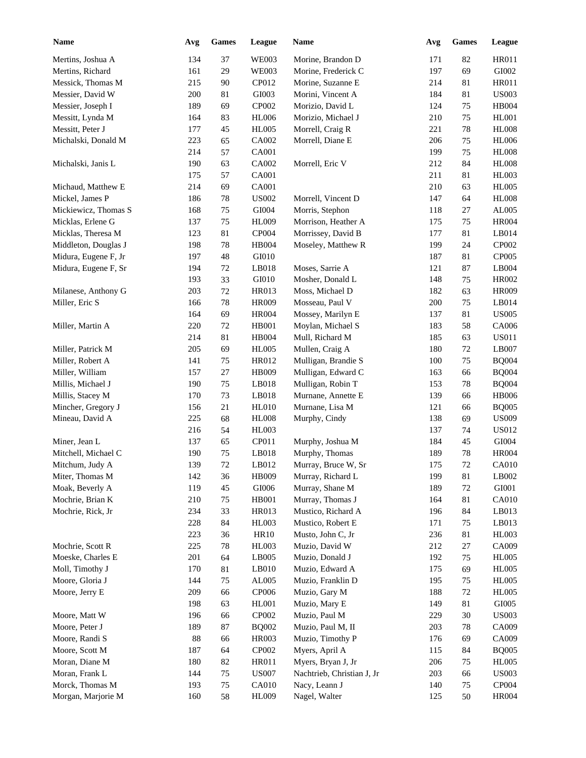| Name | Avg | Games | League |
|---|---|---|---|
| Mertins, Joshua A | 134 | 37 | WE003 |
| Mertins, Richard | 161 | 29 | WE003 |
| Messick, Thomas M | 215 | 90 | CP012 |
| Messier, David W | 200 | 81 | GI003 |
| Messier, Joseph I | 189 | 69 | CP002 |
| Messitt, Lynda M | 164 | 83 | HL006 |
| Messitt, Peter J | 177 | 45 | HL005 |
| Michalski, Donald M | 223 | 65 | CA002 |
| | 214 | 57 | CA001 |
| Michalski, Janis L | 190 | 63 | CA002 |
| | 175 | 57 | CA001 |
| Michaud, Matthew E | 214 | 69 | CA001 |
| Mickel, James P | 186 | 78 | US002 |
| Mickiewicz, Thomas S | 168 | 75 | GI004 |
| Micklas, Erlene G | 137 | 75 | HL009 |
| Micklas, Theresa M | 123 | 81 | CP004 |
| Middleton, Douglas J | 198 | 78 | HB004 |
| Midura, Eugene F, Jr | 197 | 48 | GI010 |
| Midura, Eugene F, Sr | 194 | 72 | LB018 |
| | 193 | 33 | GI010 |
| Milanese, Anthony G | 203 | 72 | HR013 |
| Miller, Eric S | 166 | 78 | HR009 |
| | 164 | 69 | HR004 |
| Miller, Martin A | 220 | 72 | HB001 |
| | 214 | 81 | HB004 |
| Miller, Patrick M | 205 | 69 | HL005 |
| Miller, Robert A | 141 | 75 | HR012 |
| Miller, William | 157 | 27 | HB009 |
| Millis, Michael J | 190 | 75 | LB018 |
| Millis, Stacey M | 170 | 73 | LB018 |
| Mincher, Gregory J | 156 | 21 | HL010 |
| Mineau, David A | 225 | 68 | HL008 |
| | 216 | 54 | HL003 |
| Miner, Jean L | 137 | 65 | CP011 |
| Mitchell, Michael C | 190 | 75 | LB018 |
| Mitchum, Judy A | 139 | 72 | LB012 |
| Miter, Thomas M | 142 | 36 | HB009 |
| Moak, Beverly A | 119 | 45 | GI006 |
| Mochrie, Brian K | 210 | 75 | HB001 |
| Mochrie, Rick, Jr | 234 | 33 | HR013 |
| | 228 | 84 | HL003 |
| | 223 | 36 | HR10 |
| Mochrie, Scott R | 225 | 78 | HL003 |
| Moeske, Charles E | 201 | 64 | LB005 |
| Moll, Timothy J | 170 | 81 | LB010 |
| Moore, Gloria J | 144 | 75 | AL005 |
| Moore, Jerry E | 209 | 66 | CP006 |
| | 198 | 63 | HL001 |
| Moore, Matt W | 196 | 66 | CP002 |
| Moore, Peter J | 189 | 87 | BQ002 |
| Moore, Randi S | 88 | 66 | HR003 |
| Moore, Scott M | 187 | 64 | CP002 |
| Moran, Diane M | 180 | 82 | HR011 |
| Moran, Frank L | 144 | 75 | US007 |
| Morck, Thomas M | 193 | 75 | CA010 |
| Morgan, Marjorie M | 160 | 58 | HL009 |
| Morine, Brandon D | 171 | 82 | HR011 |
| Morine, Frederick C | 197 | 69 | GI002 |
| Morine, Suzanne E | 214 | 81 | HR011 |
| Morini, Vincent A | 184 | 81 | US003 |
| Morizio, David L | 124 | 75 | HB004 |
| Morizio, Michael J | 210 | 75 | HL001 |
| Morrell, Craig R | 221 | 78 | HL008 |
| Morrell, Diane E | 206 | 75 | HL006 |
| | 199 | 75 | HL008 |
| Morrell, Eric V | 212 | 84 | HL008 |
| | 211 | 81 | HL003 |
| | 210 | 63 | HL005 |
| Morrell, Vincent D | 147 | 64 | HL008 |
| Morris, Stephon | 118 | 27 | AL005 |
| Morrison, Heather A | 175 | 75 | HR004 |
| Morrissey, David B | 177 | 81 | LB014 |
| Moseley, Matthew R | 199 | 24 | CP002 |
| | 187 | 81 | CP005 |
| Moses, Sarrie A | 121 | 87 | LB004 |
| Mosher, Donald L | 148 | 75 | HR002 |
| Moss, Michael D | 182 | 63 | HR009 |
| Mosseau, Paul V | 200 | 75 | LB014 |
| Mossey, Marilyn E | 137 | 81 | US005 |
| Moylan, Michael S | 183 | 58 | CA006 |
| Mull, Richard M | 185 | 63 | US011 |
| Mullen, Craig A | 180 | 72 | LB007 |
| Mulligan, Brandie S | 100 | 75 | BQ004 |
| Mulligan, Edward C | 163 | 66 | BQ004 |
| Mulligan, Robin T | 153 | 78 | BQ004 |
| Murnane, Annette E | 139 | 66 | HB006 |
| Murnane, Lisa M | 121 | 66 | BQ005 |
| Murphy, Cindy | 138 | 69 | US009 |
| | 137 | 74 | US012 |
| Murphy, Joshua M | 184 | 45 | GI004 |
| Murphy, Thomas | 189 | 78 | HR004 |
| Murray, Bruce W, Sr | 175 | 72 | CA010 |
| Murray, Richard L | 199 | 81 | LB002 |
| Murray, Shane M | 189 | 72 | GI001 |
| Murray, Thomas J | 164 | 81 | CA010 |
| Mustico, Richard A | 196 | 84 | LB013 |
| Mustico, Robert E | 171 | 75 | LB013 |
| Musto, John C, Jr | 236 | 81 | HL003 |
| Muzio, David W | 212 | 27 | CA009 |
| Muzio, Donald J | 192 | 75 | HL005 |
| Muzio, Edward A | 175 | 69 | HL005 |
| Muzio, Franklin D | 195 | 75 | HL005 |
| Muzio, Gary M | 188 | 72 | HL005 |
| Muzio, Mary E | 149 | 81 | GI005 |
| Muzio, Paul M | 229 | 30 | US003 |
| Muzio, Paul M, II | 203 | 78 | CA009 |
| Muzio, Timothy P | 176 | 69 | CA009 |
| Myers, April A | 115 | 84 | BQ005 |
| Myers, Bryan J, Jr | 206 | 75 | HL005 |
| Nachtrieb, Christian J, Jr | 203 | 66 | US003 |
| Nacy, Leann J | 140 | 75 | CP004 |
| Nagel, Walter | 125 | 50 | HR004 |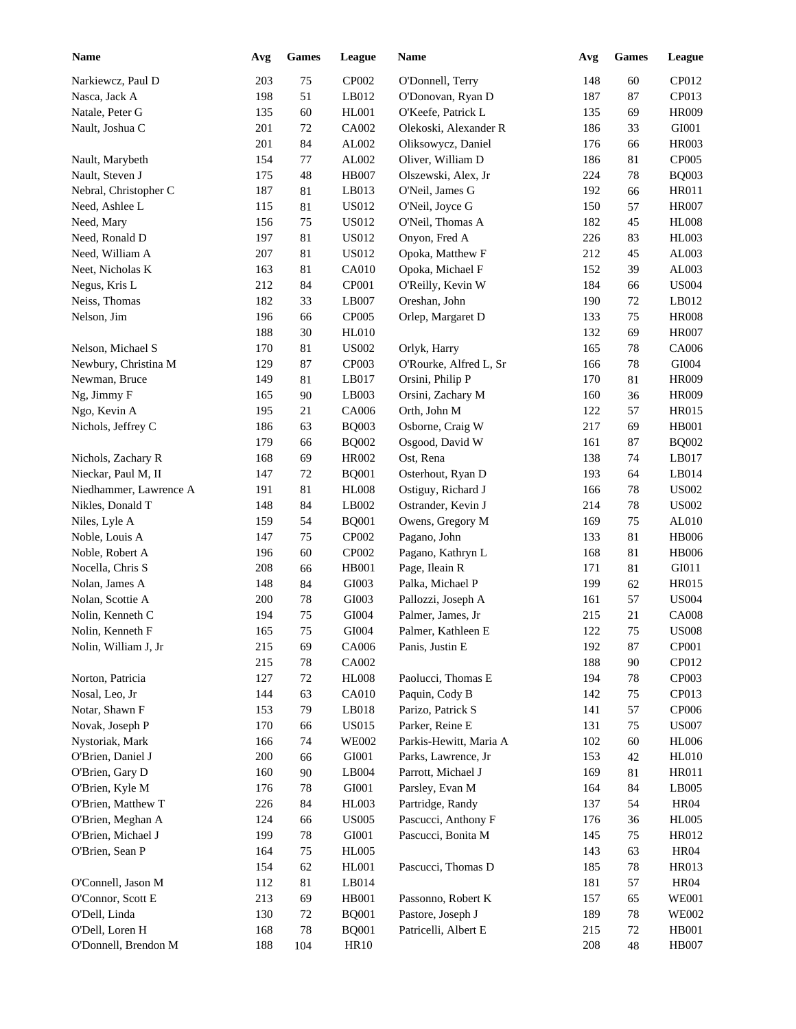| Name | Avg | Games | League |
|---|---|---|---|
| Narkiewcz, Paul D | 203 | 75 | CP002 |
| Nasca, Jack A | 198 | 51 | LB012 |
| Natale, Peter G | 135 | 60 | HL001 |
| Nault, Joshua C | 201 | 72 | CA002 |
| | 201 | 84 | AL002 |
| Nault, Marybeth | 154 | 77 | AL002 |
| Nault, Steven J | 175 | 48 | HB007 |
| Nebral, Christopher C | 187 | 81 | LB013 |
| Need, Ashlee L | 115 | 81 | US012 |
| Need, Mary | 156 | 75 | US012 |
| Need, Ronald D | 197 | 81 | US012 |
| Need, William A | 207 | 81 | US012 |
| Neet, Nicholas K | 163 | 81 | CA010 |
| Negus, Kris L | 212 | 84 | CP001 |
| Neiss, Thomas | 182 | 33 | LB007 |
| Nelson, Jim | 196 | 66 | CP005 |
| | 188 | 30 | HL010 |
| Nelson, Michael S | 170 | 81 | US002 |
| Newbury, Christina M | 129 | 87 | CP003 |
| Newman, Bruce | 149 | 81 | LB017 |
| Ng, Jimmy F | 165 | 90 | LB003 |
| Ngo, Kevin A | 195 | 21 | CA006 |
| Nichols, Jeffrey C | 186 | 63 | BQ003 |
| | 179 | 66 | BQ002 |
| Nichols, Zachary R | 168 | 69 | HR002 |
| Nieckar, Paul M, II | 147 | 72 | BQ001 |
| Niedhammer, Lawrence A | 191 | 81 | HL008 |
| Nikles, Donald T | 148 | 84 | LB002 |
| Niles, Lyle A | 159 | 54 | BQ001 |
| Noble, Louis A | 147 | 75 | CP002 |
| Noble, Robert A | 196 | 60 | CP002 |
| Nocella, Chris S | 208 | 66 | HB001 |
| Nolan, James A | 148 | 84 | GI003 |
| Nolan, Scottie A | 200 | 78 | GI003 |
| Nolin, Kenneth C | 194 | 75 | GI004 |
| Nolin, Kenneth F | 165 | 75 | GI004 |
| Nolin, William J, Jr | 215 | 69 | CA006 |
| | 215 | 78 | CA002 |
| Norton, Patricia | 127 | 72 | HL008 |
| Nosal, Leo, Jr | 144 | 63 | CA010 |
| Notar, Shawn F | 153 | 79 | LB018 |
| Novak, Joseph P | 170 | 66 | US015 |
| Nystoriak, Mark | 166 | 74 | WE002 |
| O'Brien, Daniel J | 200 | 66 | GI001 |
| O'Brien, Gary D | 160 | 90 | LB004 |
| O'Brien, Kyle M | 176 | 78 | GI001 |
| O'Brien, Matthew T | 226 | 84 | HL003 |
| O'Brien, Meghan A | 124 | 66 | US005 |
| O'Brien, Michael J | 199 | 78 | GI001 |
| O'Brien, Sean P | 164 | 75 | HL005 |
| | 154 | 62 | HL001 |
| O'Connell, Jason M | 112 | 81 | LB014 |
| O'Connor, Scott E | 213 | 69 | HB001 |
| O'Dell, Linda | 130 | 72 | BQ001 |
| O'Dell, Loren H | 168 | 78 | BQ001 |
| O'Donnell, Brendon M | 188 | 104 | HR10 |
| O'Donnell, Terry | 148 | 60 | CP012 |
| O'Donovan, Ryan D | 187 | 87 | CP013 |
| O'Keefe, Patrick L | 135 | 69 | HR009 |
| Olekoski, Alexander R | 186 | 33 | GI001 |
| Oliksowycz, Daniel | 176 | 66 | HR003 |
| Oliver, William D | 186 | 81 | CP005 |
| Olszewski, Alex, Jr | 224 | 78 | BQ003 |
| O'Neil, James G | 192 | 66 | HR011 |
| O'Neil, Joyce G | 150 | 57 | HR007 |
| O'Neil, Thomas A | 182 | 45 | HL008 |
| Onyon, Fred A | 226 | 83 | HL003 |
| Opoka, Matthew F | 212 | 45 | AL003 |
| Opoka, Michael F | 152 | 39 | AL003 |
| O'Reilly, Kevin W | 184 | 66 | US004 |
| Oreshan, John | 190 | 72 | LB012 |
| Orlep, Margaret D | 133 | 75 | HR008 |
| | 132 | 69 | HR007 |
| Orlyk, Harry | 165 | 78 | CA006 |
| O'Rourke, Alfred L, Sr | 166 | 78 | GI004 |
| Orsini, Philip P | 170 | 81 | HR009 |
| Orsini, Zachary M | 160 | 36 | HR009 |
| Orth, John M | 122 | 57 | HR015 |
| Osborne, Craig W | 217 | 69 | HB001 |
| Osgood, David W | 161 | 87 | BQ002 |
| Ost, Rena | 138 | 74 | LB017 |
| Osterhout, Ryan D | 193 | 64 | LB014 |
| Ostiguy, Richard J | 166 | 78 | US002 |
| Ostrander, Kevin J | 214 | 78 | US002 |
| Owens, Gregory M | 169 | 75 | AL010 |
| Pagano, John | 133 | 81 | HB006 |
| Pagano, Kathryn L | 168 | 81 | HB006 |
| Page, Ileain R | 171 | 81 | GI011 |
| Palka, Michael P | 199 | 62 | HR015 |
| Pallozzi, Joseph A | 161 | 57 | US004 |
| Palmer, James, Jr | 215 | 21 | CA008 |
| Palmer, Kathleen E | 122 | 75 | US008 |
| Panis, Justin E | 192 | 87 | CP001 |
| | 188 | 90 | CP012 |
| Paolucci, Thomas E | 194 | 78 | CP003 |
| Paquin, Cody B | 142 | 75 | CP013 |
| Parizo, Patrick S | 141 | 57 | CP006 |
| Parker, Reine E | 131 | 75 | US007 |
| Parkis-Hewitt, Maria A | 102 | 60 | HL006 |
| Parks, Lawrence, Jr | 153 | 42 | HL010 |
| Parrott, Michael J | 169 | 81 | HR011 |
| Parsley, Evan M | 164 | 84 | LB005 |
| Partridge, Randy | 137 | 54 | HR04 |
| Pascucci, Anthony F | 176 | 36 | HL005 |
| Pascucci, Bonita M | 145 | 75 | HR012 |
| | 143 | 63 | HR04 |
| Pascucci, Thomas D | 185 | 78 | HR013 |
| | 181 | 57 | HR04 |
| Passonno, Robert K | 157 | 65 | WE001 |
| Pastore, Joseph J | 189 | 78 | WE002 |
| Patricelli, Albert E | 215 | 72 | HB001 |
| | 208 | 48 | HB007 |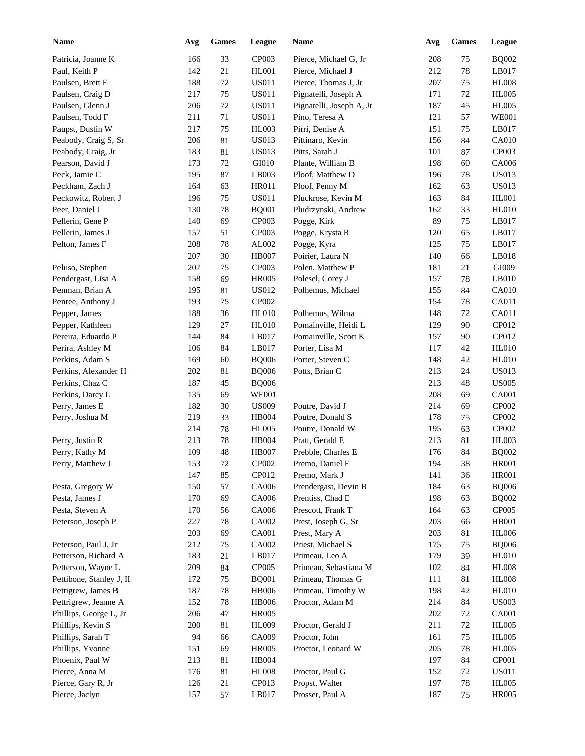| Name | Avg | Games | League |
|---|---|---|---|
| Patricia, Joanne K | 166 | 33 | CP003 |
| Paul, Keith P | 142 | 21 | HL001 |
| Paulsen, Brett E | 188 | 72 | US011 |
| Paulsen, Craig D | 217 | 75 | US011 |
| Paulsen, Glenn J | 206 | 72 | US011 |
| Paulsen, Todd F | 211 | 71 | US011 |
| Paupst, Dustin W | 217 | 75 | HL003 |
| Peabody, Craig S, Sr | 206 | 81 | US013 |
| Peabody, Craig, Jr | 183 | 81 | US013 |
| Pearson, David J | 173 | 72 | GI010 |
| Peck, Jamie C | 195 | 87 | LB003 |
| Peckham, Zach J | 164 | 63 | HR011 |
| Peckowitz, Robert J | 196 | 75 | US011 |
| Peer, Daniel J | 130 | 78 | BQ001 |
| Pellerin, Gene P | 140 | 69 | CP003 |
| Pellerin, James J | 157 | 51 | CP003 |
| Pelton, James F | 208 | 78 | AL002 |
| | 207 | 30 | HB007 |
| Peluso, Stephen | 207 | 75 | CP003 |
| Pendergast, Lisa A | 158 | 69 | HR005 |
| Penman, Brian A | 195 | 81 | US012 |
| Penree, Anthony J | 193 | 75 | CP002 |
| Pepper, James | 188 | 36 | HL010 |
| Pepper, Kathleen | 129 | 27 | HL010 |
| Pereira, Eduardo P | 144 | 84 | LB017 |
| Perira, Ashley M | 106 | 84 | LB017 |
| Perkins, Adam S | 169 | 60 | BQ006 |
| Perkins, Alexander H | 202 | 81 | BQ006 |
| Perkins, Chaz C | 187 | 45 | BQ006 |
| Perkins, Darcy L | 135 | 69 | WE001 |
| Perry, James E | 182 | 30 | US009 |
| Perry, Joshua M | 219 | 33 | HB004 |
| | 214 | 78 | HL005 |
| Perry, Justin R | 213 | 78 | HB004 |
| Perry, Kathy M | 109 | 48 | HB007 |
| Perry, Matthew J | 153 | 72 | CP002 |
| | 147 | 85 | CP012 |
| Pesta, Gregory W | 150 | 57 | CA006 |
| Pesta, James J | 170 | 69 | CA006 |
| Pesta, Steven A | 170 | 56 | CA006 |
| Peterson, Joseph P | 227 | 78 | CA002 |
| | 203 | 69 | CA001 |
| Peterson, Paul J, Jr | 212 | 75 | CA002 |
| Petterson, Richard A | 183 | 21 | LB017 |
| Petterson, Wayne L | 209 | 84 | CP005 |
| Pettibone, Stanley J, II | 172 | 75 | BQ001 |
| Pettigrew, James B | 187 | 78 | HB006 |
| Pettrigrew, Jeanne A | 152 | 78 | HB006 |
| Phillips, George L, Jr | 206 | 47 | HR005 |
| Phillips, Kevin S | 200 | 81 | HL009 |
| Phillips, Sarah T | 94 | 66 | CA009 |
| Phillips, Yvonne | 151 | 69 | HR005 |
| Phoenix, Paul W | 213 | 81 | HB004 |
| Pierce, Anna M | 176 | 81 | HL008 |
| Pierce, Gary R, Jr | 126 | 21 | CP013 |
| Pierce, Jaclyn | 157 | 57 | LB017 |
| Pierce, Michael G, Jr | 208 | 75 | BQ002 |
| Pierce, Michael J | 212 | 78 | LB017 |
| Pierce, Thomas J, Jr | 207 | 75 | HL008 |
| Pignatelli, Joseph A | 171 | 72 | HL005 |
| Pignatelli, Joseph A, Jr | 187 | 45 | HL005 |
| Pino, Teresa A | 121 | 57 | WE001 |
| Pirri, Denise A | 151 | 75 | LB017 |
| Pittinaro, Kevin | 156 | 84 | CA010 |
| Pitts, Sarah J | 101 | 87 | CP003 |
| Plante, William B | 198 | 60 | CA006 |
| Ploof, Matthew D | 196 | 78 | US013 |
| Ploof, Penny M | 162 | 63 | US013 |
| Pluckrose, Kevin M | 163 | 84 | HL001 |
| Pludrzynski, Andrew | 162 | 33 | HL010 |
| Pogge, Kirk | 89 | 75 | LB017 |
| Pogge, Krysta R | 120 | 65 | LB017 |
| Pogge, Kyra | 125 | 75 | LB017 |
| Poirier, Laura N | 140 | 66 | LB018 |
| Polen, Matthew P | 181 | 21 | GI009 |
| Polesel, Corey J | 157 | 78 | LB010 |
| Polhemus, Michael | 155 | 84 | CA010 |
| | 154 | 78 | CA011 |
| Polhemus, Wilma | 148 | 72 | CA011 |
| Pomainville, Heidi L | 129 | 90 | CP012 |
| Pomainville, Scott K | 157 | 90 | CP012 |
| Porter, Lisa M | 117 | 42 | HL010 |
| Porter, Steven C | 148 | 42 | HL010 |
| Potts, Brian C | 213 | 24 | US013 |
| | 213 | 48 | US005 |
| | 208 | 69 | CA001 |
| Poutre, David J | 214 | 69 | CP002 |
| Poutre, Donald S | 178 | 75 | CP002 |
| Poutre, Donald W | 195 | 63 | CP002 |
| Pratt, Gerald E | 213 | 81 | HL003 |
| Prebble, Charles E | 176 | 84 | BQ002 |
| Premo, Daniel E | 194 | 38 | HR001 |
| Premo, Mark J | 141 | 36 | HR001 |
| Prendergast, Devin B | 184 | 63 | BQ006 |
| Prentiss, Chad E | 198 | 63 | BQ002 |
| Prescott, Frank T | 164 | 63 | CP005 |
| Prest, Joseph G, Sr | 203 | 66 | HB001 |
| Prest, Mary A | 203 | 81 | HL006 |
| Priest, Michael S | 175 | 75 | BQ006 |
| Primeau, Leo A | 179 | 39 | HL010 |
| Primeau, Sebastiana M | 102 | 84 | HL008 |
| Primeau, Thomas G | 111 | 81 | HL008 |
| Primeau, Timothy W | 198 | 42 | HL010 |
| Proctor, Adam M | 214 | 84 | US003 |
| | 202 | 72 | CA001 |
| Proctor, Gerald J | 211 | 72 | HL005 |
| Proctor, John | 161 | 75 | HL005 |
| Proctor, Leonard W | 205 | 78 | HL005 |
| | 197 | 84 | CP001 |
| Proctor, Paul G | 152 | 72 | US011 |
| Propst, Walter | 197 | 78 | HL005 |
| Prosser, Paul A | 187 | 75 | HR005 |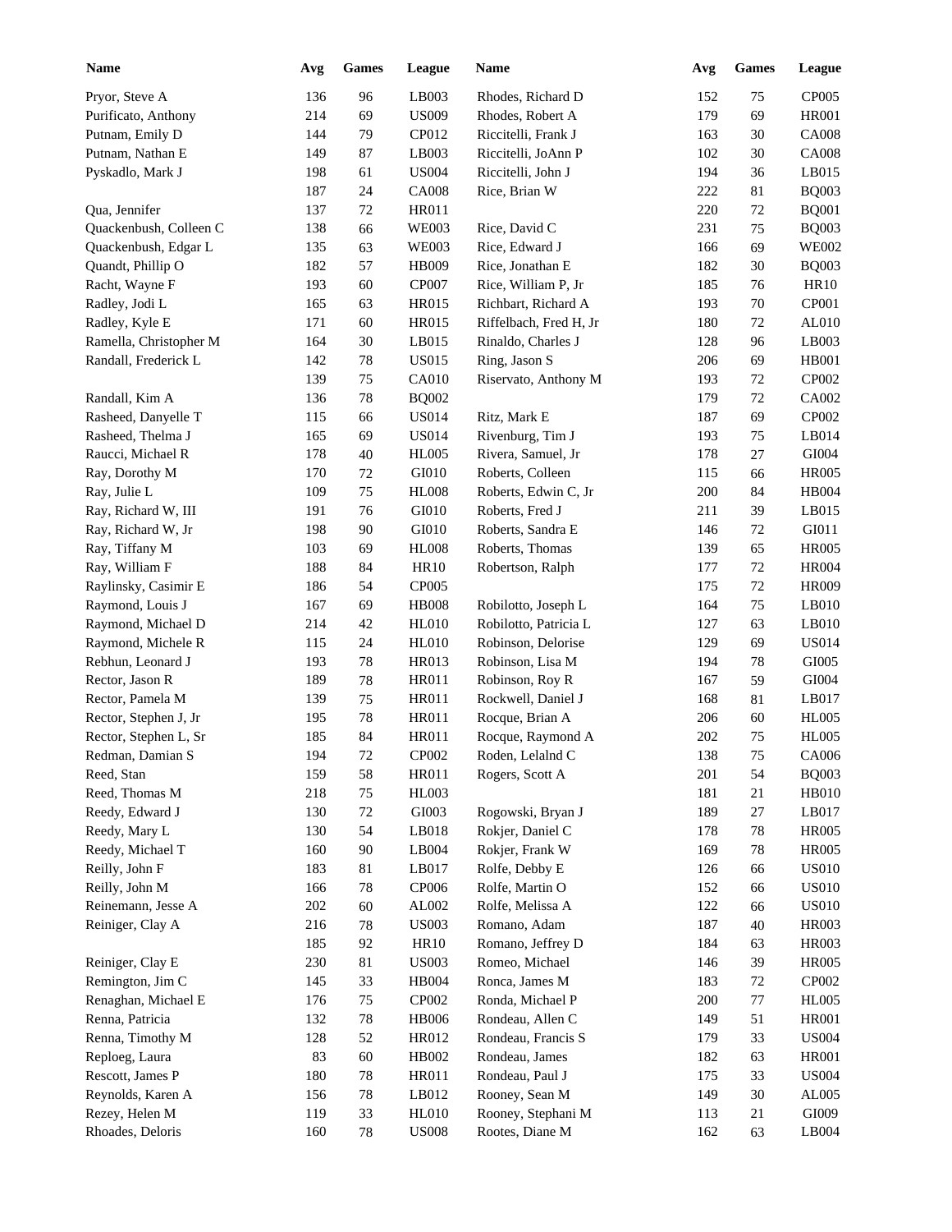| Name | Avg | Games | League |
|---|---|---|---|
| Pryor, Steve A | 136 | 96 | LB003 |
| Purificato, Anthony | 214 | 69 | US009 |
| Putnam, Emily D | 144 | 79 | CP012 |
| Putnam, Nathan E | 149 | 87 | LB003 |
| Pyskadlo, Mark J | 198 | 61 | US004 |
| | 187 | 24 | CA008 |
| Qua, Jennifer | 137 | 72 | HR011 |
| Quackenbush, Colleen C | 138 | 66 | WE003 |
| Quackenbush, Edgar L | 135 | 63 | WE003 |
| Quandt, Phillip O | 182 | 57 | HB009 |
| Racht, Wayne F | 193 | 60 | CP007 |
| Radley, Jodi L | 165 | 63 | HR015 |
| Radley, Kyle E | 171 | 60 | HR015 |
| Ramella, Christopher M | 164 | 30 | LB015 |
| Randall, Frederick L | 142 | 78 | US015 |
| | 139 | 75 | CA010 |
| Randall, Kim A | 136 | 78 | BQ002 |
| Rasheed, Danyelle T | 115 | 66 | US014 |
| Rasheed, Thelma J | 165 | 69 | US014 |
| Raucci, Michael R | 178 | 40 | HL005 |
| Ray, Dorothy M | 170 | 72 | GI010 |
| Ray, Julie L | 109 | 75 | HL008 |
| Ray, Richard W, III | 191 | 76 | GI010 |
| Ray, Richard W, Jr | 198 | 90 | GI010 |
| Ray, Tiffany M | 103 | 69 | HL008 |
| Ray, William F | 188 | 84 | HR10 |
| Raylinsky, Casimir E | 186 | 54 | CP005 |
| Raymond, Louis J | 167 | 69 | HB008 |
| Raymond, Michael D | 214 | 42 | HL010 |
| Raymond, Michele R | 115 | 24 | HL010 |
| Rebhun, Leonard J | 193 | 78 | HR013 |
| Rector, Jason R | 189 | 78 | HR011 |
| Rector, Pamela M | 139 | 75 | HR011 |
| Rector, Stephen J, Jr | 195 | 78 | HR011 |
| Rector, Stephen L, Sr | 185 | 84 | HR011 |
| Redman, Damian S | 194 | 72 | CP002 |
| Reed, Stan | 159 | 58 | HR011 |
| Reed, Thomas M | 218 | 75 | HL003 |
| Reedy, Edward J | 130 | 72 | GI003 |
| Reedy, Mary L | 130 | 54 | LB018 |
| Reedy, Michael T | 160 | 90 | LB004 |
| Reilly, John F | 183 | 81 | LB017 |
| Reilly, John M | 166 | 78 | CP006 |
| Reinemann, Jesse A | 202 | 60 | AL002 |
| Reiniger, Clay A | 216 | 78 | US003 |
| | 185 | 92 | HR10 |
| Reiniger, Clay E | 230 | 81 | US003 |
| Remington, Jim C | 145 | 33 | HB004 |
| Renaghan, Michael E | 176 | 75 | CP002 |
| Renna, Patricia | 132 | 78 | HB006 |
| Renna, Timothy M | 128 | 52 | HR012 |
| Reploeg, Laura | 83 | 60 | HB002 |
| Rescott, James P | 180 | 78 | HR011 |
| Reynolds, Karen A | 156 | 78 | LB012 |
| Rezey, Helen M | 119 | 33 | HL010 |
| Rhoades, Deloris | 160 | 78 | US008 |
| Rhodes, Richard D | 152 | 75 | CP005 |
| Rhodes, Robert A | 179 | 69 | HR001 |
| Riccitelli, Frank J | 163 | 30 | CA008 |
| Riccitelli, JoAnn P | 102 | 30 | CA008 |
| Riccitelli, John J | 194 | 36 | LB015 |
| Rice, Brian W | 222 | 81 | BQ003 |
| | 220 | 72 | BQ001 |
| Rice, David C | 231 | 75 | BQ003 |
| Rice, Edward J | 166 | 69 | WE002 |
| Rice, Jonathan E | 182 | 30 | BQ003 |
| Rice, William P, Jr | 185 | 76 | HR10 |
| Richbart, Richard A | 193 | 70 | CP001 |
| Riffelbach, Fred H, Jr | 180 | 72 | AL010 |
| Rinaldo, Charles J | 128 | 96 | LB003 |
| Ring, Jason S | 206 | 69 | HB001 |
| Riservato, Anthony M | 193 | 72 | CP002 |
| | 179 | 72 | CA002 |
| Ritz, Mark E | 187 | 69 | CP002 |
| Rivenburg, Tim J | 193 | 75 | LB014 |
| Rivera, Samuel, Jr | 178 | 27 | GI004 |
| Roberts, Colleen | 115 | 66 | HR005 |
| Roberts, Edwin C, Jr | 200 | 84 | HB004 |
| Roberts, Fred J | 211 | 39 | LB015 |
| Roberts, Sandra E | 146 | 72 | GI011 |
| Roberts, Thomas | 139 | 65 | HR005 |
| Robertson, Ralph | 177 | 72 | HR004 |
| | 175 | 72 | HR009 |
| Robilotto, Joseph L | 164 | 75 | LB010 |
| Robilotto, Patricia L | 127 | 63 | LB010 |
| Robinson, Delorise | 129 | 69 | US014 |
| Robinson, Lisa M | 194 | 78 | GI005 |
| Robinson, Roy R | 167 | 59 | GI004 |
| Rockwell, Daniel J | 168 | 81 | LB017 |
| Rocque, Brian A | 206 | 60 | HL005 |
| Rocque, Raymond A | 202 | 75 | HL005 |
| Roden, Lelalnd C | 138 | 75 | CA006 |
| Rogers, Scott A | 201 | 54 | BQ003 |
| | 181 | 21 | HB010 |
| Rogowski, Bryan J | 189 | 27 | LB017 |
| Rokjer, Daniel C | 178 | 78 | HR005 |
| Rokjer, Frank W | 169 | 78 | HR005 |
| Rolfe, Debby E | 126 | 66 | US010 |
| Rolfe, Martin O | 152 | 66 | US010 |
| Rolfe, Melissa A | 122 | 66 | US010 |
| Romano, Adam | 187 | 40 | HR003 |
| Romano, Jeffrey D | 184 | 63 | HR003 |
| Romeo, Michael | 146 | 39 | HR005 |
| Ronca, James M | 183 | 72 | CP002 |
| Ronda, Michael P | 200 | 77 | HL005 |
| Rondeau, Allen C | 149 | 51 | HR001 |
| Rondeau, Francis S | 179 | 33 | US004 |
| Rondeau, James | 182 | 63 | HR001 |
| Rondeau, Paul J | 175 | 33 | US004 |
| Rooney, Sean M | 149 | 30 | AL005 |
| Rooney, Stephani M | 113 | 21 | GI009 |
| Rootes, Diane M | 162 | 63 | LB004 |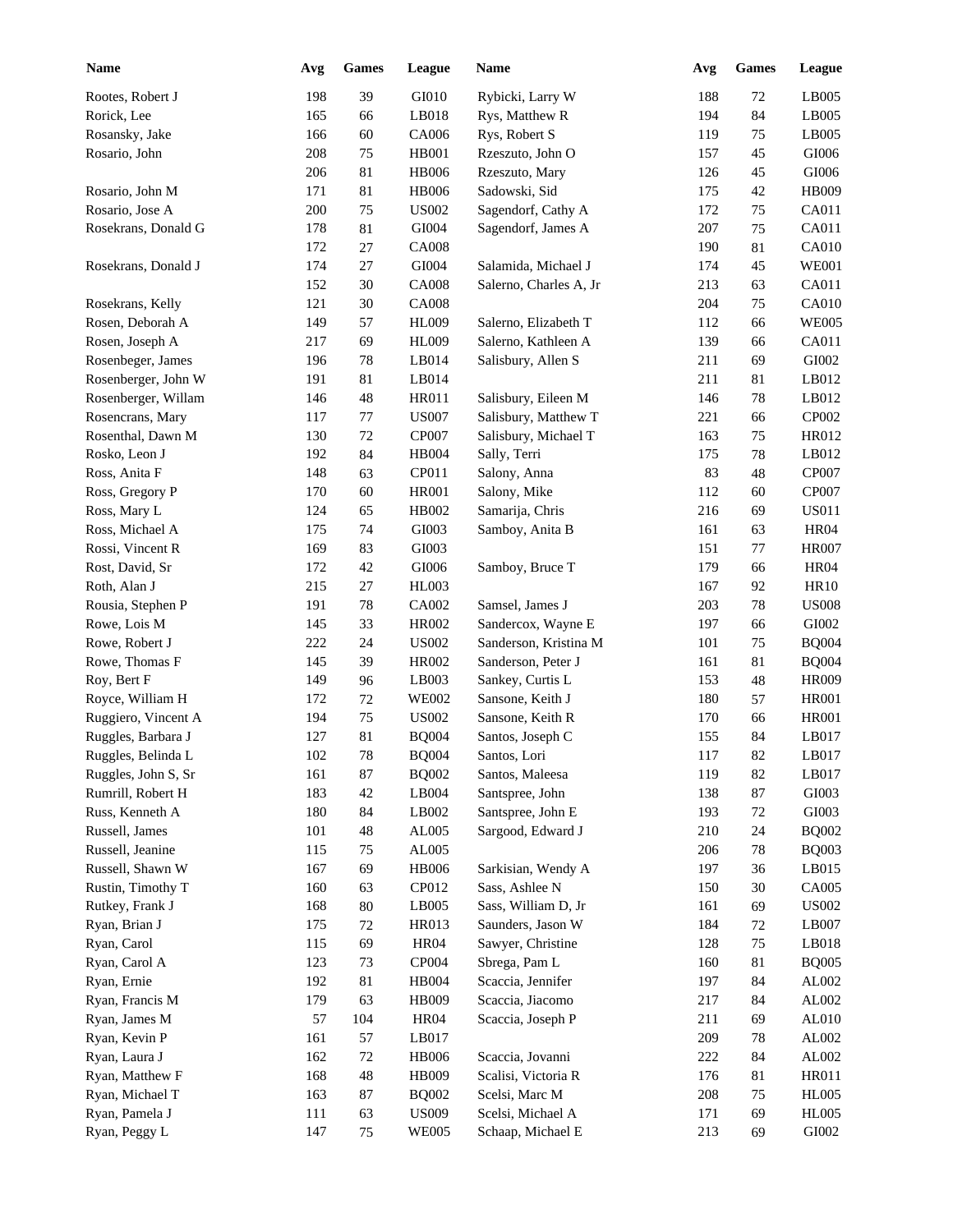| Name | Avg | Games | League | Name | Avg | Games | League |
|---|---|---|---|---|---|---|---|
| Rootes, Robert J | 198 | 39 | GI010 | Rybicki, Larry W | 188 | 72 | LB005 |
| Rorick, Lee | 165 | 66 | LB018 | Rys, Matthew R | 194 | 84 | LB005 |
| Rosansky, Jake | 166 | 60 | CA006 | Rys, Robert S | 119 | 75 | LB005 |
| Rosario, John | 208 | 75 | HB001 | Rzeszuto, John O | 157 | 45 | GI006 |
| | 206 | 81 | HB006 | Rzeszuto, Mary | 126 | 45 | GI006 |
| Rosario, John M | 171 | 81 | HB006 | Sadowski, Sid | 175 | 42 | HB009 |
| Rosario, Jose A | 200 | 75 | US002 | Sagendorf, Cathy A | 172 | 75 | CA011 |
| Rosekrans, Donald G | 178 | 81 | GI004 | Sagendorf, James A | 207 | 75 | CA011 |
| | 172 | 27 | CA008 | | 190 | 81 | CA010 |
| Rosekrans, Donald J | 174 | 27 | GI004 | Salamida, Michael J | 174 | 45 | WE001 |
| | 152 | 30 | CA008 | Salerno, Charles A, Jr | 213 | 63 | CA011 |
| Rosekrans, Kelly | 121 | 30 | CA008 | | 204 | 75 | CA010 |
| Rosen, Deborah A | 149 | 57 | HL009 | Salerno, Elizabeth T | 112 | 66 | WE005 |
| Rosen, Joseph A | 217 | 69 | HL009 | Salerno, Kathleen A | 139 | 66 | CA011 |
| Rosenbeger, James | 196 | 78 | LB014 | Salisbury, Allen S | 211 | 69 | GI002 |
| Rosenberger, John W | 191 | 81 | LB014 | | 211 | 81 | LB012 |
| Rosenberger, Willam | 146 | 48 | HR011 | Salisbury, Eileen M | 146 | 78 | LB012 |
| Rosencrans, Mary | 117 | 77 | US007 | Salisbury, Matthew T | 221 | 66 | CP002 |
| Rosenthal, Dawn M | 130 | 72 | CP007 | Salisbury, Michael T | 163 | 75 | HR012 |
| Rosko, Leon J | 192 | 84 | HB004 | Sally, Terri | 175 | 78 | LB012 |
| Ross, Anita F | 148 | 63 | CP011 | Salony, Anna | 83 | 48 | CP007 |
| Ross, Gregory P | 170 | 60 | HR001 | Salony, Mike | 112 | 60 | CP007 |
| Ross, Mary L | 124 | 65 | HB002 | Samarija, Chris | 216 | 69 | US011 |
| Ross, Michael A | 175 | 74 | GI003 | Samboy, Anita B | 161 | 63 | HR04 |
| Rossi, Vincent R | 169 | 83 | GI003 | | 151 | 77 | HR007 |
| Rost, David, Sr | 172 | 42 | GI006 | Samboy, Bruce T | 179 | 66 | HR04 |
| Roth, Alan J | 215 | 27 | HL003 | | 167 | 92 | HR10 |
| Rousia, Stephen P | 191 | 78 | CA002 | Samsel, James J | 203 | 78 | US008 |
| Rowe, Lois M | 145 | 33 | HR002 | Sandercox, Wayne E | 197 | 66 | GI002 |
| Rowe, Robert J | 222 | 24 | US002 | Sanderson, Kristina M | 101 | 75 | BQ004 |
| Rowe, Thomas F | 145 | 39 | HR002 | Sanderson, Peter J | 161 | 81 | BQ004 |
| Roy, Bert F | 149 | 96 | LB003 | Sankey, Curtis L | 153 | 48 | HR009 |
| Royce, William H | 172 | 72 | WE002 | Sansone, Keith J | 180 | 57 | HR001 |
| Ruggiero, Vincent A | 194 | 75 | US002 | Sansone, Keith R | 170 | 66 | HR001 |
| Ruggles, Barbara J | 127 | 81 | BQ004 | Santos, Joseph C | 155 | 84 | LB017 |
| Ruggles, Belinda L | 102 | 78 | BQ004 | Santos, Lori | 117 | 82 | LB017 |
| Ruggles, John S, Sr | 161 | 87 | BQ002 | Santos, Maleesa | 119 | 82 | LB017 |
| Rumrill, Robert H | 183 | 42 | LB004 | Santspree, John | 138 | 87 | GI003 |
| Russ, Kenneth A | 180 | 84 | LB002 | Santspree, John E | 193 | 72 | GI003 |
| Russell, James | 101 | 48 | AL005 | Sargood, Edward J | 210 | 24 | BQ002 |
| Russell, Jeanine | 115 | 75 | AL005 | | 206 | 78 | BQ003 |
| Russell, Shawn W | 167 | 69 | HB006 | Sarkisian, Wendy A | 197 | 36 | LB015 |
| Rustin, Timothy T | 160 | 63 | CP012 | Sass, Ashlee N | 150 | 30 | CA005 |
| Rutkey, Frank J | 168 | 80 | LB005 | Sass, William D, Jr | 161 | 69 | US002 |
| Ryan, Brian J | 175 | 72 | HR013 | Saunders, Jason W | 184 | 72 | LB007 |
| Ryan, Carol | 115 | 69 | HR04 | Sawyer, Christine | 128 | 75 | LB018 |
| Ryan, Carol A | 123 | 73 | CP004 | Sbrega, Pam L | 160 | 81 | BQ005 |
| Ryan, Ernie | 192 | 81 | HB004 | Scaccia, Jennifer | 197 | 84 | AL002 |
| Ryan, Francis M | 179 | 63 | HB009 | Scaccia, Jiacomo | 217 | 84 | AL002 |
| Ryan, James M | 57 | 104 | HR04 | Scaccia, Joseph P | 211 | 69 | AL010 |
| Ryan, Kevin P | 161 | 57 | LB017 | | 209 | 78 | AL002 |
| Ryan, Laura J | 162 | 72 | HB006 | Scaccia, Jovanni | 222 | 84 | AL002 |
| Ryan, Matthew F | 168 | 48 | HB009 | Scalisi, Victoria R | 176 | 81 | HR011 |
| Ryan, Michael T | 163 | 87 | BQ002 | Scelsi, Marc M | 208 | 75 | HL005 |
| Ryan, Pamela J | 111 | 63 | US009 | Scelsi, Michael A | 171 | 69 | HL005 |
| Ryan, Peggy L | 147 | 75 | WE005 | Schaap, Michael E | 213 | 69 | GI002 |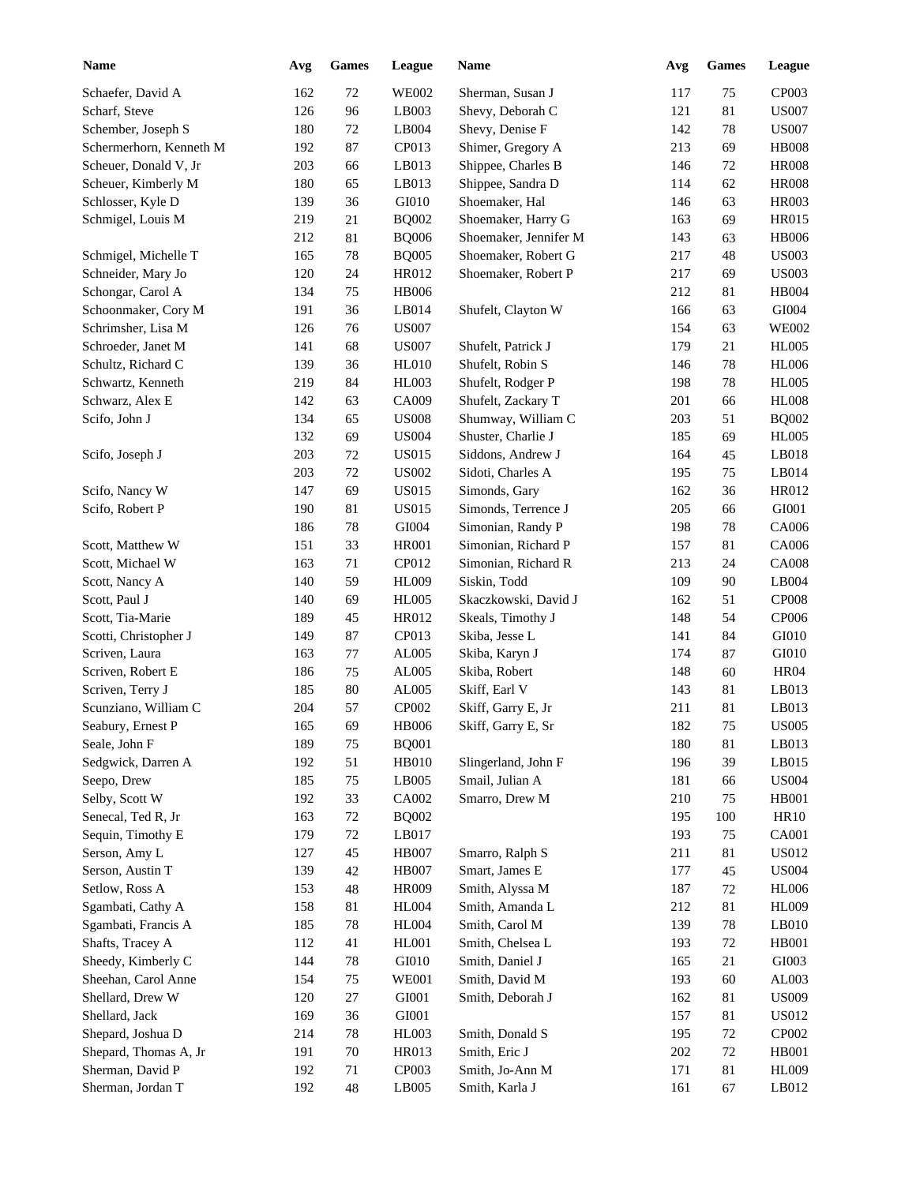| Name | Avg | Games | League | Name | Avg | Games | League |
|---|---|---|---|---|---|---|---|
| Schaefer, David A | 162 | 72 | WE002 | Sherman, Susan J | 117 | 75 | CP003 |
| Scharf, Steve | 126 | 96 | LB003 | Shevy, Deborah C | 121 | 81 | US007 |
| Schember, Joseph S | 180 | 72 | LB004 | Shevy, Denise F | 142 | 78 | US007 |
| Schermerhorn, Kenneth M | 192 | 87 | CP013 | Shimer, Gregory A | 213 | 69 | HB008 |
| Scheuer, Donald V, Jr | 203 | 66 | LB013 | Shippee, Charles B | 146 | 72 | HR008 |
| Scheuer, Kimberly M | 180 | 65 | LB013 | Shippee, Sandra D | 114 | 62 | HR008 |
| Schlosser, Kyle D | 139 | 36 | GI010 | Shoemaker, Hal | 146 | 63 | HR003 |
| Schmigel, Louis M | 219 | 21 | BQ002 | Shoemaker, Harry G | 163 | 69 | HR015 |
| | 212 | 81 | BQ006 | Shoemaker, Jennifer M | 143 | 63 | HB006 |
| Schmigel, Michelle T | 165 | 78 | BQ005 | Shoemaker, Robert G | 217 | 48 | US003 |
| Schneider, Mary Jo | 120 | 24 | HR012 | Shoemaker, Robert P | 217 | 69 | US003 |
| Schongar, Carol A | 134 | 75 | HB006 | | 212 | 81 | HB004 |
| Schoonmaker, Cory M | 191 | 36 | LB014 | Shufelt, Clayton W | 166 | 63 | GI004 |
| Schrimsher, Lisa M | 126 | 76 | US007 | | 154 | 63 | WE002 |
| Schroeder, Janet M | 141 | 68 | US007 | Shufelt, Patrick J | 179 | 21 | HL005 |
| Schultz, Richard C | 139 | 36 | HL010 | Shufelt, Robin S | 146 | 78 | HL006 |
| Schwartz, Kenneth | 219 | 84 | HL003 | Shufelt, Rodger P | 198 | 78 | HL005 |
| Schwarz, Alex E | 142 | 63 | CA009 | Shufelt, Zackary T | 201 | 66 | HL008 |
| Scifo, John J | 134 | 65 | US008 | Shumway, William C | 203 | 51 | BQ002 |
| | 132 | 69 | US004 | Shuster, Charlie J | 185 | 69 | HL005 |
| Scifo, Joseph J | 203 | 72 | US015 | Siddons, Andrew J | 164 | 45 | LB018 |
| | 203 | 72 | US002 | Sidoti, Charles A | 195 | 75 | LB014 |
| Scifo, Nancy W | 147 | 69 | US015 | Simonds, Gary | 162 | 36 | HR012 |
| Scifo, Robert P | 190 | 81 | US015 | Simonds, Terrence J | 205 | 66 | GI001 |
| | 186 | 78 | GI004 | Simonian, Randy P | 198 | 78 | CA006 |
| Scott, Matthew W | 151 | 33 | HR001 | Simonian, Richard P | 157 | 81 | CA006 |
| Scott, Michael W | 163 | 71 | CP012 | Simonian, Richard R | 213 | 24 | CA008 |
| Scott, Nancy A | 140 | 59 | HL009 | Siskin, Todd | 109 | 90 | LB004 |
| Scott, Paul J | 140 | 69 | HL005 | Skaczkowski, David J | 162 | 51 | CP008 |
| Scott, Tia-Marie | 189 | 45 | HR012 | Skeals, Timothy J | 148 | 54 | CP006 |
| Scotti, Christopher J | 149 | 87 | CP013 | Skiba, Jesse L | 141 | 84 | GI010 |
| Scriven, Laura | 163 | 77 | AL005 | Skiba, Karyn J | 174 | 87 | GI010 |
| Scriven, Robert E | 186 | 75 | AL005 | Skiba, Robert | 148 | 60 | HR04 |
| Scriven, Terry J | 185 | 80 | AL005 | Skiff, Earl V | 143 | 81 | LB013 |
| Scunziano, William C | 204 | 57 | CP002 | Skiff, Garry E, Jr | 211 | 81 | LB013 |
| Seabury, Ernest P | 165 | 69 | HB006 | Skiff, Garry E, Sr | 182 | 75 | US005 |
| Seale, John F | 189 | 75 | BQ001 | | 180 | 81 | LB013 |
| Sedgwick, Darren A | 192 | 51 | HB010 | Slingerland, John F | 196 | 39 | LB015 |
| Seepo, Drew | 185 | 75 | LB005 | Smail, Julian A | 181 | 66 | US004 |
| Selby, Scott W | 192 | 33 | CA002 | Smarro, Drew M | 210 | 75 | HB001 |
| Senecal, Ted R, Jr | 163 | 72 | BQ002 | | 195 | 100 | HR10 |
| Sequin, Timothy E | 179 | 72 | LB017 | | 193 | 75 | CA001 |
| Serson, Amy L | 127 | 45 | HB007 | Smarro, Ralph S | 211 | 81 | US012 |
| Serson, Austin T | 139 | 42 | HB007 | Smart, James E | 177 | 45 | US004 |
| Setlow, Ross A | 153 | 48 | HR009 | Smith, Alyssa M | 187 | 72 | HL006 |
| Sgambati, Cathy A | 158 | 81 | HL004 | Smith, Amanda L | 212 | 81 | HL009 |
| Sgambati, Francis A | 185 | 78 | HL004 | Smith, Carol M | 139 | 78 | LB010 |
| Shafts, Tracey A | 112 | 41 | HL001 | Smith, Chelsea L | 193 | 72 | HB001 |
| Sheedy, Kimberly C | 144 | 78 | GI010 | Smith, Daniel J | 165 | 21 | GI003 |
| Sheehan, Carol Anne | 154 | 75 | WE001 | Smith, David M | 193 | 60 | AL003 |
| Shellard, Drew W | 120 | 27 | GI001 | Smith, Deborah J | 162 | 81 | US009 |
| Shellard, Jack | 169 | 36 | GI001 | | 157 | 81 | US012 |
| Shepard, Joshua D | 214 | 78 | HL003 | Smith, Donald S | 195 | 72 | CP002 |
| Shepard, Thomas A, Jr | 191 | 70 | HR013 | Smith, Eric J | 202 | 72 | HB001 |
| Sherman, David P | 192 | 71 | CP003 | Smith, Jo-Ann M | 171 | 81 | HL009 |
| Sherman, Jordan T | 192 | 48 | LB005 | Smith, Karla J | 161 | 67 | LB012 |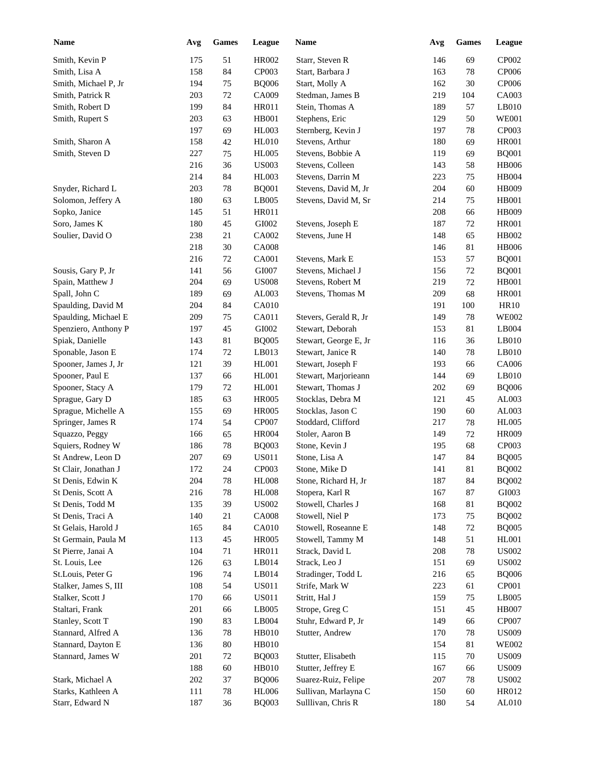| Name | Avg | Games | League | Name | Avg | Games | League |
|---|---|---|---|---|---|---|---|
| Smith, Kevin P | 175 | 51 | HR002 | Starr, Steven R | 146 | 69 | CP002 |
| Smith, Lisa A | 158 | 84 | CP003 | Start, Barbara J | 163 | 78 | CP006 |
| Smith, Michael P, Jr | 194 | 75 | BQ006 | Start, Molly A | 162 | 30 | CP006 |
| Smith, Patrick R | 203 | 72 | CA009 | Stedman, James B | 219 | 104 | CA003 |
| Smith, Robert D | 199 | 84 | HR011 | Stein, Thomas A | 189 | 57 | LB010 |
| Smith, Rupert S | 203 | 63 | HB001 | Stephens, Eric | 129 | 50 | WE001 |
| | 197 | 69 | HL003 | Sternberg, Kevin J | 197 | 78 | CP003 |
| Smith, Sharon A | 158 | 42 | HL010 | Stevens, Arthur | 180 | 69 | HR001 |
| Smith, Steven D | 227 | 75 | HL005 | Stevens, Bobbie A | 119 | 69 | BQ001 |
| | 216 | 36 | US003 | Stevens, Colleen | 143 | 58 | HB006 |
| | 214 | 84 | HL003 | Stevens, Darrin M | 223 | 75 | HB004 |
| Snyder, Richard L | 203 | 78 | BQ001 | Stevens, David M, Jr | 204 | 60 | HB009 |
| Solomon, Jeffery A | 180 | 63 | LB005 | Stevens, David M, Sr | 214 | 75 | HB001 |
| Sopko, Janice | 145 | 51 | HR011 | | 208 | 66 | HB009 |
| Soro, James K | 180 | 45 | GI002 | Stevens, Joseph E | 187 | 72 | HR001 |
| Soulier, David O | 238 | 21 | CA002 | Stevens, June H | 148 | 65 | HB002 |
| | 218 | 30 | CA008 | | 146 | 81 | HB006 |
| | 216 | 72 | CA001 | Stevens, Mark E | 153 | 57 | BQ001 |
| Sousis, Gary P, Jr | 141 | 56 | GI007 | Stevens, Michael J | 156 | 72 | BQ001 |
| Spain, Matthew J | 204 | 69 | US008 | Stevens, Robert M | 219 | 72 | HB001 |
| Spall, John C | 189 | 69 | AL003 | Stevens, Thomas M | 209 | 68 | HR001 |
| Spaulding, David M | 204 | 84 | CA010 | | 191 | 100 | HR10 |
| Spaulding, Michael E | 209 | 75 | CA011 | Stevers, Gerald R, Jr | 149 | 78 | WE002 |
| Spenziero, Anthony P | 197 | 45 | GI002 | Stewart, Deborah | 153 | 81 | LB004 |
| Spiak, Danielle | 143 | 81 | BQ005 | Stewart, George E, Jr | 116 | 36 | LB010 |
| Sponable, Jason E | 174 | 72 | LB013 | Stewart, Janice R | 140 | 78 | LB010 |
| Spooner, James J, Jr | 121 | 39 | HL001 | Stewart, Joseph F | 193 | 66 | CA006 |
| Spooner, Paul E | 137 | 66 | HL001 | Stewart, Marjorieann | 144 | 69 | LB010 |
| Spooner, Stacy A | 179 | 72 | HL001 | Stewart, Thomas J | 202 | 69 | BQ006 |
| Sprague, Gary D | 185 | 63 | HR005 | Stocklas, Debra M | 121 | 45 | AL003 |
| Sprague, Michelle A | 155 | 69 | HR005 | Stocklas, Jason C | 190 | 60 | AL003 |
| Springer, James R | 174 | 54 | CP007 | Stoddard, Clifford | 217 | 78 | HL005 |
| Squazzo, Peggy | 166 | 65 | HR004 | Stoler, Aaron B | 149 | 72 | HR009 |
| Squiers, Rodney W | 186 | 78 | BQ003 | Stone, Kevin J | 195 | 68 | CP003 |
| St Andrew, Leon D | 207 | 69 | US011 | Stone, Lisa A | 147 | 84 | BQ005 |
| St Clair, Jonathan J | 172 | 24 | CP003 | Stone, Mike D | 141 | 81 | BQ002 |
| St Denis, Edwin K | 204 | 78 | HL008 | Stone, Richard H, Jr | 187 | 84 | BQ002 |
| St Denis, Scott A | 216 | 78 | HL008 | Stopera, Karl R | 167 | 87 | GI003 |
| St Denis, Todd M | 135 | 39 | US002 | Stowell, Charles J | 168 | 81 | BQ002 |
| St Denis, Traci A | 140 | 21 | CA008 | Stowell, Niel P | 173 | 75 | BQ002 |
| St Gelais, Harold J | 165 | 84 | CA010 | Stowell, Roseanne E | 148 | 72 | BQ005 |
| St Germain, Paula M | 113 | 45 | HR005 | Stowell, Tammy M | 148 | 51 | HL001 |
| St Pierre, Janai A | 104 | 71 | HR011 | Strack, David L | 208 | 78 | US002 |
| St. Louis, Lee | 126 | 63 | LB014 | Strack, Leo J | 151 | 69 | US002 |
| St.Louis, Peter G | 196 | 74 | LB014 | Stradinger, Todd L | 216 | 65 | BQ006 |
| Stalker, James S, III | 108 | 54 | US011 | Strife, Mark W | 223 | 61 | CP001 |
| Stalker, Scott J | 170 | 66 | US011 | Stritt, Hal J | 159 | 75 | LB005 |
| Staltari, Frank | 201 | 66 | LB005 | Strope, Greg C | 151 | 45 | HB007 |
| Stanley, Scott T | 190 | 83 | LB004 | Stuhr, Edward P, Jr | 149 | 66 | CP007 |
| Stannard, Alfred A | 136 | 78 | HB010 | Stutter, Andrew | 170 | 78 | US009 |
| Stannard, Dayton E | 136 | 80 | HB010 | | 154 | 81 | WE002 |
| Stannard, James W | 201 | 72 | BQ003 | Stutter, Elisabeth | 115 | 70 | US009 |
| | 188 | 60 | HB010 | Stutter, Jeffrey E | 167 | 66 | US009 |
| Stark, Michael A | 202 | 37 | BQ006 | Suarez-Ruiz, Felipe | 207 | 78 | US002 |
| Starks, Kathleen A | 111 | 78 | HL006 | Sullivan, Marlayna C | 150 | 60 | HR012 |
| Starr, Edward N | 187 | 36 | BQ003 | Sulllivan, Chris R | 180 | 54 | AL010 |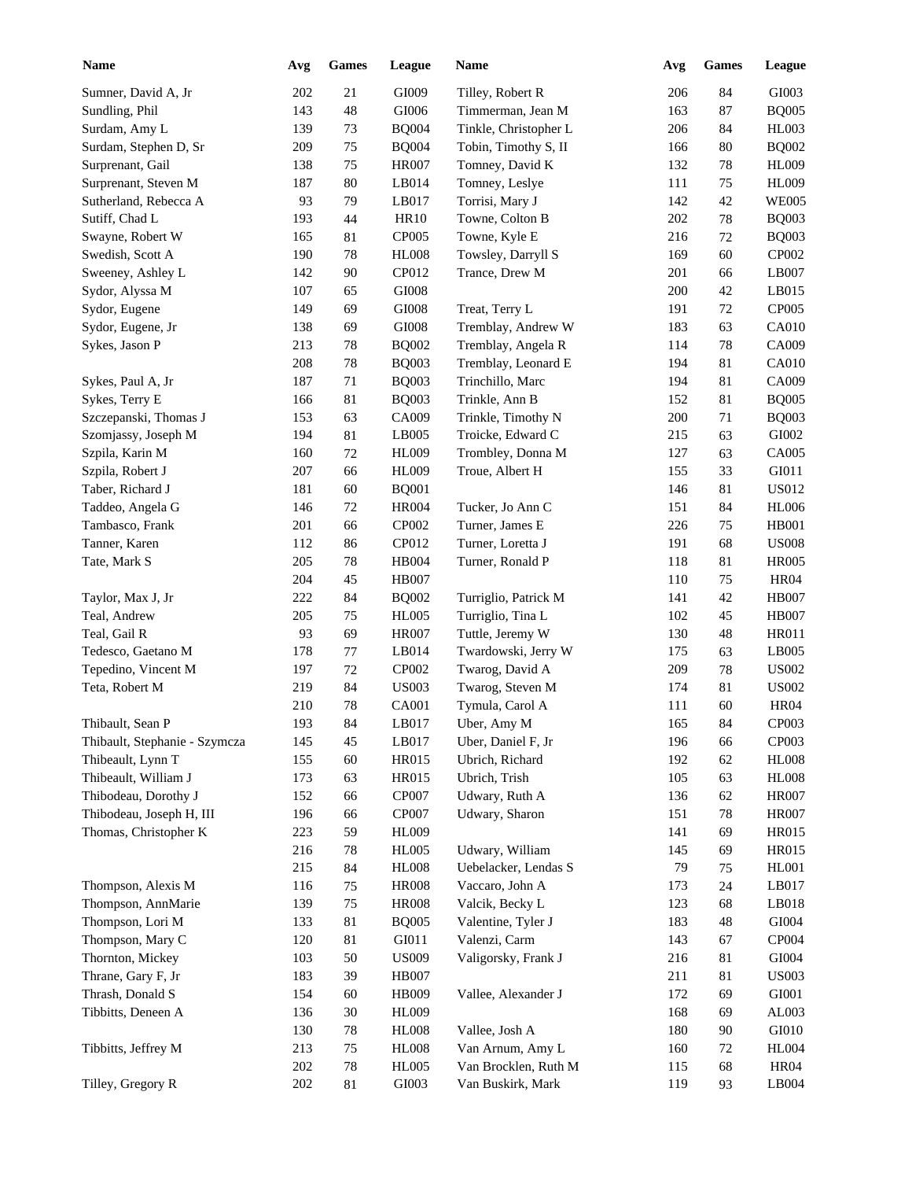| Name | Avg | Games | League | Name | Avg | Games | League |
|---|---|---|---|---|---|---|---|
| Sumner, David A, Jr | 202 | 21 | GI009 | Tilley, Robert R | 206 | 84 | GI003 |
| Sundling, Phil | 143 | 48 | GI006 | Timmerman, Jean M | 163 | 87 | BQ005 |
| Surdam, Amy L | 139 | 73 | BQ004 | Tinkle, Christopher L | 206 | 84 | HL003 |
| Surdam, Stephen D, Sr | 209 | 75 | BQ004 | Tobin, Timothy S, II | 166 | 80 | BQ002 |
| Surprenant, Gail | 138 | 75 | HR007 | Tomney, David K | 132 | 78 | HL009 |
| Surprenant, Steven M | 187 | 80 | LB014 | Tomney, Leslye | 111 | 75 | HL009 |
| Sutherland, Rebecca A | 93 | 79 | LB017 | Torrisi, Mary J | 142 | 42 | WE005 |
| Sutiff, Chad L | 193 | 44 | HR10 | Towne, Colton B | 202 | 78 | BQ003 |
| Swayne, Robert W | 165 | 81 | CP005 | Towne, Kyle E | 216 | 72 | BQ003 |
| Swedish, Scott A | 190 | 78 | HL008 | Towsley, Darryll S | 169 | 60 | CP002 |
| Sweeney, Ashley L | 142 | 90 | CP012 | Trance, Drew M | 201 | 66 | LB007 |
| Sydor, Alyssa M | 107 | 65 | GI008 | | 200 | 42 | LB015 |
| Sydor, Eugene | 149 | 69 | GI008 | Treat, Terry L | 191 | 72 | CP005 |
| Sydor, Eugene, Jr | 138 | 69 | GI008 | Tremblay, Andrew W | 183 | 63 | CA010 |
| Sykes, Jason P | 213 | 78 | BQ002 | Tremblay, Angela R | 114 | 78 | CA009 |
| | 208 | 78 | BQ003 | Tremblay, Leonard E | 194 | 81 | CA010 |
| Sykes, Paul A, Jr | 187 | 71 | BQ003 | Trinchillo, Marc | 194 | 81 | CA009 |
| Sykes, Terry E | 166 | 81 | BQ003 | Trinkle, Ann B | 152 | 81 | BQ005 |
| Szczepanski, Thomas J | 153 | 63 | CA009 | Trinkle, Timothy N | 200 | 71 | BQ003 |
| Szomjassy, Joseph M | 194 | 81 | LB005 | Troicke, Edward C | 215 | 63 | GI002 |
| Szpila, Karin M | 160 | 72 | HL009 | Trombley, Donna M | 127 | 63 | CA005 |
| Szpila, Robert J | 207 | 66 | HL009 | Troue, Albert H | 155 | 33 | GI011 |
| Taber, Richard J | 181 | 60 | BQ001 | | 146 | 81 | US012 |
| Taddeo, Angela G | 146 | 72 | HR004 | Tucker, Jo Ann C | 151 | 84 | HL006 |
| Tambasco, Frank | 201 | 66 | CP002 | Turner, James E | 226 | 75 | HB001 |
| Tanner, Karen | 112 | 86 | CP012 | Turner, Loretta J | 191 | 68 | US008 |
| Tate, Mark S | 205 | 78 | HB004 | Turner, Ronald P | 118 | 81 | HR005 |
| | 204 | 45 | HB007 | | 110 | 75 | HR04 |
| Taylor, Max J, Jr | 222 | 84 | BQ002 | Turriglio, Patrick M | 141 | 42 | HB007 |
| Teal, Andrew | 205 | 75 | HL005 | Turriglio, Tina L | 102 | 45 | HB007 |
| Teal, Gail R | 93 | 69 | HR007 | Tuttle, Jeremy W | 130 | 48 | HR011 |
| Tedesco, Gaetano M | 178 | 77 | LB014 | Twardowski, Jerry W | 175 | 63 | LB005 |
| Tepedino, Vincent M | 197 | 72 | CP002 | Twarog, David A | 209 | 78 | US002 |
| Teta, Robert M | 219 | 84 | US003 | Twarog, Steven M | 174 | 81 | US002 |
| | 210 | 78 | CA001 | Tymula, Carol A | 111 | 60 | HR04 |
| Thibault, Sean P | 193 | 84 | LB017 | Uber, Amy M | 165 | 84 | CP003 |
| Thibault, Stephanie - Szymcza | 145 | 45 | LB017 | Uber, Daniel F, Jr | 196 | 66 | CP003 |
| Thibeault, Lynn T | 155 | 60 | HR015 | Ubrich, Richard | 192 | 62 | HL008 |
| Thibeault, William J | 173 | 63 | HR015 | Ubrich, Trish | 105 | 63 | HL008 |
| Thibodeau, Dorothy J | 152 | 66 | CP007 | Udwary, Ruth A | 136 | 62 | HR007 |
| Thibodeau, Joseph H, III | 196 | 66 | CP007 | Udwary, Sharon | 151 | 78 | HR007 |
| Thomas, Christopher K | 223 | 59 | HL009 | | 141 | 69 | HR015 |
| | 216 | 78 | HL005 | Udwary, William | 145 | 69 | HR015 |
| | 215 | 84 | HL008 | Uebelacker, Lendas S | 79 | 75 | HL001 |
| Thompson, Alexis M | 116 | 75 | HR008 | Vaccaro, John A | 173 | 24 | LB017 |
| Thompson, AnnMarie | 139 | 75 | HR008 | Valcik, Becky L | 123 | 68 | LB018 |
| Thompson, Lori M | 133 | 81 | BQ005 | Valentine, Tyler J | 183 | 48 | GI004 |
| Thompson, Mary C | 120 | 81 | GI011 | Valenzi, Carm | 143 | 67 | CP004 |
| Thornton, Mickey | 103 | 50 | US009 | Valigorsky, Frank J | 216 | 81 | GI004 |
| Thrane, Gary F, Jr | 183 | 39 | HB007 | | 211 | 81 | US003 |
| Thrash, Donald S | 154 | 60 | HB009 | Vallee, Alexander J | 172 | 69 | GI001 |
| Tibbitts, Deneen A | 136 | 30 | HL009 | | 168 | 69 | AL003 |
| | 130 | 78 | HL008 | Vallee, Josh A | 180 | 90 | GI010 |
| Tibbitts, Jeffrey M | 213 | 75 | HL008 | Van Arnum, Amy L | 160 | 72 | HL004 |
| | 202 | 78 | HL005 | Van Brocklen, Ruth M | 115 | 68 | HR04 |
| Tilley, Gregory R | 202 | 81 | GI003 | Van Buskirk, Mark | 119 | 93 | LB004 |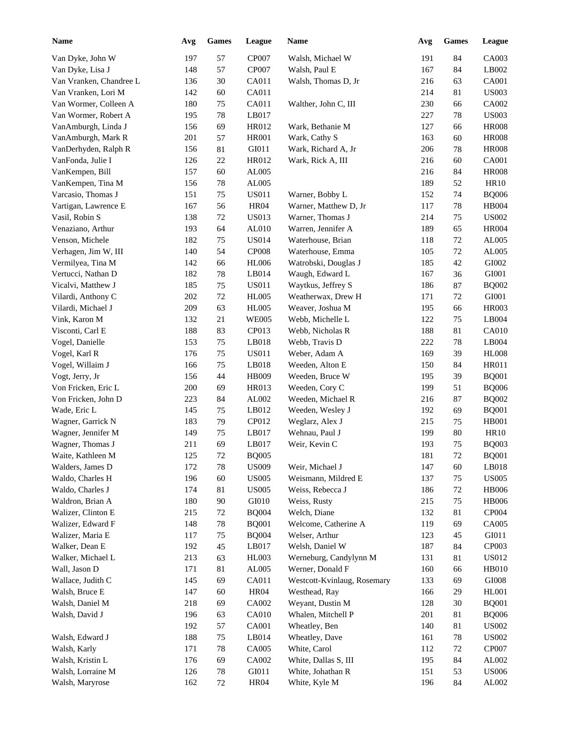| Name | Avg | Games | League |
|---|---|---|---|
| Van Dyke, John W | 197 | 57 | CP007 |
| Van Dyke, Lisa J | 148 | 57 | CP007 |
| Van Vranken, Chandree L | 136 | 30 | CA011 |
| Van Vranken, Lori M | 142 | 60 | CA011 |
| Van Wormer, Colleen A | 180 | 75 | CA011 |
| Van Wormer, Robert A | 195 | 78 | LB017 |
| VanAmburgh, Linda J | 156 | 69 | HR012 |
| VanAmburgh, Mark R | 201 | 57 | HR001 |
| VanDerhyden, Ralph R | 156 | 81 | GI011 |
| VanFonda, Julie I | 126 | 22 | HR012 |
| VanKempen, Bill | 157 | 60 | AL005 |
| VanKempen, Tina M | 156 | 78 | AL005 |
| Varcasio, Thomas J | 151 | 75 | US011 |
| Vartigan, Lawrence E | 167 | 56 | HR04 |
| Vasil, Robin S | 138 | 72 | US013 |
| Venaziano, Arthur | 193 | 64 | AL010 |
| Venson, Michele | 182 | 75 | US014 |
| Verhagen, Jim W, III | 140 | 54 | CP008 |
| Vermilyea, Tina M | 142 | 66 | HL006 |
| Vertucci, Nathan D | 182 | 78 | LB014 |
| Vicalvi, Matthew J | 185 | 75 | US011 |
| Vilardi, Anthony C | 202 | 72 | HL005 |
| Vilardi, Michael J | 209 | 63 | HL005 |
| Vink, Karon M | 132 | 21 | WE005 |
| Visconti, Carl E | 188 | 83 | CP013 |
| Vogel, Danielle | 153 | 75 | LB018 |
| Vogel, Karl R | 176 | 75 | US011 |
| Vogel, Willaim J | 166 | 75 | LB018 |
| Vogt, Jerry, Jr | 156 | 44 | HB009 |
| Von Fricken, Eric L | 200 | 69 | HR013 |
| Von Fricken, John D | 223 | 84 | AL002 |
| Wade, Eric L | 145 | 75 | LB012 |
| Wagner, Garrick N | 183 | 79 | CP012 |
| Wagner, Jennifer M | 149 | 75 | LB017 |
| Wagner, Thomas J | 211 | 69 | LB017 |
| Waite, Kathleen M | 125 | 72 | BQ005 |
| Walders, James D | 172 | 78 | US009 |
| Waldo, Charles H | 196 | 60 | US005 |
| Waldo, Charles J | 174 | 81 | US005 |
| Waldron, Brian A | 180 | 90 | GI010 |
| Walizer, Clinton E | 215 | 72 | BQ004 |
| Walizer, Edward F | 148 | 78 | BQ001 |
| Walizer, Maria E | 117 | 75 | BQ004 |
| Walker, Dean E | 192 | 45 | LB017 |
| Walker, Michael L | 213 | 63 | HL003 |
| Wall, Jason D | 171 | 81 | AL005 |
| Wallace, Judith C | 145 | 69 | CA011 |
| Walsh, Bruce E | 147 | 60 | HR04 |
| Walsh, Daniel M | 218 | 69 | CA002 |
| Walsh, David J | 196 | 63 | CA010 |
| | 192 | 57 | CA001 |
| Walsh, Edward J | 188 | 75 | LB014 |
| Walsh, Karly | 171 | 78 | CA005 |
| Walsh, Kristin L | 176 | 69 | CA002 |
| Walsh, Lorraine M | 126 | 78 | GI011 |
| Walsh, Maryrose | 162 | 72 | HR04 |
| Walsh, Michael W | 191 | 84 | CA003 |
| Walsh, Paul E | 167 | 84 | LB002 |
| Walsh, Thomas D, Jr | 216 | 63 | CA001 |
| | 214 | 81 | US003 |
| Walther, John C, III | 230 | 66 | CA002 |
| | 227 | 78 | US003 |
| Wark, Bethanie M | 127 | 66 | HR008 |
| Wark, Cathy S | 163 | 60 | HR008 |
| Wark, Richard A, Jr | 206 | 78 | HR008 |
| Wark, Rick A, III | 216 | 60 | CA001 |
| | 216 | 84 | HR008 |
| | 189 | 52 | HR10 |
| Warner, Bobby L | 152 | 74 | BQ006 |
| Warner, Matthew D, Jr | 117 | 78 | HB004 |
| Warner, Thomas J | 214 | 75 | US002 |
| Warren, Jennifer A | 189 | 65 | HR004 |
| Waterhouse, Brian | 118 | 72 | AL005 |
| Waterhouse, Emma | 105 | 72 | AL005 |
| Watrobski, Douglas J | 185 | 42 | GI002 |
| Waugh, Edward L | 167 | 36 | GI001 |
| Waytkus, Jeffrey S | 186 | 87 | BQ002 |
| Weatherwax, Drew H | 171 | 72 | GI001 |
| Weaver, Joshua M | 195 | 66 | HR003 |
| Webb, Michelle L | 122 | 75 | LB004 |
| Webb, Nicholas R | 188 | 81 | CA010 |
| Webb, Travis D | 222 | 78 | LB004 |
| Weber, Adam A | 169 | 39 | HL008 |
| Weeden, Alton E | 150 | 84 | HR011 |
| Weeden, Bruce W | 195 | 39 | BQ001 |
| Weeden, Cory C | 199 | 51 | BQ006 |
| Weeden, Michael R | 216 | 87 | BQ002 |
| Weeden, Wesley J | 192 | 69 | BQ001 |
| Weglarz, Alex J | 215 | 75 | HB001 |
| Wehnau, Paul J | 199 | 80 | HR10 |
| Weir, Kevin C | 193 | 75 | BQ003 |
| | 181 | 72 | BQ001 |
| Weir, Michael J | 147 | 60 | LB018 |
| Weismann, Mildred E | 137 | 75 | US005 |
| Weiss, Rebecca J | 186 | 72 | HB006 |
| Weiss, Rusty | 215 | 75 | HB006 |
| Welch, Diane | 132 | 81 | CP004 |
| Welcome, Catherine A | 119 | 69 | CA005 |
| Welser, Arthur | 123 | 45 | GI011 |
| Welsh, Daniel W | 187 | 84 | CP003 |
| Werneburg, Candylynn M | 131 | 81 | US012 |
| Werner, Donald F | 160 | 66 | HB010 |
| Westcott-Kvinlaug, Rosemary | 133 | 69 | GI008 |
| Westhead, Ray | 166 | 29 | HL001 |
| Weyant, Dustin M | 128 | 30 | BQ001 |
| Whalen, Mitchell P | 201 | 81 | BQ006 |
| Wheatley, Ben | 140 | 81 | US002 |
| Wheatley, Dave | 161 | 78 | US002 |
| White, Carol | 112 | 72 | CP007 |
| White, Dallas S, III | 195 | 84 | AL002 |
| White, Johathan R | 151 | 53 | US006 |
| White, Kyle M | 196 | 84 | AL002 |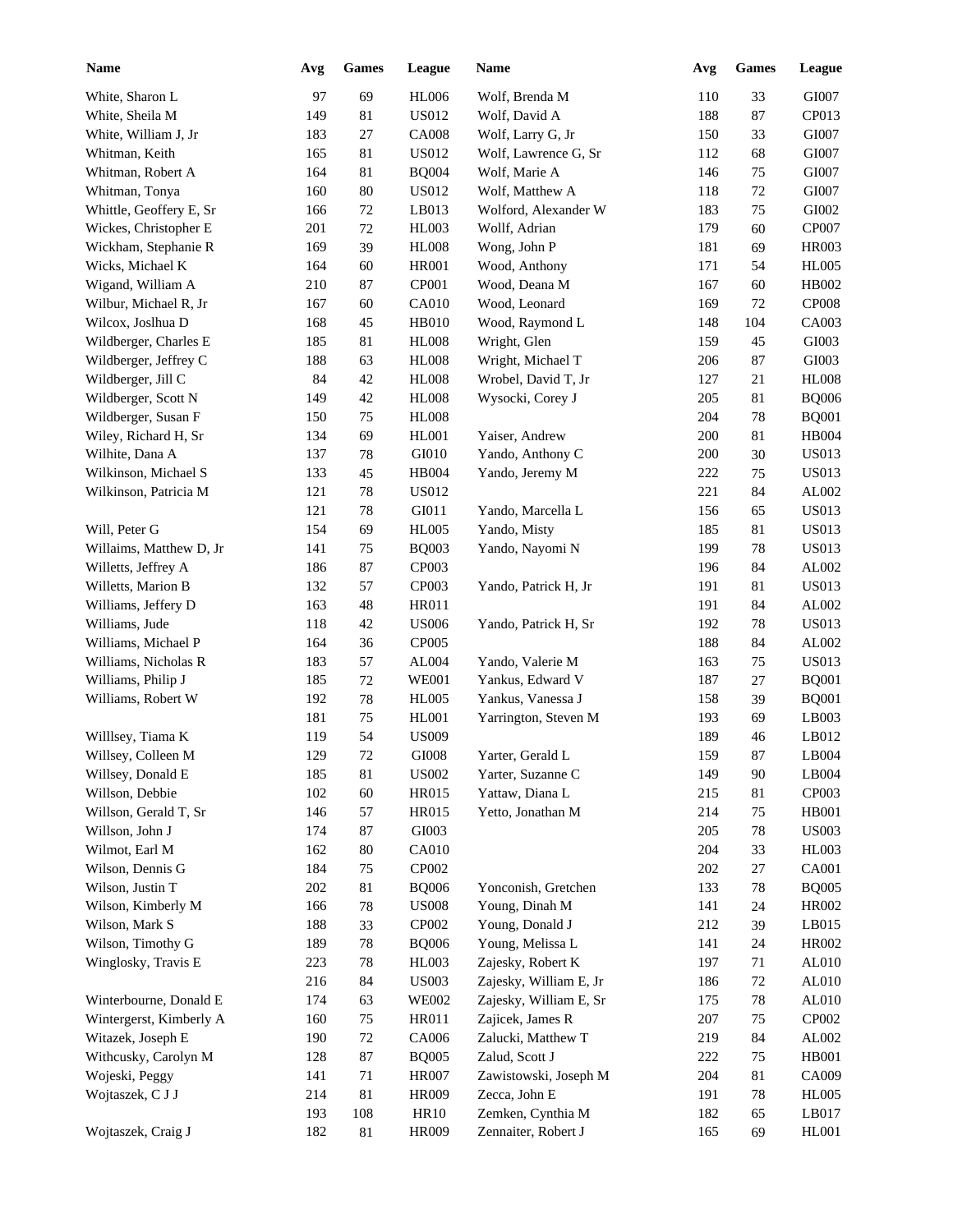| Name | Avg | Games | League |
|---|---|---|---|
| White, Sharon L | 97 | 69 | HL006 |
| White, Sheila M | 149 | 81 | US012 |
| White, William J, Jr | 183 | 27 | CA008 |
| Whitman, Keith | 165 | 81 | US012 |
| Whitman, Robert A | 164 | 81 | BQ004 |
| Whitman, Tonya | 160 | 80 | US012 |
| Whittle, Geoffery E, Sr | 166 | 72 | LB013 |
| Wickes, Christopher E | 201 | 72 | HL003 |
| Wickham, Stephanie R | 169 | 39 | HL008 |
| Wicks, Michael K | 164 | 60 | HR001 |
| Wigand, William A | 210 | 87 | CP001 |
| Wilbur, Michael R, Jr | 167 | 60 | CA010 |
| Wilcox, Joslhua D | 168 | 45 | HB010 |
| Wildberger, Charles E | 185 | 81 | HL008 |
| Wildberger, Jeffrey C | 188 | 63 | HL008 |
| Wildberger, Jill C | 84 | 42 | HL008 |
| Wildberger, Scott N | 149 | 42 | HL008 |
| Wildberger, Susan F | 150 | 75 | HL008 |
| Wiley, Richard H, Sr | 134 | 69 | HL001 |
| Wilhite, Dana A | 137 | 78 | GI010 |
| Wilkinson, Michael S | 133 | 45 | HB004 |
| Wilkinson, Patricia M | 121 | 78 | US012 |
| | 121 | 78 | GI011 |
| Will, Peter G | 154 | 69 | HL005 |
| Willaims, Matthew D, Jr | 141 | 75 | BQ003 |
| Willetts, Jeffrey A | 186 | 87 | CP003 |
| Willetts, Marion B | 132 | 57 | CP003 |
| Williams, Jeffery D | 163 | 48 | HR011 |
| Williams, Jude | 118 | 42 | US006 |
| Williams, Michael P | 164 | 36 | CP005 |
| Williams, Nicholas R | 183 | 57 | AL004 |
| Williams, Philip J | 185 | 72 | WE001 |
| Williams, Robert W | 192 | 78 | HL005 |
| | 181 | 75 | HL001 |
| Willlsey, Tiama K | 119 | 54 | US009 |
| Willsey, Colleen M | 129 | 72 | GI008 |
| Willsey, Donald E | 185 | 81 | US002 |
| Willson, Debbie | 102 | 60 | HR015 |
| Willson, Gerald T, Sr | 146 | 57 | HR015 |
| Willson, John J | 174 | 87 | GI003 |
| Wilmot, Earl M | 162 | 80 | CA010 |
| Wilson, Dennis G | 184 | 75 | CP002 |
| Wilson, Justin T | 202 | 81 | BQ006 |
| Wilson, Kimberly M | 166 | 78 | US008 |
| Wilson, Mark S | 188 | 33 | CP002 |
| Wilson, Timothy G | 189 | 78 | BQ006 |
| Winglosky, Travis E | 223 | 78 | HL003 |
| | 216 | 84 | US003 |
| Winterbourne, Donald E | 174 | 63 | WE002 |
| Wintergerst, Kimberly A | 160 | 75 | HR011 |
| Witazek, Joseph E | 190 | 72 | CA006 |
| Withcusky, Carolyn M | 128 | 87 | BQ005 |
| Wojeski, Peggy | 141 | 71 | HR007 |
| Wojtaszek, C J J | 214 | 81 | HR009 |
| | 193 | 108 | HR10 |
| Wojtaszek, Craig J | 182 | 81 | HR009 |
| Wolf, Brenda M | 110 | 33 | GI007 |
| Wolf, David A | 188 | 87 | CP013 |
| Wolf, Larry G, Jr | 150 | 33 | GI007 |
| Wolf, Lawrence G, Sr | 112 | 68 | GI007 |
| Wolf, Marie A | 146 | 75 | GI007 |
| Wolf, Matthew A | 118 | 72 | GI007 |
| Wolford, Alexander W | 183 | 75 | GI002 |
| Wollf, Adrian | 179 | 60 | CP007 |
| Wong, John P | 181 | 69 | HR003 |
| Wood, Anthony | 171 | 54 | HL005 |
| Wood, Deana M | 167 | 60 | HB002 |
| Wood, Leonard | 169 | 72 | CP008 |
| Wood, Raymond L | 148 | 104 | CA003 |
| Wright, Glen | 159 | 45 | GI003 |
| Wright, Michael T | 206 | 87 | GI003 |
| Wrobel, David T, Jr | 127 | 21 | HL008 |
| Wysocki, Corey J | 205 | 81 | BQ006 |
| | 204 | 78 | BQ001 |
| Yaiser, Andrew | 200 | 81 | HB004 |
| Yando, Anthony C | 200 | 30 | US013 |
| Yando, Jeremy M | 222 | 75 | US013 |
| | 221 | 84 | AL002 |
| Yando, Marcella L | 156 | 65 | US013 |
| Yando, Misty | 185 | 81 | US013 |
| Yando, Nayomi N | 199 | 78 | US013 |
| | 196 | 84 | AL002 |
| Yando, Patrick H, Jr | 191 | 81 | US013 |
| | 191 | 84 | AL002 |
| Yando, Patrick H, Sr | 192 | 78 | US013 |
| | 188 | 84 | AL002 |
| Yando, Valerie M | 163 | 75 | US013 |
| Yankus, Edward V | 187 | 27 | BQ001 |
| Yankus, Vanessa J | 158 | 39 | BQ001 |
| Yarrington, Steven M | 193 | 69 | LB003 |
| | 189 | 46 | LB012 |
| Yarter, Gerald L | 159 | 87 | LB004 |
| Yarter, Suzanne C | 149 | 90 | LB004 |
| Yattaw, Diana L | 215 | 81 | CP003 |
| Yetto, Jonathan M | 214 | 75 | HB001 |
| | 205 | 78 | US003 |
| | 204 | 33 | HL003 |
| | 202 | 27 | CA001 |
| Yonconish, Gretchen | 133 | 78 | BQ005 |
| Young, Dinah M | 141 | 24 | HR002 |
| Young, Donald J | 212 | 39 | LB015 |
| Young, Melissa L | 141 | 24 | HR002 |
| Zajesky, Robert K | 197 | 71 | AL010 |
| Zajesky, William E, Jr | 186 | 72 | AL010 |
| Zajesky, William E, Sr | 175 | 78 | AL010 |
| Zajicek, James R | 207 | 75 | CP002 |
| Zalucki, Matthew T | 219 | 84 | AL002 |
| Zalud, Scott J | 222 | 75 | HB001 |
| Zawistowski, Joseph M | 204 | 81 | CA009 |
| Zecca, John E | 191 | 78 | HL005 |
| Zemken, Cynthia M | 182 | 65 | LB017 |
| Zennaiter, Robert J | 165 | 69 | HL001 |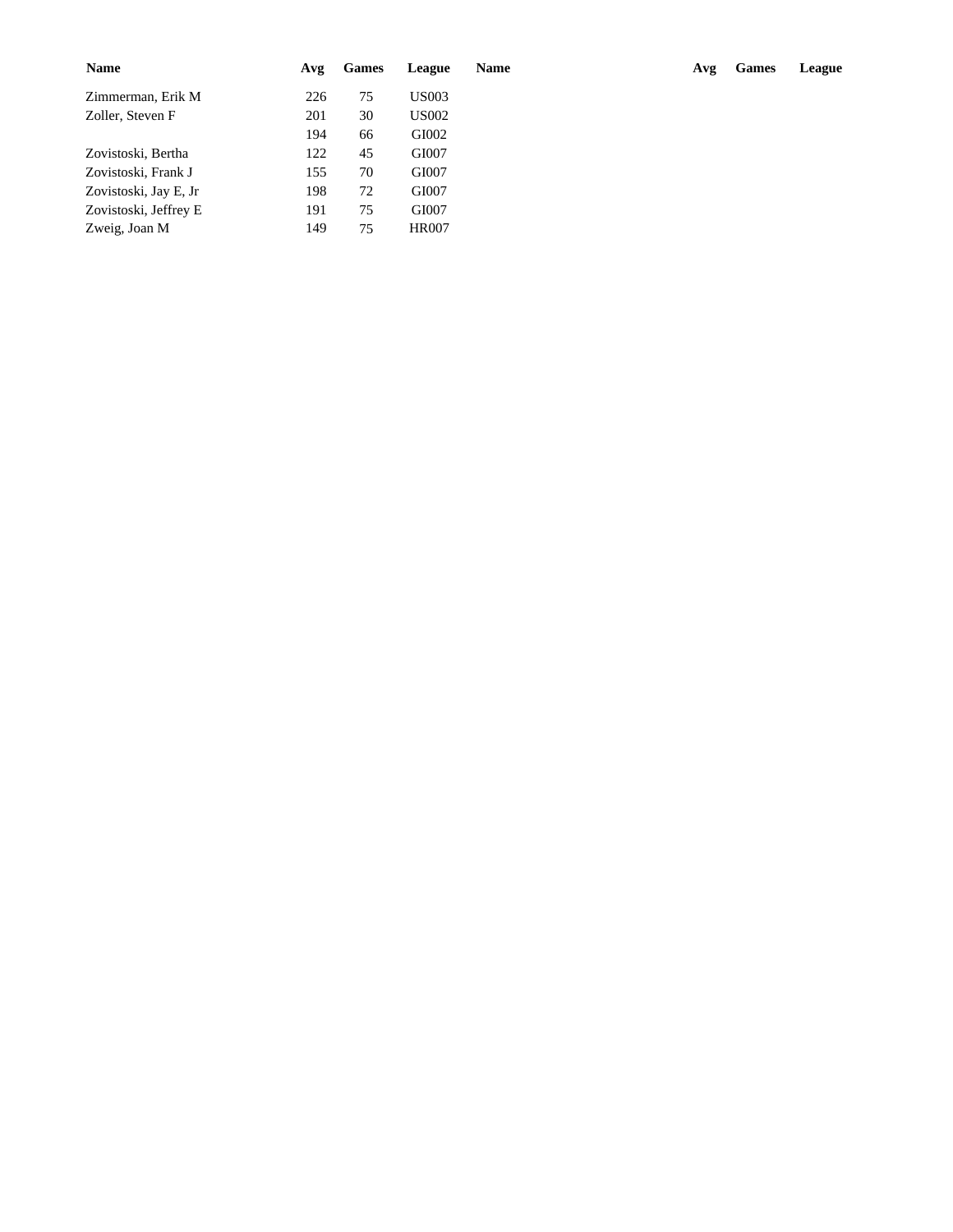| Name | Avg | Games | League | Name | Avg | Games | League |
|---|---|---|---|---|---|---|---|
| Zimmerman, Erik M | 226 | 75 | US003 | | | | |
| Zoller, Steven F | 201 | 30 | US002 | | | | |
| | 194 | 66 | GI002 | | | | |
| Zovistoski, Bertha | 122 | 45 | GI007 | | | | |
| Zovistoski, Frank J | 155 | 70 | GI007 | | | | |
| Zovistoski, Jay E, Jr | 198 | 72 | GI007 | | | | |
| Zovistoski, Jeffrey E | 191 | 75 | GI007 | | | | |
| Zweig, Joan M | 149 | 75 | HR007 | | | | |